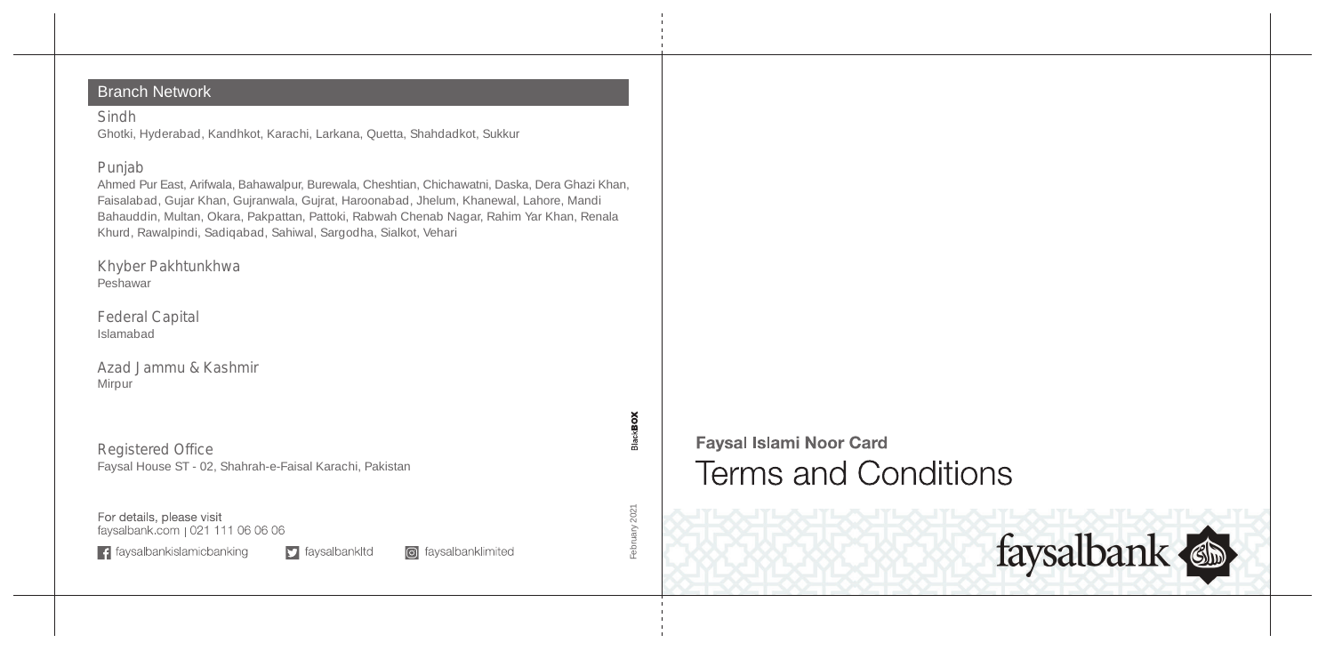## Branch Network

**Sindh**
Ghotki, Hyderabad, Kandhkot, Karachi, Larkana, Quetta, Shahdadkot, Sukkur

**Punjab**
Ahmed Pur East, Arifwala, Bahawalpur, Burewala, Cheshtian, Chichawatni, Daska, Dera Ghazi Khan, Faisalabad, Gujar Khan, Gujranwala, Gujrat, Haroonabad, Jhelum, Khanewal, Lahore, Mandi Bahauddin, Multan, Okara, Pakpattan, Pattoki, Rabwah Chenab Nagar, Rahim Yar Khan, Renala Khurd, Rawalpindi, Sadiqabad, Sahiwal, Sargodha, Sialkot, Vehari

**Khyber Pakhtunkhwa**
Peshawar

**Federal Capital**
Islamabad

**Azad Jammu & Kashmir**
Mirpur

**Registered Office**
Faysal House ST - 02, Shahrah-e-Faisal Karachi, Pakistan

For details, please visit
faysalbank.com | 021 111 06 06 06

faysalbankislamicbanking | faysalbankltd | faysalbanklimited

February 2021

BlackBOX

**Faysal Islami Noor Card**

# Terms and Conditions

faysalbank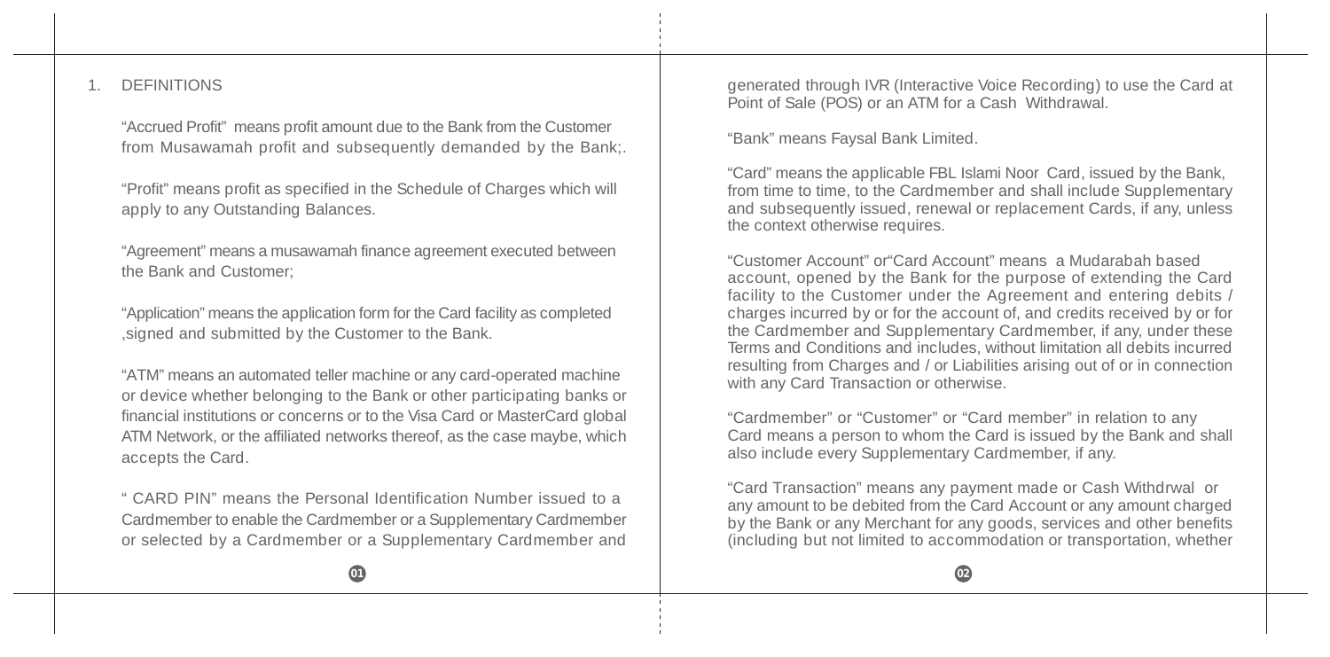1. DEFINITIONS

"Accrued Profit" means profit amount due to the Bank from the Customer from Musawamah profit and subsequently demanded by the Bank;.

"Profit" means profit as specified in the Schedule of Charges which will apply to any Outstanding Balances.

"Agreement" means a musawamah finance agreement executed between the Bank and Customer;

"Application" means the application form for the Card facility as completed ,signed and submitted by the Customer to the Bank.

"ATM" means an automated teller machine or any card-operated machine or device whether belonging to the Bank or other participating banks or financial institutions or concerns or to the Visa Card or MasterCard global ATM Network, or the affiliated networks thereof, as the case maybe, which accepts the Card.

" CARD PIN" means the Personal Identification Number issued to a Cardmember to enable the Cardmember or a Supplementary Cardmember or selected by a Cardmember or a Supplementary Cardmember and generated through IVR (Interactive Voice Recording) to use the Card at Point of Sale (POS) or an ATM for a Cash Withdrawal.

"Bank" means Faysal Bank Limited.

"Card" means the applicable FBL Islami Noor Card, issued by the Bank, from time to time, to the Cardmember and shall include Supplementary and subsequently issued, renewal or replacement Cards, if any, unless the context otherwise requires.

"Customer Account" or"Card Account" means a Mudarabah based account, opened by the Bank for the purpose of extending the Card facility to the Customer under the Agreement and entering debits / charges incurred by or for the account of, and credits received by or for the Cardmember and Supplementary Cardmember, if any, under these Terms and Conditions and includes, without limitation all debits incurred resulting from Charges and / or Liabilities arising out of or in connection with any Card Transaction or otherwise.

"Cardmember" or "Customer" or "Card member" in relation to any Card means a person to whom the Card is issued by the Bank and shall also include every Supplementary Cardmember, if any.

"Card Transaction" means any payment made or Cash Withdrwal or any amount to be debited from the Card Account or any amount charged by the Bank or any Merchant for any goods, services and other benefits (including but not limited to accommodation or transportation, whether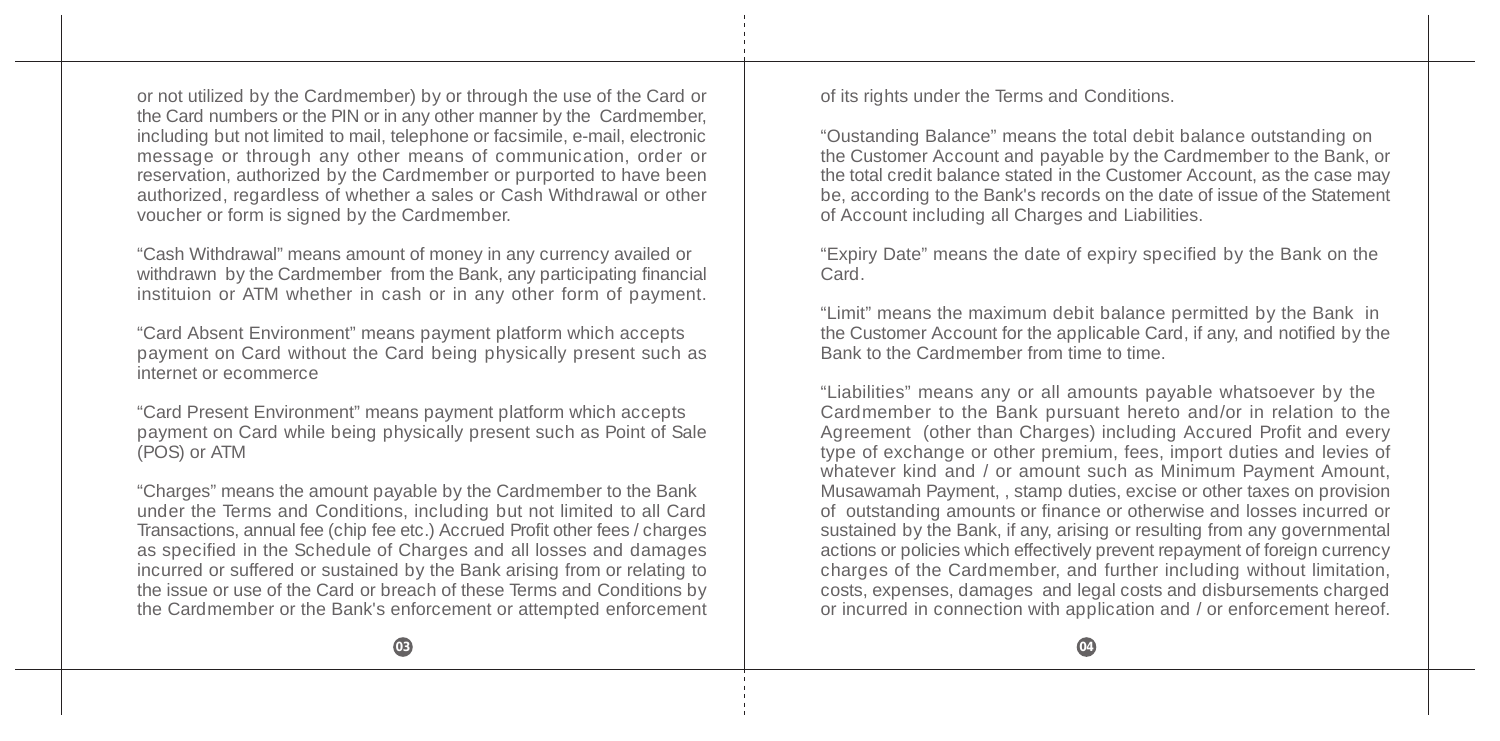or not utilized by the Cardmember) by or through the use of the Card or the Card numbers or the PIN or in any other manner by the Cardmember, including but not limited to mail, telephone or facsimile, e-mail, electronic message or through any other means of communication, order or reservation, authorized by the Cardmember or purported to have been authorized, regardless of whether a sales or Cash Withdrawal or other voucher or form is signed by the Cardmember.

"Cash Withdrawal" means amount of money in any currency availed or withdrawn by the Cardmember from the Bank, any participating financial instituion or ATM whether in cash or in any other form of payment.

"Card Absent Environment" means payment platform which accepts payment on Card without the Card being physically present such as internet or ecommerce

"Card Present Environment" means payment platform which accepts payment on Card while being physically present such as Point of Sale (POS) or ATM

"Charges" means the amount payable by the Cardmember to the Bank under the Terms and Conditions, including but not limited to all Card Transactions, annual fee (chip fee etc.) Accrued Profit other fees / charges as specified in the Schedule of Charges and all losses and damages incurred or suffered or sustained by the Bank arising from or relating to the issue or use of the Card or breach of these Terms and Conditions by the Cardmember or the Bank's enforcement or attempted enforcement of its rights under the Terms and Conditions.

"Oustanding Balance" means the total debit balance outstanding on the Customer Account and payable by the Cardmember to the Bank, or the total credit balance stated in the Customer Account, as the case may be, according to the Bank's records on the date of issue of the Statement of Account including all Charges and Liabilities.

"Expiry Date" means the date of expiry specified by the Bank on the Card.

"Limit" means the maximum debit balance permitted by the Bank in the Customer Account for the applicable Card, if any, and notified by the Bank to the Cardmember from time to time.

"Liabilities" means any or all amounts payable whatsoever by the Cardmember to the Bank pursuant hereto and/or in relation to the Agreement (other than Charges) including Accured Profit and every type of exchange or other premium, fees, import duties and levies of whatever kind and / or amount such as Minimum Payment Amount, Musawamah Payment, , stamp duties, excise or other taxes on provision of outstanding amounts or finance or otherwise and losses incurred or sustained by the Bank, if any, arising or resulting from any governmental actions or policies which effectively prevent repayment of foreign currency charges of the Cardmember, and further including without limitation, costs, expenses, damages and legal costs and disbursements charged or incurred in connection with application and / or enforcement hereof.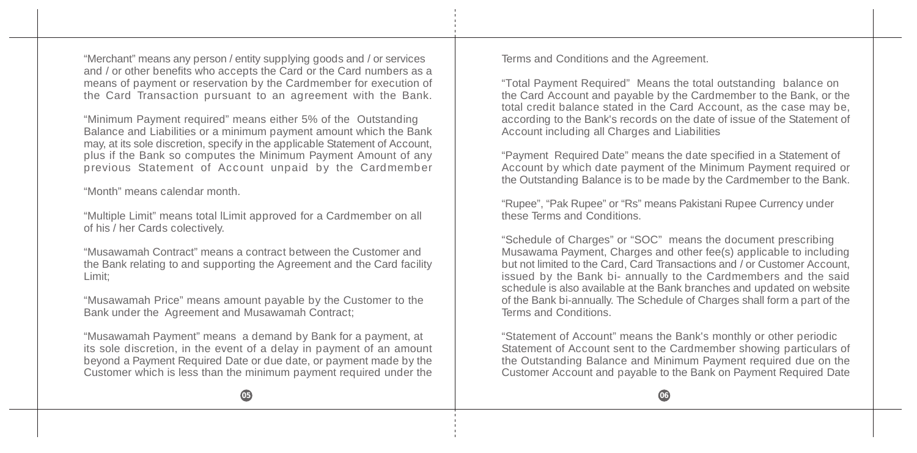"Merchant" means any person / entity supplying goods and / or services and / or other benefits who accepts the Card or the Card numbers as a means of payment or reservation by the Cardmember for execution of the Card Transaction pursuant to an agreement with the Bank.

"Minimum Payment required" means either 5% of the Outstanding Balance and Liabilities or a minimum payment amount which the Bank may, at its sole discretion, specify in the applicable Statement of Account, plus if the Bank so computes the Minimum Payment Amount of any previous Statement of Account unpaid by the Cardmember

"Month" means calendar month.

"Multiple Limit" means total lLimit approved for a Cardmember on all of his / her Cards colectively.

"Musawamah Contract" means a contract between the Customer and the Bank relating to and supporting the Agreement and the Card facility Limit;

"Musawamah Price" means amount payable by the Customer to the Bank under the Agreement and Musawamah Contract;

"Musawamah Payment" means a demand by Bank for a payment, at its sole discretion, in the event of a delay in payment of an amount beyond a Payment Required Date or due date, or payment made by the Customer which is less than the minimum payment required under the Terms and Conditions and the Agreement.

"Total Payment Required" Means the total outstanding balance on the Card Account and payable by the Cardmember to the Bank, or the total credit balance stated in the Card Account, as the case may be, according to the Bank's records on the date of issue of the Statement of Account including all Charges and Liabilities

"Payment Required Date" means the date specified in a Statement of Account by which date payment of the Minimum Payment required or the Outstanding Balance is to be made by the Cardmember to the Bank.

"Rupee", "Pak Rupee" or "Rs" means Pakistani Rupee Currency under these Terms and Conditions.

"Schedule of Charges" or "SOC" means the document prescribing Musawama Payment, Charges and other fee(s) applicable to including but not limited to the Card, Card Transactions and / or Customer Account, issued by the Bank bi- annually to the Cardmembers and the said schedule is also available at the Bank branches and updated on website of the Bank bi-annually. The Schedule of Charges shall form a part of the Terms and Conditions.

"Statement of Account" means the Bank's monthly or other periodic Statement of Account sent to the Cardmember showing particulars of the Outstanding Balance and Minimum Payment required due on the Customer Account and payable to the Bank on Payment Required Date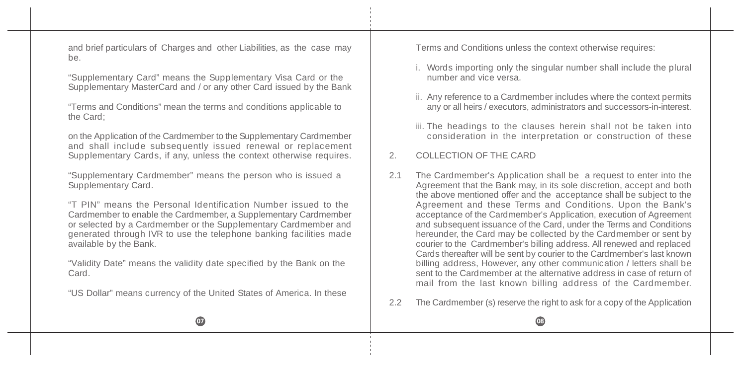and brief particulars of Charges and other Liabilities, as the case may be.

"Supplementary Card" means the Supplementary Visa Card or the Supplementary MasterCard and / or any other Card issued by the Bank

"Terms and Conditions" mean the terms and conditions applicable to the Card;

on the Application of the Cardmember to the Supplementary Cardmember and shall include subsequently issued renewal or replacement Supplementary Cards, if any, unless the context otherwise requires.

"Supplementary Cardmember" means the person who is issued a Supplementary Card.

"T PIN" means the Personal Identification Number issued to the Cardmember to enable the Cardmember, a Supplementary Cardmember or selected by a Cardmember or the Supplementary Cardmember and generated through IVR to use the telephone banking facilities made available by the Bank.

"Validity Date" means the validity date specified by the Bank on the Card.

"US Dollar" means currency of the United States of America. In these Terms and Conditions unless the context otherwise requires:

i. Words importing only the singular number shall include the plural number and vice versa.

ii. Any reference to a Cardmember includes where the context permits any or all heirs / executors, administrators and successors-in-interest.

iii. The headings to the clauses herein shall not be taken into consideration in the interpretation or construction of these

## 2. COLLECTION OF THE CARD

2.1 The Cardmember's Application shall be a request to enter into the Agreement that the Bank may, in its sole discretion, accept and both the above mentioned offer and the acceptance shall be subject to the Agreement and these Terms and Conditions. Upon the Bank's acceptance of the Cardmember's Application, execution of Agreement and subsequent issuance of the Card, under the Terms and Conditions hereunder, the Card may be collected by the Cardmember or sent by courier to the Cardmember's billing address. All renewed and replaced Cards thereafter will be sent by courier to the Cardmember's last known billing address, However, any other communication / letters shall be sent to the Cardmember at the alternative address in case of return of mail from the last known billing address of the Cardmember.

2.2 The Cardmember (s) reserve the right to ask for a copy of the Application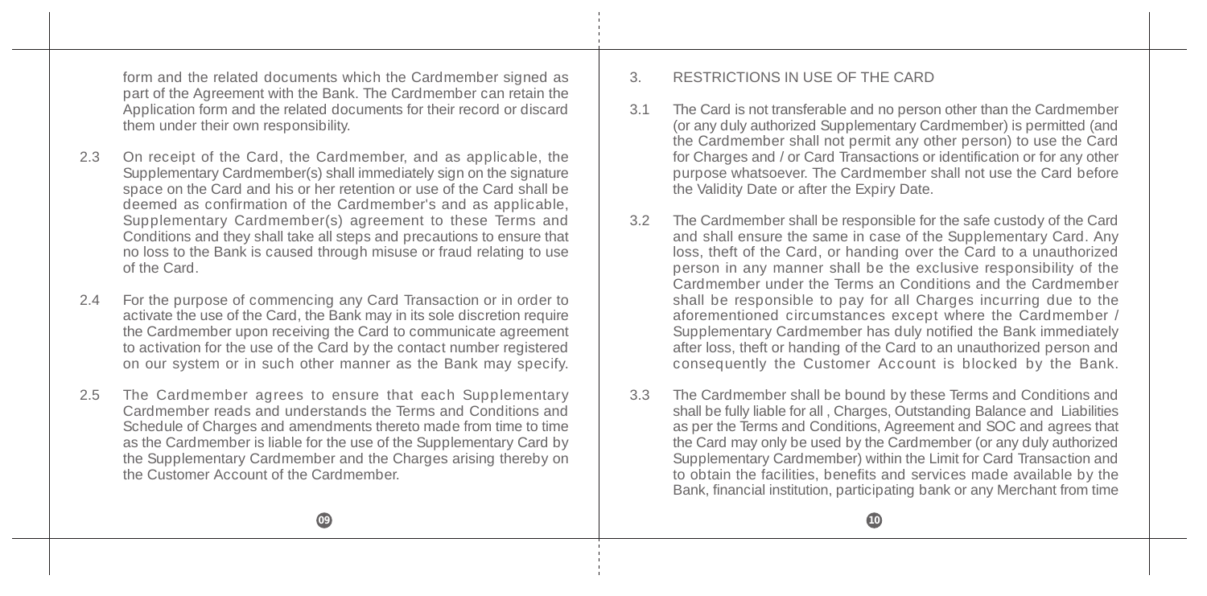form and the related documents which the Cardmember signed as part of the Agreement with the Bank. The Cardmember can retain the Application form and the related documents for their record or discard them under their own responsibility.

2.3 On receipt of the Card, the Cardmember, and as applicable, the Supplementary Cardmember(s) shall immediately sign on the signature space on the Card and his or her retention or use of the Card shall be deemed as confirmation of the Cardmember's and as applicable, Supplementary Cardmember(s) agreement to these Terms and Conditions and they shall take all steps and precautions to ensure that no loss to the Bank is caused through misuse or fraud relating to use of the Card.

2.4 For the purpose of commencing any Card Transaction or in order to activate the use of the Card, the Bank may in its sole discretion require the Cardmember upon receiving the Card to communicate agreement to activation for the use of the Card by the contact number registered on our system or in such other manner as the Bank may specify.

2.5 The Cardmember agrees to ensure that each Supplementary Cardmember reads and understands the Terms and Conditions and Schedule of Charges and amendments thereto made from time to time as the Cardmember is liable for the use of the Supplementary Card by the Supplementary Cardmember and the Charges arising thereby on the Customer Account of the Cardmember.

## 3. RESTRICTIONS IN USE OF THE CARD

3.1 The Card is not transferable and no person other than the Cardmember (or any duly authorized Supplementary Cardmember) is permitted (and the Cardmember shall not permit any other person) to use the Card for Charges and / or Card Transactions or identification or for any other purpose whatsoever. The Cardmember shall not use the Card before the Validity Date or after the Expiry Date.

3.2 The Cardmember shall be responsible for the safe custody of the Card and shall ensure the same in case of the Supplementary Card. Any loss, theft of the Card, or handing over the Card to a unauthorized person in any manner shall be the exclusive responsibility of the Cardmember under the Terms an Conditions and the Cardmember shall be responsible to pay for all Charges incurring due to the aforementioned circumstances except where the Cardmember / Supplementary Cardmember has duly notified the Bank immediately after loss, theft or handing of the Card to an unauthorized person and consequently the Customer Account is blocked by the Bank.

3.3 The Cardmember shall be bound by these Terms and Conditions and shall be fully liable for all , Charges, Outstanding Balance and Liabilities as per the Terms and Conditions, Agreement and SOC and agrees that the Card may only be used by the Cardmember (or any duly authorized Supplementary Cardmember) within the Limit for Card Transaction and to obtain the facilities, benefits and services made available by the Bank, financial institution, participating bank or any Merchant from time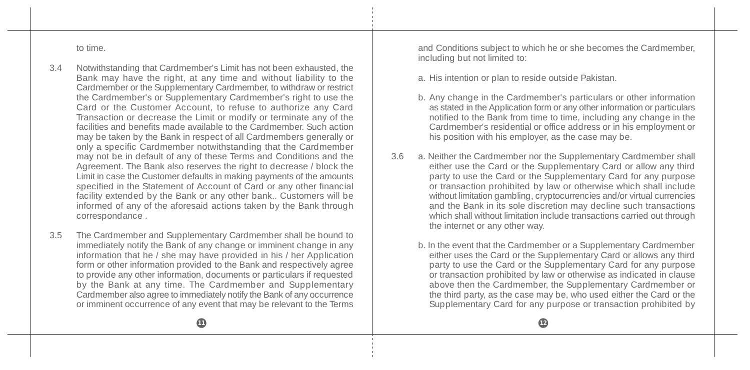to time.

3.4 Notwithstanding that Cardmember's Limit has not been exhausted, the Bank may have the right, at any time and without liability to the Cardmember or the Supplementary Cardmember, to withdraw or restrict the Cardmember's or Supplementary Cardmember's right to use the Card or the Customer Account, to refuse to authorize any Card Transaction or decrease the Limit or modify or terminate any of the facilities and benefits made available to the Cardmember. Such action may be taken by the Bank in respect of all Cardmembers generally or only a specific Cardmember notwithstanding that the Cardmember may not be in default of any of these Terms and Conditions and the Agreement. The Bank also reserves the right to decrease / block the Limit in case the Customer defaults in making payments of the amounts specified in the Statement of Account of Card or any other financial facility extended by the Bank or any other bank.. Customers will be informed of any of the aforesaid actions taken by the Bank through correspondance .

3.5 The Cardmember and Supplementary Cardmember shall be bound to immediately notify the Bank of any change or imminent change in any information that he / she may have provided in his / her Application form or other information provided to the Bank and respectively agree to provide any other information, documents or particulars if requested by the Bank at any time. The Cardmember and Supplementary Cardmember also agree to immediately notify the Bank of any occurrence or imminent occurrence of any event that may be relevant to the Terms and Conditions subject to which he or she becomes the Cardmember, including but not limited to:

a. His intention or plan to reside outside Pakistan.

b. Any change in the Cardmember's particulars or other information as stated in the Application form or any other information or particulars notified to the Bank from time to time, including any change in the Cardmember's residential or office address or in his employment or his position with his employer, as the case may be.

3.6 a. Neither the Cardmember nor the Supplementary Cardmember shall either use the Card or the Supplementary Card or allow any third party to use the Card or the Supplementary Card for any purpose or transaction prohibited by law or otherwise which shall include without limitation gambling, cryptocurrencies and/or virtual currencies and the Bank in its sole discretion may decline such transactions which shall without limitation include transactions carried out through the internet or any other way.

b. In the event that the Cardmember or a Supplementary Cardmember either uses the Card or the Supplementary Card or allows any third party to use the Card or the Supplementary Card for any purpose or transaction prohibited by law or otherwise as indicated in clause above then the Cardmember, the Supplementary Cardmember or the third party, as the case may be, who used either the Card or the Supplementary Card for any purpose or transaction prohibited by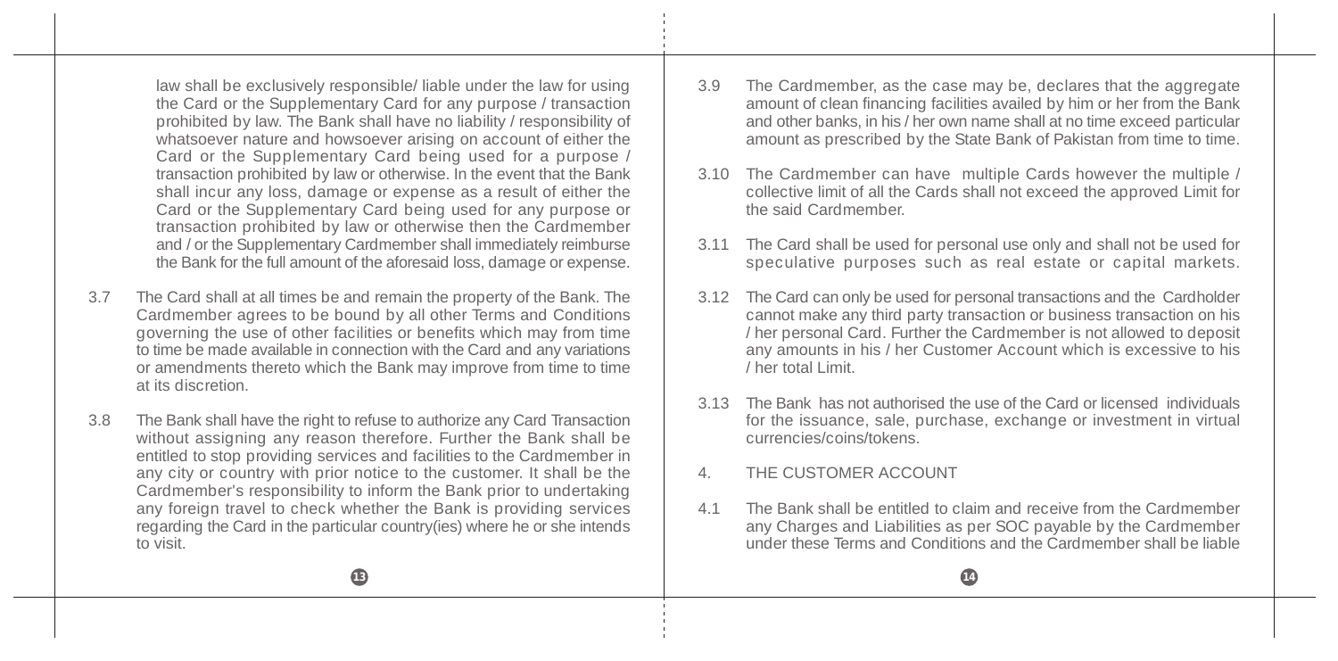law shall be exclusively responsible/ liable under the law for using the Card or the Supplementary Card for any purpose / transaction prohibited by law. The Bank shall have no liability / responsibility of whatsoever nature and howsoever arising on account of either the Card or the Supplementary Card being used for a purpose / transaction prohibited by law or otherwise. In the event that the Bank shall incur any loss, damage or expense as a result of either the Card or the Supplementary Card being used for any purpose or transaction prohibited by law or otherwise then the Cardmember and / or the Supplementary Cardmember shall immediately reimburse the Bank for the full amount of the aforesaid loss, damage or expense.

3.7 The Card shall at all times be and remain the property of the Bank. The Cardmember agrees to be bound by all other Terms and Conditions governing the use of other facilities or benefits which may from time to time be made available in connection with the Card and any variations or amendments thereto which the Bank may improve from time to time at its discretion.

3.8 The Bank shall have the right to refuse to authorize any Card Transaction without assigning any reason therefore. Further the Bank shall be entitled to stop providing services and facilities to the Cardmember in any city or country with prior notice to the customer. It shall be the Cardmember's responsibility to inform the Bank prior to undertaking any foreign travel to check whether the Bank is providing services regarding the Card in the particular country(ies) where he or she intends to visit.

3.9 The Cardmember, as the case may be, declares that the aggregate amount of clean financing facilities availed by him or her from the Bank and other banks, in his / her own name shall at no time exceed particular amount as prescribed by the State Bank of Pakistan from time to time.

3.10 The Cardmember can have multiple Cards however the multiple / collective limit of all the Cards shall not exceed the approved Limit for the said Cardmember.

3.11 The Card shall be used for personal use only and shall not be used for speculative purposes such as real estate or capital markets.

3.12 The Card can only be used for personal transactions and the Cardholder cannot make any third party transaction or business transaction on his / her personal Card. Further the Cardmember is not allowed to deposit any amounts in his / her Customer Account which is excessive to his / her total Limit.

3.13 The Bank has not authorised the use of the Card or licensed individuals for the issuance, sale, purchase, exchange or investment in virtual currencies/coins/tokens.

## 4. THE CUSTOMER ACCOUNT

4.1 The Bank shall be entitled to claim and receive from the Cardmember any Charges and Liabilities as per SOC payable by the Cardmember under these Terms and Conditions and the Cardmember shall be liable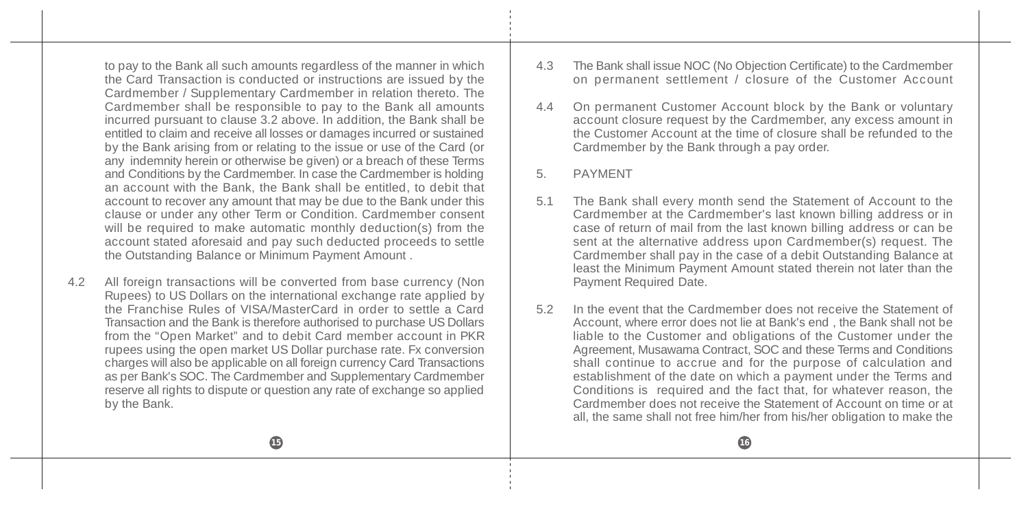to pay to the Bank all such amounts regardless of the manner in which the Card Transaction is conducted or instructions are issued by the Cardmember / Supplementary Cardmember in relation thereto. The Cardmember shall be responsible to pay to the Bank all amounts incurred pursuant to clause 3.2 above. In addition, the Bank shall be entitled to claim and receive all losses or damages incurred or sustained by the Bank arising from or relating to the issue or use of the Card (or any indemnity herein or otherwise be given) or a breach of these Terms and Conditions by the Cardmember. In case the Cardmember is holding an account with the Bank, the Bank shall be entitled, to debit that account to recover any amount that may be due to the Bank under this clause or under any other Term or Condition. Cardmember consent will be required to make automatic monthly deduction(s) from the account stated aforesaid and pay such deducted proceeds to settle the Outstanding Balance or Minimum Payment Amount .

4.2 All foreign transactions will be converted from base currency (Non Rupees) to US Dollars on the international exchange rate applied by the Franchise Rules of VISA/MasterCard in order to settle a Card Transaction and the Bank is therefore authorised to purchase US Dollars from the "Open Market" and to debit Card member account in PKR rupees using the open market US Dollar purchase rate. Fx conversion charges will also be applicable on all foreign currency Card Transactions as per Bank's SOC. The Cardmember and Supplementary Cardmember reserve all rights to dispute or question any rate of exchange so applied by the Bank.

4.3 The Bank shall issue NOC (No Objection Certificate) to the Cardmember on permanent settlement / closure of the Customer Account

4.4 On permanent Customer Account block by the Bank or voluntary account closure request by the Cardmember, any excess amount in the Customer Account at the time of closure shall be refunded to the Cardmember by the Bank through a pay order.

## 5. PAYMENT

5.1 The Bank shall every month send the Statement of Account to the Cardmember at the Cardmember's last known billing address or in case of return of mail from the last known billing address or can be sent at the alternative address upon Cardmember(s) request. The Cardmember shall pay in the case of a debit Outstanding Balance at least the Minimum Payment Amount stated therein not later than the Payment Required Date.

5.2 In the event that the Cardmember does not receive the Statement of Account, where error does not lie at Bank's end , the Bank shall not be liable to the Customer and obligations of the Customer under the Agreement, Musawama Contract, SOC and these Terms and Conditions shall continue to accrue and for the purpose of calculation and establishment of the date on which a payment under the Terms and Conditions is required and the fact that, for whatever reason, the Cardmember does not receive the Statement of Account on time or at all, the same shall not free him/her from his/her obligation to make the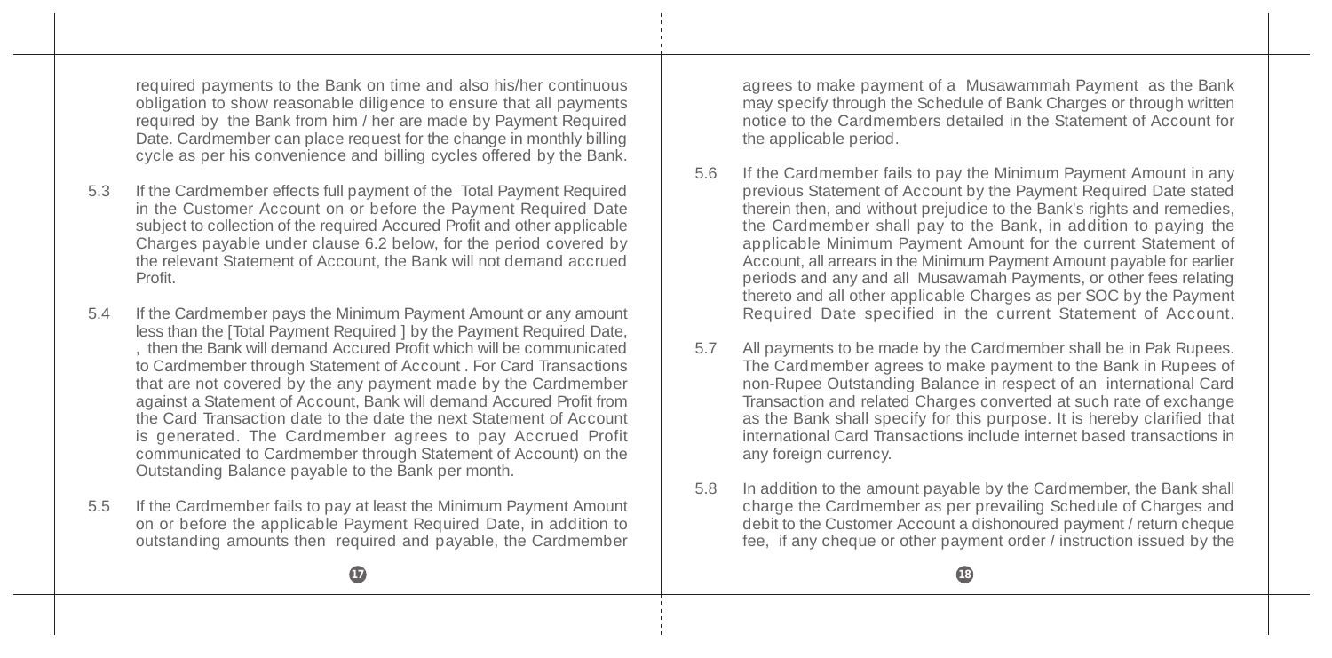required payments to the Bank on time and also his/her continuous obligation to show reasonable diligence to ensure that all payments required by the Bank from him / her are made by Payment Required Date. Cardmember can place request for the change in monthly billing cycle as per his convenience and billing cycles offered by the Bank.

5.3 If the Cardmember effects full payment of the Total Payment Required in the Customer Account on or before the Payment Required Date subject to collection of the required Accured Profit and other applicable Charges payable under clause 6.2 below, for the period covered by the relevant Statement of Account, the Bank will not demand accrued Profit.

5.4 If the Cardmember pays the Minimum Payment Amount or any amount less than the [Total Payment Required ] by the Payment Required Date, , then the Bank will demand Accured Profit which will be communicated to Cardmember through Statement of Account . For Card Transactions that are not covered by the any payment made by the Cardmember against a Statement of Account, Bank will demand Accured Profit from the Card Transaction date to the date the next Statement of Account is generated. The Cardmember agrees to pay Accrued Profit communicated to Cardmember through Statement of Account) on the Outstanding Balance payable to the Bank per month.

5.5 If the Cardmember fails to pay at least the Minimum Payment Amount on or before the applicable Payment Required Date, in addition to outstanding amounts then required and payable, the Cardmember agrees to make payment of a Musawammah Payment as the Bank may specify through the Schedule of Bank Charges or through written notice to the Cardmembers detailed in the Statement of Account for the applicable period.

5.6 If the Cardmember fails to pay the Minimum Payment Amount in any previous Statement of Account by the Payment Required Date stated therein then, and without prejudice to the Bank's rights and remedies, the Cardmember shall pay to the Bank, in addition to paying the applicable Minimum Payment Amount for the current Statement of Account, all arrears in the Minimum Payment Amount payable for earlier periods and any and all Musawamah Payments, or other fees relating thereto and all other applicable Charges as per SOC by the Payment Required Date specified in the current Statement of Account.

5.7 All payments to be made by the Cardmember shall be in Pak Rupees. The Cardmember agrees to make payment to the Bank in Rupees of non-Rupee Outstanding Balance in respect of an international Card Transaction and related Charges converted at such rate of exchange as the Bank shall specify for this purpose. It is hereby clarified that international Card Transactions include internet based transactions in any foreign currency.

5.8 In addition to the amount payable by the Cardmember, the Bank shall charge the Cardmember as per prevailing Schedule of Charges and debit to the Customer Account a dishonoured payment / return cheque fee, if any cheque or other payment order / instruction issued by the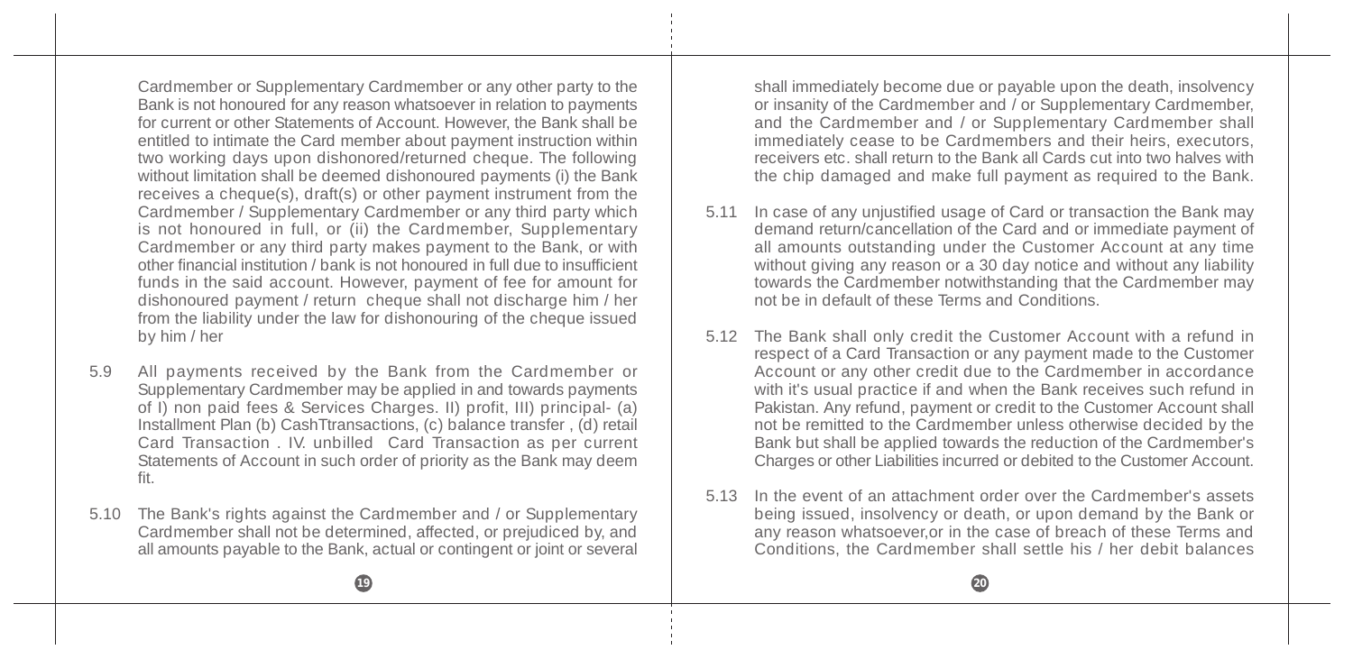Cardmember or Supplementary Cardmember or any other party to the Bank is not honoured for any reason whatsoever in relation to payments for current or other Statements of Account. However, the Bank shall be entitled to intimate the Card member about payment instruction within two working days upon dishonored/returned cheque. The following without limitation shall be deemed dishonoured payments (i) the Bank receives a cheque(s), draft(s) or other payment instrument from the Cardmember / Supplementary Cardmember or any third party which is not honoured in full, or (ii) the Cardmember, Supplementary Cardmember or any third party makes payment to the Bank, or with other financial institution / bank is not honoured in full due to insufficient funds in the said account. However, payment of fee for amount for dishonoured payment / return cheque shall not discharge him / her from the liability under the law for dishonouring of the cheque issued by him / her

5.9 All payments received by the Bank from the Cardmember or Supplementary Cardmember may be applied in and towards payments of I) non paid fees & Services Charges. II) profit, III) principal- (a) Installment Plan (b) CashTtransactions, (c) balance transfer , (d) retail Card Transaction . IV. unbilled Card Transaction as per current Statements of Account in such order of priority as the Bank may deem fit.

5.10 The Bank's rights against the Cardmember and / or Supplementary Cardmember shall not be determined, affected, or prejudiced by, and all amounts payable to the Bank, actual or contingent or joint or several shall immediately become due or payable upon the death, insolvency or insanity of the Cardmember and / or Supplementary Cardmember, and the Cardmember and / or Supplementary Cardmember shall immediately cease to be Cardmembers and their heirs, executors, receivers etc. shall return to the Bank all Cards cut into two halves with the chip damaged and make full payment as required to the Bank.

5.11 In case of any unjustified usage of Card or transaction the Bank may demand return/cancellation of the Card and or immediate payment of all amounts outstanding under the Customer Account at any time without giving any reason or a 30 day notice and without any liability towards the Cardmember notwithstanding that the Cardmember may not be in default of these Terms and Conditions.

5.12 The Bank shall only credit the Customer Account with a refund in respect of a Card Transaction or any payment made to the Customer Account or any other credit due to the Cardmember in accordance with it's usual practice if and when the Bank receives such refund in Pakistan. Any refund, payment or credit to the Customer Account shall not be remitted to the Cardmember unless otherwise decided by the Bank but shall be applied towards the reduction of the Cardmember's Charges or other Liabilities incurred or debited to the Customer Account.

5.13 In the event of an attachment order over the Cardmember's assets being issued, insolvency or death, or upon demand by the Bank or any reason whatsoever,or in the case of breach of these Terms and Conditions, the Cardmember shall settle his / her debit balances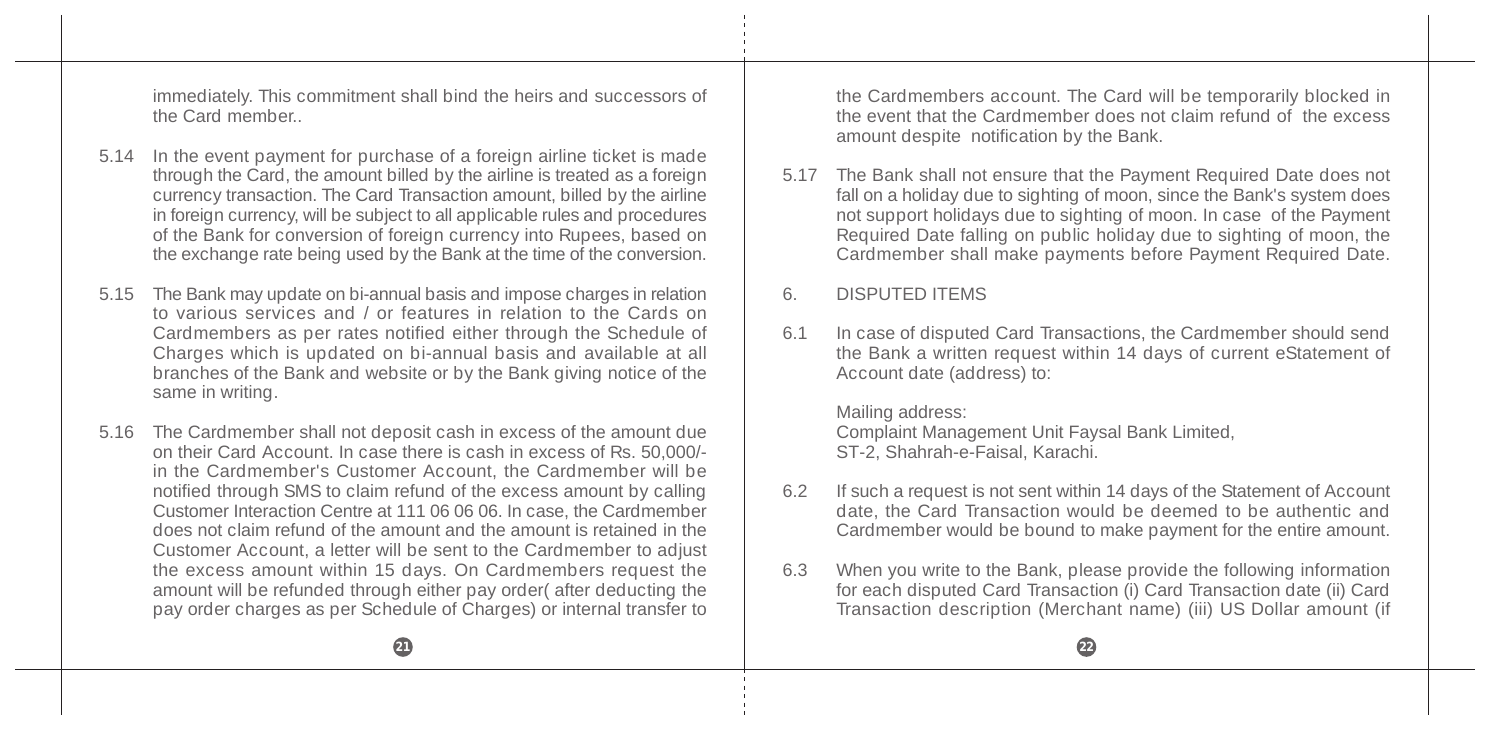immediately. This commitment shall bind the heirs and successors of the Card member..

5.14 In the event payment for purchase of a foreign airline ticket is made through the Card, the amount billed by the airline is treated as a foreign currency transaction. The Card Transaction amount, billed by the airline in foreign currency, will be subject to all applicable rules and procedures of the Bank for conversion of foreign currency into Rupees, based on the exchange rate being used by the Bank at the time of the conversion.

5.15 The Bank may update on bi-annual basis and impose charges in relation to various services and / or features in relation to the Cards on Cardmembers as per rates notified either through the Schedule of Charges which is updated on bi-annual basis and available at all branches of the Bank and website or by the Bank giving notice of the same in writing.

5.16 The Cardmember shall not deposit cash in excess of the amount due on their Card Account. In case there is cash in excess of Rs. 50,000/- in the Cardmember's Customer Account, the Cardmember will be notified through SMS to claim refund of the excess amount by calling Customer Interaction Centre at 111 06 06 06. In case, the Cardmember does not claim refund of the amount and the amount is retained in the Customer Account, a letter will be sent to the Cardmember to adjust the excess amount within 15 days. On Cardmembers request the amount will be refunded through either pay order( after deducting the pay order charges as per Schedule of Charges) or internal transfer to the Cardmembers account. The Card will be temporarily blocked in the event that the Cardmember does not claim refund of the excess amount despite notification by the Bank.

5.17 The Bank shall not ensure that the Payment Required Date does not fall on a holiday due to sighting of moon, since the Bank's system does not support holidays due to sighting of moon. In case of the Payment Required Date falling on public holiday due to sighting of moon, the Cardmember shall make payments before Payment Required Date.

## 6. DISPUTED ITEMS

6.1 In case of disputed Card Transactions, the Cardmember should send the Bank a written request within 14 days of current eStatement of Account date (address) to:

Mailing address:
Complaint Management Unit Faysal Bank Limited,
ST-2, Shahrah-e-Faisal, Karachi.

6.2 If such a request is not sent within 14 days of the Statement of Account date, the Card Transaction would be deemed to be authentic and Cardmember would be bound to make payment for the entire amount.

6.3 When you write to the Bank, please provide the following information for each disputed Card Transaction (i) Card Transaction date (ii) Card Transaction description (Merchant name) (iii) US Dollar amount (if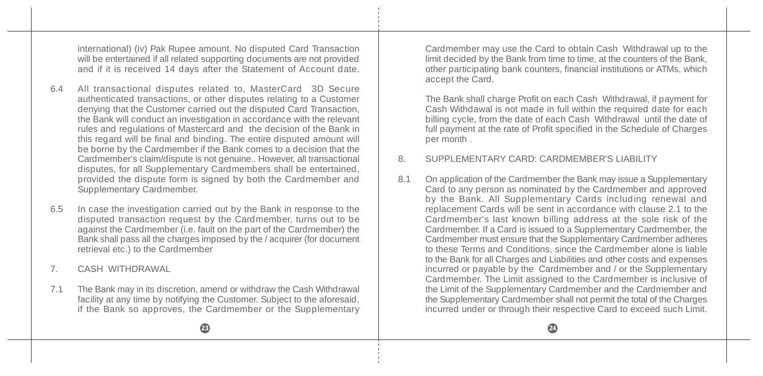international) (iv) Pak Rupee amount. No disputed Card Transaction will be entertained if all related supporting documents are not provided and if it is received 14 days after the Statement of Account date.

6.4 All transactional disputes related to, MasterCard 3D Secure authenticated transactions, or other disputes relating to a Customer denying that the Customer carried out the disputed Card Transaction, the Bank will conduct an investigation in accordance with the relevant rules and regulations of Mastercard and the decision of the Bank in this regard will be final and binding. The entire disputed amount will be borne by the Cardmember if the Bank comes to a decision that the Cardmember's claim/dispute is not genuine.. However, all transactional disputes, for all Supplementary Cardmembers shall be entertained, provided the dispute form is signed by both the Cardmember and Supplementary Cardmember.

6.5 In case the investigation carried out by the Bank in response to the disputed transaction request by the Cardmember, turns out to be against the Cardmember (i.e. fault on the part of the Cardmember) the Bank shall pass all the charges imposed by the / acquirer (for document retrieval etc.) to the Cardmember

7. CASH WITHDRAWAL

7.1 The Bank may in its discretion, amend or withdraw the Cash Withdrawal facility at any time by notifying the Customer. Subject to the aforesaid, if the Bank so approves, the Cardmember or the Supplementary Cardmember may use the Card to obtain Cash Withdrawal up to the limit decided by the Bank from time to time, at the counters of the Bank, other participating bank counters, financial institutions or ATMs, which accept the Card.

The Bank shall charge Profit on each Cash Withdrawal, if payment for Cash Withdawal is not made in full within the required date for each billing cycle, from the date of each Cash Withdrawal until the date of full payment at the rate of Profit specified in the Schedule of Charges per month .

8. SUPPLEMENTARY CARD: CARDMEMBER'S LIABILITY

8.1 On application of the Cardmember the Bank may issue a Supplementary Card to any person as nominated by the Cardmember and approved by the Bank. All Supplementary Cards including renewal and replacement Cards will be sent in accordance with clause 2.1 to the Cardmember's last known billing address at the sole risk of the Cardmember. If a Card is issued to a Supplementary Cardmember, the Cardmember must ensure that the Supplementary Cardmember adheres to these Terms and Conditions, since the Cardmember alone is liable to the Bank for all Charges and Liabilities and other costs and expenses incurred or payable by the Cardmember and / or the Supplementary Cardmember. The Limit assigned to the Cardmember is inclusive of the Limit of the Supplementary Cardmember and the Cardmember and the Supplementary Cardmember shall not permit the total of the Charges incurred under or through their respective Card to exceed such Limit.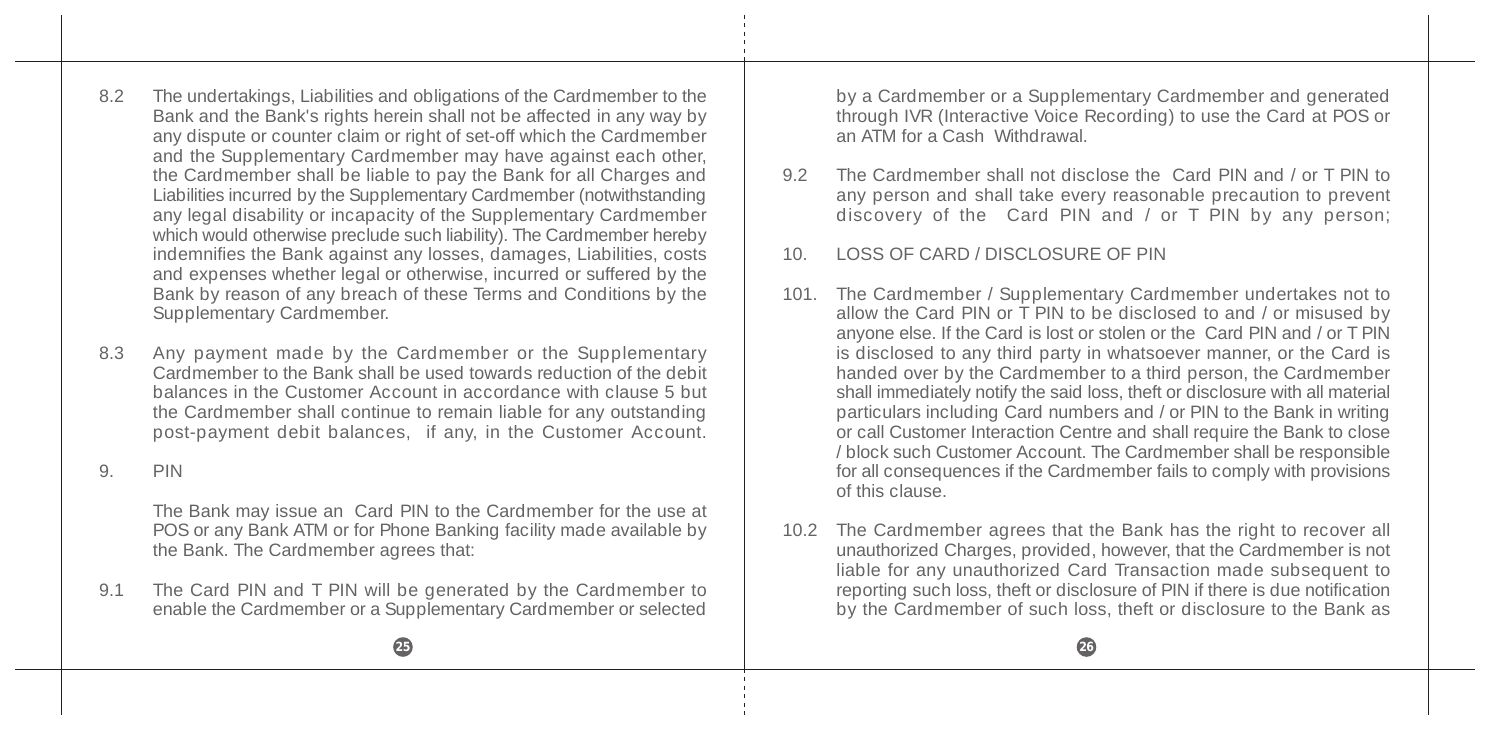8.2 The undertakings, Liabilities and obligations of the Cardmember to the Bank and the Bank's rights herein shall not be affected in any way by any dispute or counter claim or right of set-off which the Cardmember and the Supplementary Cardmember may have against each other, the Cardmember shall be liable to pay the Bank for all Charges and Liabilities incurred by the Supplementary Cardmember (notwithstanding any legal disability or incapacity of the Supplementary Cardmember which would otherwise preclude such liability). The Cardmember hereby indemnifies the Bank against any losses, damages, Liabilities, costs and expenses whether legal or otherwise, incurred or suffered by the Bank by reason of any breach of these Terms and Conditions by the Supplementary Cardmember.

8.3 Any payment made by the Cardmember or the Supplementary Cardmember to the Bank shall be used towards reduction of the debit balances in the Customer Account in accordance with clause 5 but the Cardmember shall continue to remain liable for any outstanding post-payment debit balances, if any, in the Customer Account.

9. PIN

The Bank may issue an Card PIN to the Cardmember for the use at POS or any Bank ATM or for Phone Banking facility made available by the Bank. The Cardmember agrees that:

9.1 The Card PIN and T PIN will be generated by the Cardmember to enable the Cardmember or a Supplementary Cardmember or selected by a Cardmember or a Supplementary Cardmember and generated through IVR (Interactive Voice Recording) to use the Card at POS or an ATM for a Cash Withdrawal.

9.2 The Cardmember shall not disclose the Card PIN and / or T PIN to any person and shall take every reasonable precaution to prevent discovery of the Card PIN and / or T PIN by any person;

10. LOSS OF CARD / DISCLOSURE OF PIN

101. The Cardmember / Supplementary Cardmember undertakes not to allow the Card PIN or T PIN to be disclosed to and / or misused by anyone else. If the Card is lost or stolen or the Card PIN and / or T PIN is disclosed to any third party in whatsoever manner, or the Card is handed over by the Cardmember to a third person, the Cardmember shall immediately notify the said loss, theft or disclosure with all material particulars including Card numbers and / or PIN to the Bank in writing or call Customer Interaction Centre and shall require the Bank to close / block such Customer Account. The Cardmember shall be responsible for all consequences if the Cardmember fails to comply with provisions of this clause.

10.2 The Cardmember agrees that the Bank has the right to recover all unauthorized Charges, provided, however, that the Cardmember is not liable for any unauthorized Card Transaction made subsequent to reporting such loss, theft or disclosure of PIN if there is due notification by the Cardmember of such loss, theft or disclosure to the Bank as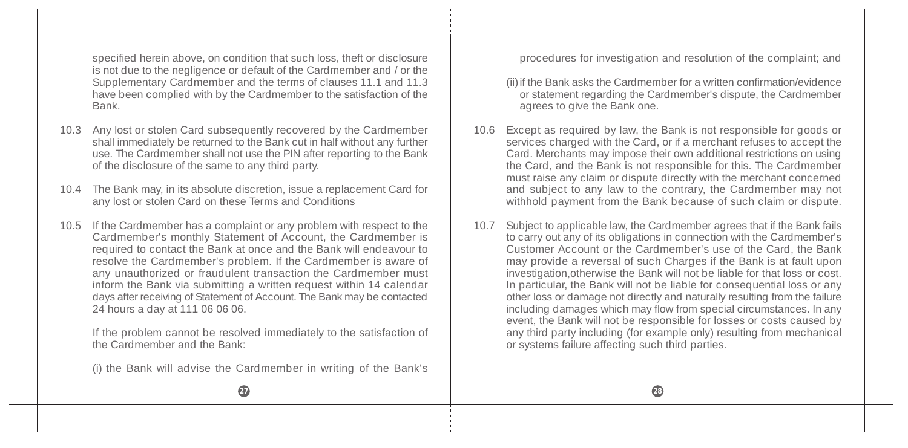specified herein above, on condition that such loss, theft or disclosure is not due to the negligence or default of the Cardmember and / or the Supplementary Cardmember and the terms of clauses 11.1 and 11.3 have been complied with by the Cardmember to the satisfaction of the Bank.

10.3 Any lost or stolen Card subsequently recovered by the Cardmember shall immediately be returned to the Bank cut in half without any further use. The Cardmember shall not use the PIN after reporting to the Bank of the disclosure of the same to any third party.

10.4 The Bank may, in its absolute discretion, issue a replacement Card for any lost or stolen Card on these Terms and Conditions

10.5 If the Cardmember has a complaint or any problem with respect to the Cardmember's monthly Statement of Account, the Cardmember is required to contact the Bank at once and the Bank will endeavour to resolve the Cardmember's problem. If the Cardmember is aware of any unauthorized or fraudulent transaction the Cardmember must inform the Bank via submitting a written request within 14 calendar days after receiving of Statement of Account. The Bank may be contacted 24 hours a day at 111 06 06 06.

If the problem cannot be resolved immediately to the satisfaction of the Cardmember and the Bank:

(i) the Bank will advise the Cardmember in writing of the Bank's procedures for investigation and resolution of the complaint; and

(ii) if the Bank asks the Cardmember for a written confirmation/evidence or statement regarding the Cardmember's dispute, the Cardmember agrees to give the Bank one.

10.6 Except as required by law, the Bank is not responsible for goods or services charged with the Card, or if a merchant refuses to accept the Card. Merchants may impose their own additional restrictions on using the Card, and the Bank is not responsible for this. The Cardmember must raise any claim or dispute directly with the merchant concerned and subject to any law to the contrary, the Cardmember may not withhold payment from the Bank because of such claim or dispute.

10.7 Subject to applicable law, the Cardmember agrees that if the Bank fails to carry out any of its obligations in connection with the Cardmember's Customer Account or the Cardmember's use of the Card, the Bank may provide a reversal of such Charges if the Bank is at fault upon investigation,otherwise the Bank will not be liable for that loss or cost. In particular, the Bank will not be liable for consequential loss or any other loss or damage not directly and naturally resulting from the failure including damages which may flow from special circumstances. In any event, the Bank will not be responsible for losses or costs caused by any third party including (for example only) resulting from mechanical or systems failure affecting such third parties.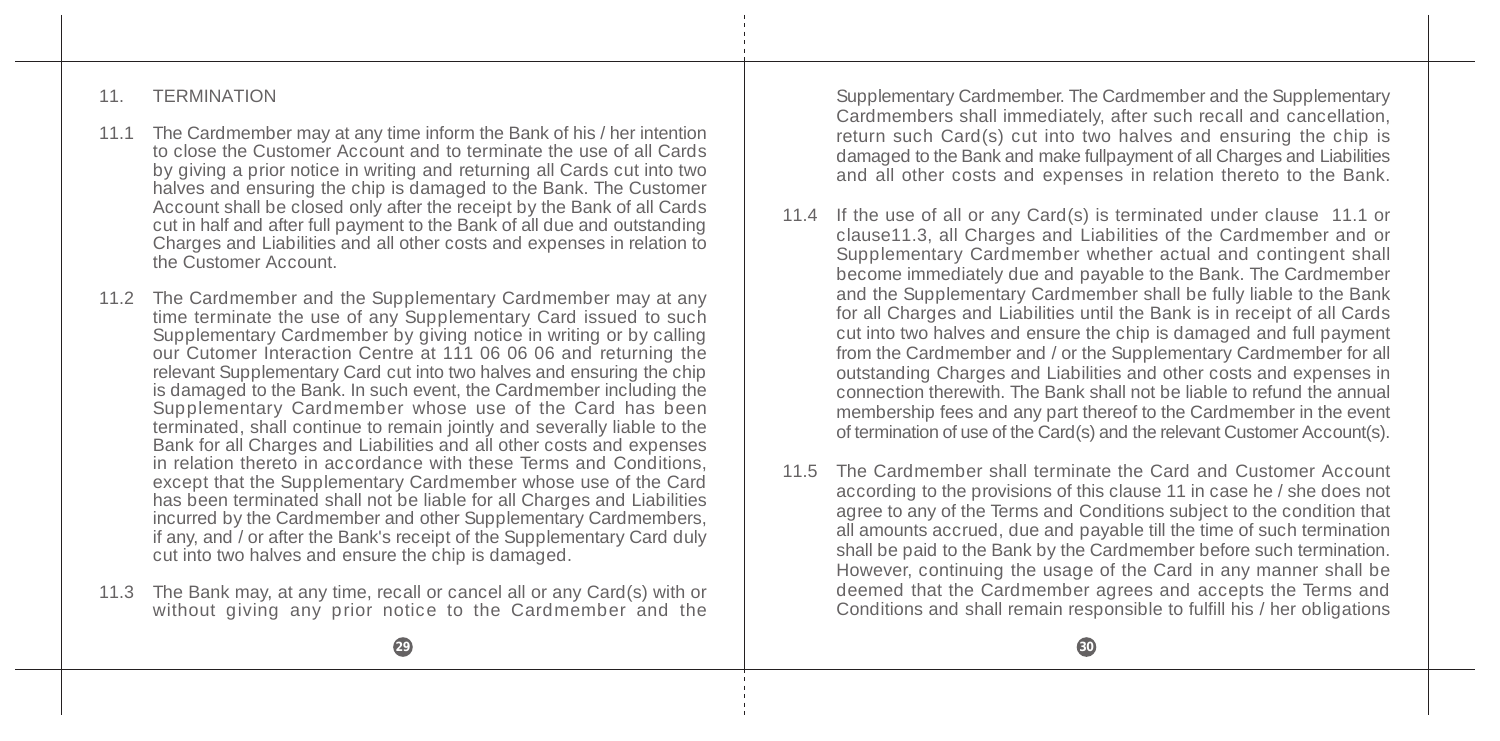## 11. TERMINATION

11.1 The Cardmember may at any time inform the Bank of his / her intention to close the Customer Account and to terminate the use of all Cards by giving a prior notice in writing and returning all Cards cut into two halves and ensuring the chip is damaged to the Bank. The Customer Account shall be closed only after the receipt by the Bank of all Cards cut in half and after full payment to the Bank of all due and outstanding Charges and Liabilities and all other costs and expenses in relation to the Customer Account.

11.2 The Cardmember and the Supplementary Cardmember may at any time terminate the use of any Supplementary Card issued to such Supplementary Cardmember by giving notice in writing or by calling our Cutomer Interaction Centre at 111 06 06 06 and returning the relevant Supplementary Card cut into two halves and ensuring the chip is damaged to the Bank. In such event, the Cardmember including the Supplementary Cardmember whose use of the Card has been terminated, shall continue to remain jointly and severally liable to the Bank for all Charges and Liabilities and all other costs and expenses in relation thereto in accordance with these Terms and Conditions, except that the Supplementary Cardmember whose use of the Card has been terminated shall not be liable for all Charges and Liabilities incurred by the Cardmember and other Supplementary Cardmembers, if any, and / or after the Bank's receipt of the Supplementary Card duly cut into two halves and ensure the chip is damaged.

11.3 The Bank may, at any time, recall or cancel all or any Card(s) with or without giving any prior notice to the Cardmember and the Supplementary Cardmember. The Cardmember and the Supplementary Cardmembers shall immediately, after such recall and cancellation, return such Card(s) cut into two halves and ensuring the chip is damaged to the Bank and make fullpayment of all Charges and Liabilities and all other costs and expenses in relation thereto to the Bank.

11.4 If the use of all or any Card(s) is terminated under clause 11.1 or clause11.3, all Charges and Liabilities of the Cardmember and or Supplementary Cardmember whether actual and contingent shall become immediately due and payable to the Bank. The Cardmember and the Supplementary Cardmember shall be fully liable to the Bank for all Charges and Liabilities until the Bank is in receipt of all Cards cut into two halves and ensure the chip is damaged and full payment from the Cardmember and / or the Supplementary Cardmember for all outstanding Charges and Liabilities and other costs and expenses in connection therewith. The Bank shall not be liable to refund the annual membership fees and any part thereof to the Cardmember in the event of termination of use of the Card(s) and the relevant Customer Account(s).

11.5 The Cardmember shall terminate the Card and Customer Account according to the provisions of this clause 11 in case he / she does not agree to any of the Terms and Conditions subject to the condition that all amounts accrued, due and payable till the time of such termination shall be paid to the Bank by the Cardmember before such termination. However, continuing the usage of the Card in any manner shall be deemed that the Cardmember agrees and accepts the Terms and Conditions and shall remain responsible to fulfill his / her obligations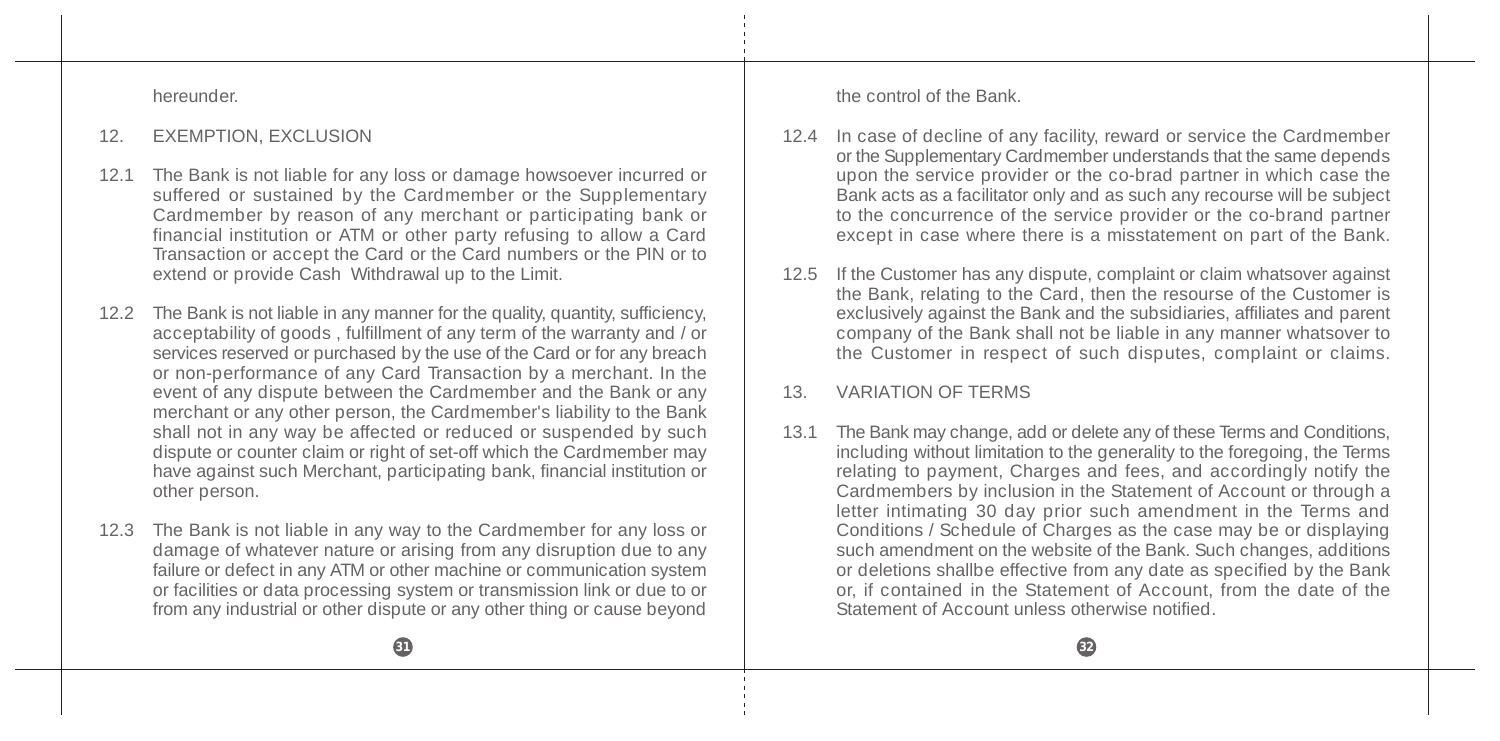hereunder.

## 12. EXEMPTION, EXCLUSION

12.1 The Bank is not liable for any loss or damage howsoever incurred or suffered or sustained by the Cardmember or the Supplementary Cardmember by reason of any merchant or participating bank or financial institution or ATM or other party refusing to allow a Card Transaction or accept the Card or the Card numbers or the PIN or to extend or provide Cash Withdrawal up to the Limit.

12.2 The Bank is not liable in any manner for the quality, quantity, sufficiency, acceptability of goods , fulfillment of any term of the warranty and / or services reserved or purchased by the use of the Card or for any breach or non-performance of any Card Transaction by a merchant. In the event of any dispute between the Cardmember and the Bank or any merchant or any other person, the Cardmember's liability to the Bank shall not in any way be affected or reduced or suspended by such dispute or counter claim or right of set-off which the Cardmember may have against such Merchant, participating bank, financial institution or other person.

12.3 The Bank is not liable in any way to the Cardmember for any loss or damage of whatever nature or arising from any disruption due to any failure or defect in any ATM or other machine or communication system or facilities or data processing system or transmission link or due to or from any industrial or other dispute or any other thing or cause beyond the control of the Bank.

12.4 In case of decline of any facility, reward or service the Cardmember or the Supplementary Cardmember understands that the same depends upon the service provider or the co-brad partner in which case the Bank acts as a facilitator only and as such any recourse will be subject to the concurrence of the service provider or the co-brand partner except in case where there is a misstatement on part of the Bank.

12.5 If the Customer has any dispute, complaint or claim whatsover against the Bank, relating to the Card, then the resourse of the Customer is exclusively against the Bank and the subsidiaries, affiliates and parent company of the Bank shall not be liable in any manner whatsover to the Customer in respect of such disputes, complaint or claims.

## 13. VARIATION OF TERMS

13.1 The Bank may change, add or delete any of these Terms and Conditions, including without limitation to the generality to the foregoing, the Terms relating to payment, Charges and fees, and accordingly notify the Cardmembers by inclusion in the Statement of Account or through a letter intimating 30 day prior such amendment in the Terms and Conditions / Schedule of Charges as the case may be or displaying such amendment on the website of the Bank. Such changes, additions or deletions shallbe effective from any date as specified by the Bank or, if contained in the Statement of Account, from the date of the Statement of Account unless otherwise notified.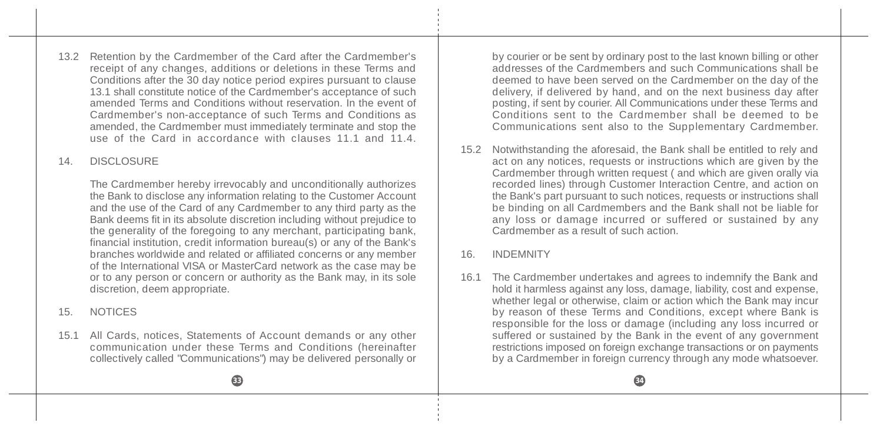13.2 Retention by the Cardmember of the Card after the Cardmember's receipt of any changes, additions or deletions in these Terms and Conditions after the 30 day notice period expires pursuant to clause 13.1 shall constitute notice of the Cardmember's acceptance of such amended Terms and Conditions without reservation. In the event of Cardmember's non-acceptance of such Terms and Conditions as amended, the Cardmember must immediately terminate and stop the use of the Card in accordance with clauses 11.1 and 11.4.

## 14. DISCLOSURE

The Cardmember hereby irrevocably and unconditionally authorizes the Bank to disclose any information relating to the Customer Account and the use of the Card of any Cardmember to any third party as the Bank deems fit in its absolute discretion including without prejudice to the generality of the foregoing to any merchant, participating bank, financial institution, credit information bureau(s) or any of the Bank's branches worldwide and related or affiliated concerns or any member of the International VISA or MasterCard network as the case may be or to any person or concern or authority as the Bank may, in its sole discretion, deem appropriate.

## 15. NOTICES

15.1 All Cards, notices, Statements of Account demands or any other communication under these Terms and Conditions (hereinafter collectively called "Communications") may be delivered personally or by courier or be sent by ordinary post to the last known billing or other addresses of the Cardmembers and such Communications shall be deemed to have been served on the Cardmember on the day of the delivery, if delivered by hand, and on the next business day after posting, if sent by courier. All Communications under these Terms and Conditions sent to the Cardmember shall be deemed to be Communications sent also to the Supplementary Cardmember.

15.2 Notwithstanding the aforesaid, the Bank shall be entitled to rely and act on any notices, requests or instructions which are given by the Cardmember through written request ( and which are given orally via recorded lines) through Customer Interaction Centre, and action on the Bank's part pursuant to such notices, requests or instructions shall be binding on all Cardmembers and the Bank shall not be liable for any loss or damage incurred or suffered or sustained by any Cardmember as a result of such action.

## 16. INDEMNITY

16.1 The Cardmember undertakes and agrees to indemnify the Bank and hold it harmless against any loss, damage, liability, cost and expense, whether legal or otherwise, claim or action which the Bank may incur by reason of these Terms and Conditions, except where Bank is responsible for the loss or damage (including any loss incurred or suffered or sustained by the Bank in the event of any government restrictions imposed on foreign exchange transactions or on payments by a Cardmember in foreign currency through any mode whatsoever.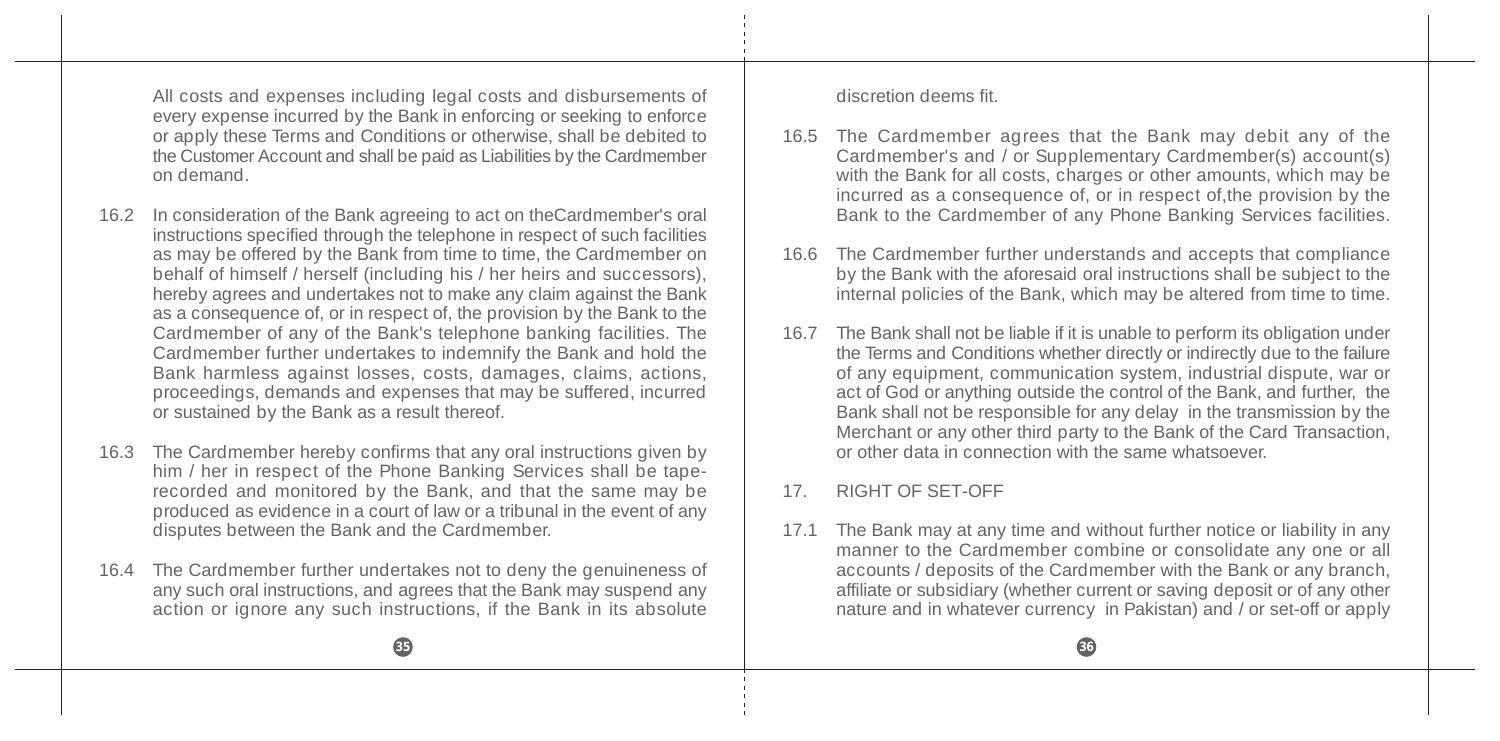All costs and expenses including legal costs and disbursements of every expense incurred by the Bank in enforcing or seeking to enforce or apply these Terms and Conditions or otherwise, shall be debited to the Customer Account and shall be paid as Liabilities by the Cardmember on demand.

16.2 In consideration of the Bank agreeing to act on theCardmember's oral instructions specified through the telephone in respect of such facilities as may be offered by the Bank from time to time, the Cardmember on behalf of himself / herself (including his / her heirs and successors), hereby agrees and undertakes not to make any claim against the Bank as a consequence of, or in respect of, the provision by the Bank to the Cardmember of any of the Bank's telephone banking facilities. The Cardmember further undertakes to indemnify the Bank and hold the Bank harmless against losses, costs, damages, claims, actions, proceedings, demands and expenses that may be suffered, incurred or sustained by the Bank as a result thereof.

16.3 The Cardmember hereby confirms that any oral instructions given by him / her in respect of the Phone Banking Services shall be tape-recorded and monitored by the Bank, and that the same may be produced as evidence in a court of law or a tribunal in the event of any disputes between the Bank and the Cardmember.

16.4 The Cardmember further undertakes not to deny the genuineness of any such oral instructions, and agrees that the Bank may suspend any action or ignore any such instructions, if the Bank in its absolute discretion deems fit.

16.5 The Cardmember agrees that the Bank may debit any of the Cardmember's and / or Supplementary Cardmember(s) account(s) with the Bank for all costs, charges or other amounts, which may be incurred as a consequence of, or in respect of,the provision by the Bank to the Cardmember of any Phone Banking Services facilities.

16.6 The Cardmember further understands and accepts that compliance by the Bank with the aforesaid oral instructions shall be subject to the internal policies of the Bank, which may be altered from time to time.

16.7 The Bank shall not be liable if it is unable to perform its obligation under the Terms and Conditions whether directly or indirectly due to the failure of any equipment, communication system, industrial dispute, war or act of God or anything outside the control of the Bank, and further, the Bank shall not be responsible for any delay in the transmission by the Merchant or any other third party to the Bank of the Card Transaction, or other data in connection with the same whatsoever.

## 17. RIGHT OF SET-OFF

17.1 The Bank may at any time and without further notice or liability in any manner to the Cardmember combine or consolidate any one or all accounts / deposits of the Cardmember with the Bank or any branch, affiliate or subsidiary (whether current or saving deposit or of any other nature and in whatever currency in Pakistan) and / or set-off or apply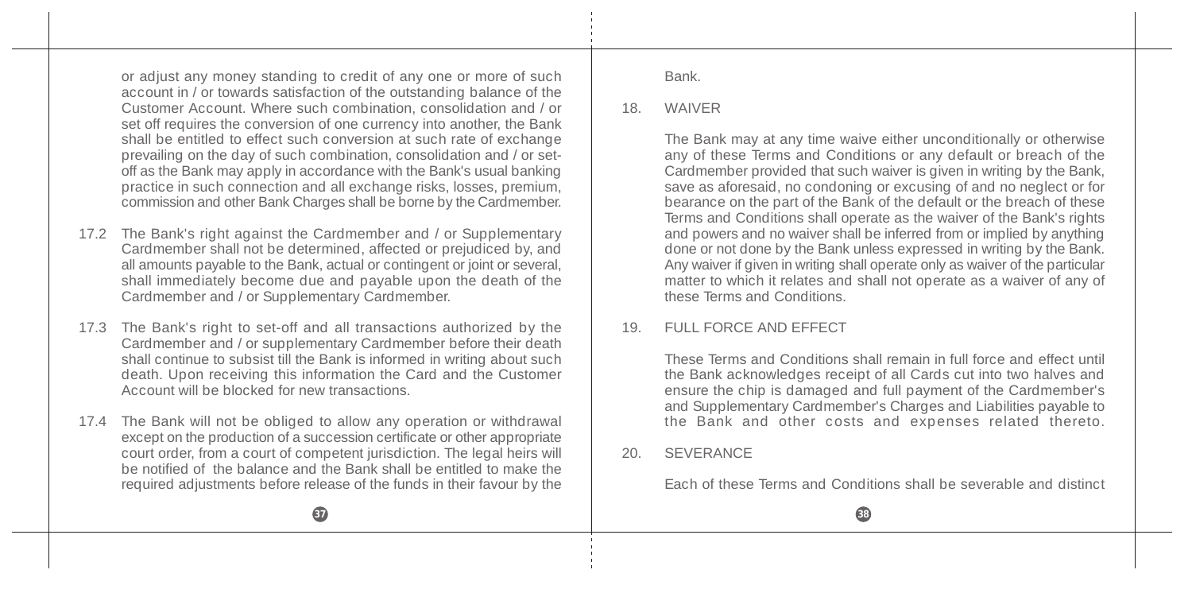or adjust any money standing to credit of any one or more of such account in / or towards satisfaction of the outstanding balance of the Customer Account. Where such combination, consolidation and / or set off requires the conversion of one currency into another, the Bank shall be entitled to effect such conversion at such rate of exchange prevailing on the day of such combination, consolidation and / or set-off as the Bank may apply in accordance with the Bank's usual banking practice in such connection and all exchange risks, losses, premium, commission and other Bank Charges shall be borne by the Cardmember.

17.2 The Bank's right against the Cardmember and / or Supplementary Cardmember shall not be determined, affected or prejudiced by, and all amounts payable to the Bank, actual or contingent or joint or several, shall immediately become due and payable upon the death of the Cardmember and / or Supplementary Cardmember.

17.3 The Bank's right to set-off and all transactions authorized by the Cardmember and / or supplementary Cardmember before their death shall continue to subsist till the Bank is informed in writing about such death. Upon receiving this information the Card and the Customer Account will be blocked for new transactions.

17.4 The Bank will not be obliged to allow any operation or withdrawal except on the production of a succession certificate or other appropriate court order, from a court of competent jurisdiction. The legal heirs will be notified of the balance and the Bank shall be entitled to make the required adjustments before release of the funds in their favour by the Bank.

## 18. WAIVER

The Bank may at any time waive either unconditionally or otherwise any of these Terms and Conditions or any default or breach of the Cardmember provided that such waiver is given in writing by the Bank, save as aforesaid, no condoning or excusing of and no neglect or for bearance on the part of the Bank of the default or the breach of these Terms and Conditions shall operate as the waiver of the Bank's rights and powers and no waiver shall be inferred from or implied by anything done or not done by the Bank unless expressed in writing by the Bank. Any waiver if given in writing shall operate only as waiver of the particular matter to which it relates and shall not operate as a waiver of any of these Terms and Conditions.

## 19. FULL FORCE AND EFFECT

These Terms and Conditions shall remain in full force and effect until the Bank acknowledges receipt of all Cards cut into two halves and ensure the chip is damaged and full payment of the Cardmember's and Supplementary Cardmember's Charges and Liabilities payable to the Bank and other costs and expenses related thereto.

## 20. SEVERANCE

Each of these Terms and Conditions shall be severable and distinct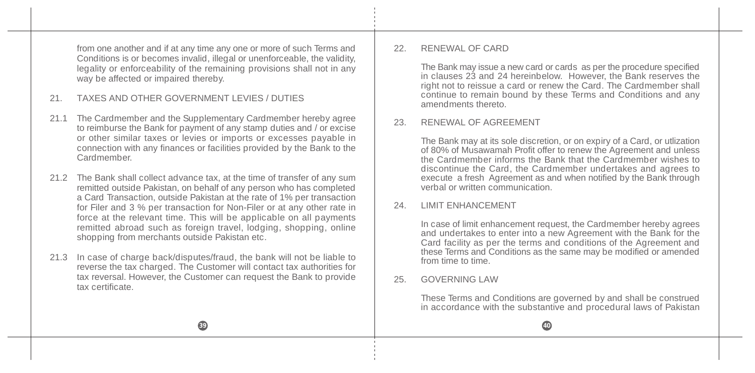from one another and if at any time any one or more of such Terms and Conditions is or becomes invalid, illegal or unenforceable, the validity, legality or enforceability of the remaining provisions shall not in any way be affected or impaired thereby.

21. TAXES AND OTHER GOVERNMENT LEVIES / DUTIES

21.1 The Cardmember and the Supplementary Cardmember hereby agree to reimburse the Bank for payment of any stamp duties and / or excise or other similar taxes or levies or imports or excesses payable in connection with any finances or facilities provided by the Bank to the Cardmember.

21.2 The Bank shall collect advance tax, at the time of transfer of any sum remitted outside Pakistan, on behalf of any person who has completed a Card Transaction, outside Pakistan at the rate of 1% per transaction for Filer and 3 % per transaction for Non-Filer or at any other rate in force at the relevant time. This will be applicable on all payments remitted abroad such as foreign travel, lodging, shopping, online shopping from merchants outside Pakistan etc.

21.3 In case of charge back/disputes/fraud, the bank will not be liable to reverse the tax charged. The Customer will contact tax authorities for tax reversal. However, the Customer can request the Bank to provide tax certificate.

22. RENEWAL OF CARD

The Bank may issue a new card or cards as per the procedure specified in clauses 23 and 24 hereinbelow. However, the Bank reserves the right not to reissue a card or renew the Card. The Cardmember shall continue to remain bound by these Terms and Conditions and any amendments thereto.

23. RENEWAL OF AGREEMENT

The Bank may at its sole discretion, or on expiry of a Card, or utlization of 80% of Musawamah Profit offer to renew the Agreement and unless the Cardmember informs the Bank that the Cardmember wishes to discontinue the Card, the Cardmember undertakes and agrees to execute a fresh Agreement as and when notified by the Bank through verbal or written communication.

24. LIMIT ENHANCEMENT

In case of limit enhancement request, the Cardmember hereby agrees and undertakes to enter into a new Agreement with the Bank for the Card facility as per the terms and conditions of the Agreement and these Terms and Conditions as the same may be modified or amended from time to time.

25. GOVERNING LAW

These Terms and Conditions are governed by and shall be construed in accordance with the substantive and procedural laws of Pakistan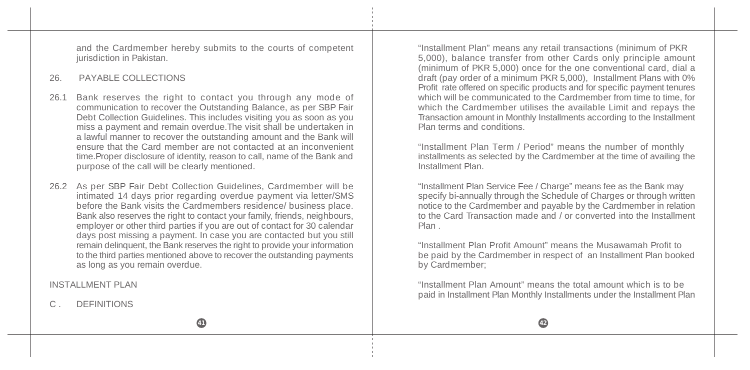and the Cardmember hereby submits to the courts of competent jurisdiction in Pakistan.

26. PAYABLE COLLECTIONS

26.1 Bank reserves the right to contact you through any mode of communication to recover the Outstanding Balance, as per SBP Fair Debt Collection Guidelines. This includes visiting you as soon as you miss a payment and remain overdue.The visit shall be undertaken in a lawful manner to recover the outstanding amount and the Bank will ensure that the Card member are not contacted at an inconvenient time.Proper disclosure of identity, reason to call, name of the Bank and purpose of the call will be clearly mentioned.

26.2 As per SBP Fair Debt Collection Guidelines, Cardmember will be intimated 14 days prior regarding overdue payment via letter/SMS before the Bank visits the Cardmembers residence/ business place. Bank also reserves the right to contact your family, friends, neighbours, employer or other third parties if you are out of contact for 30 calendar days post missing a payment. In case you are contacted but you still remain delinquent, the Bank reserves the right to provide your information to the third parties mentioned above to recover the outstanding payments as long as you remain overdue.

INSTALLMENT PLAN

C . DEFINITIONS

"Installment Plan" means any retail transactions (minimum of PKR 5,000), balance transfer from other Cards only principle amount (minimum of PKR 5,000) once for the one conventional card, dial a draft (pay order of a minimum PKR 5,000), Installment Plans with 0% Profit rate offered on specific products and for specific payment tenures which will be communicated to the Cardmember from time to time, for which the Cardmember utilises the available Limit and repays the Transaction amount in Monthly Installments according to the Installment Plan terms and conditions.

"Installment Plan Term / Period" means the number of monthly installments as selected by the Cardmember at the time of availing the Installment Plan.

"Installment Plan Service Fee / Charge" means fee as the Bank may specify bi-annually through the Schedule of Charges or through written notice to the Cardmember and payable by the Cardmember in relation to the Card Transaction made and / or converted into the Installment Plan .

"Installment Plan Profit Amount" means the Musawamah Profit to be paid by the Cardmember in respect of an Installment Plan booked by Cardmember;

"Installment Plan Amount" means the total amount which is to be paid in Installment Plan Monthly Installments under the Installment Plan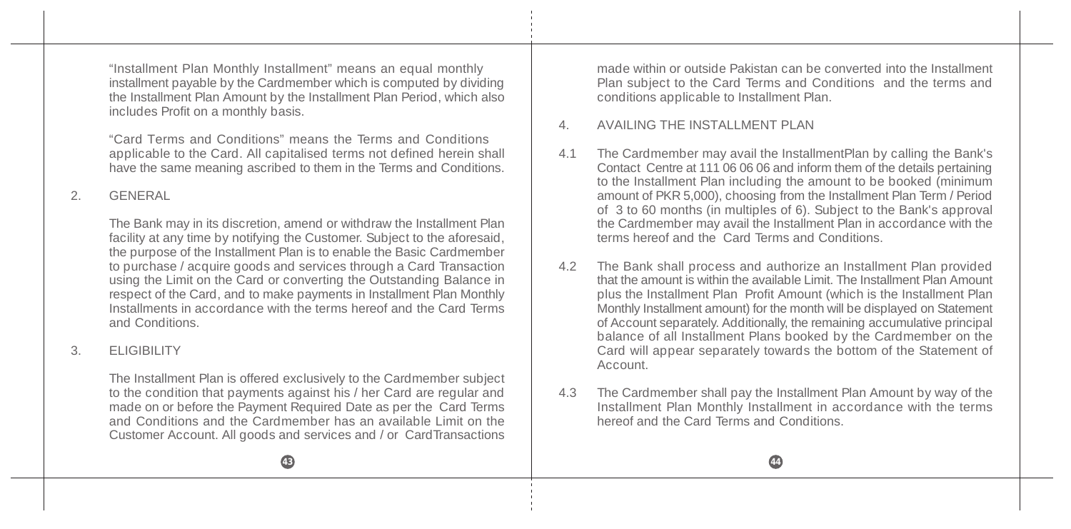"Installment Plan Monthly Installment" means an equal monthly installment payable by the Cardmember which is computed by dividing the Installment Plan Amount by the Installment Plan Period, which also includes Profit on a monthly basis.

"Card Terms and Conditions" means the Terms and Conditions applicable to the Card. All capitalised terms not defined herein shall have the same meaning ascribed to them in the Terms and Conditions.

## 2. GENERAL

The Bank may in its discretion, amend or withdraw the Installment Plan facility at any time by notifying the Customer. Subject to the aforesaid, the purpose of the Installment Plan is to enable the Basic Cardmember to purchase / acquire goods and services through a Card Transaction using the Limit on the Card or converting the Outstanding Balance in respect of the Card, and to make payments in Installment Plan Monthly Installments in accordance with the terms hereof and the Card Terms and Conditions.

## 3. ELIGIBILITY

The Installment Plan is offered exclusively to the Cardmember subject to the condition that payments against his / her Card are regular and made on or before the Payment Required Date as per the Card Terms and Conditions and the Cardmember has an available Limit on the Customer Account. All goods and services and / or CardTransactions made within or outside Pakistan can be converted into the Installment Plan subject to the Card Terms and Conditions and the terms and conditions applicable to Installment Plan.

## 4. AVAILING THE INSTALLMENT PLAN

4.1 The Cardmember may avail the InstallmentPlan by calling the Bank's Contact Centre at 111 06 06 06 and inform them of the details pertaining to the Installment Plan including the amount to be booked (minimum amount of PKR 5,000), choosing from the Installment Plan Term / Period of 3 to 60 months (in multiples of 6). Subject to the Bank's approval the Cardmember may avail the Installment Plan in accordance with the terms hereof and the Card Terms and Conditions.

4.2 The Bank shall process and authorize an Installment Plan provided that the amount is within the available Limit. The Installment Plan Amount plus the Installment Plan Profit Amount (which is the Installment Plan Monthly Installment amount) for the month will be displayed on Statement of Account separately. Additionally, the remaining accumulative principal balance of all Installment Plans booked by the Cardmember on the Card will appear separately towards the bottom of the Statement of Account.

4.3 The Cardmember shall pay the Installment Plan Amount by way of the Installment Plan Monthly Installment in accordance with the terms hereof and the Card Terms and Conditions.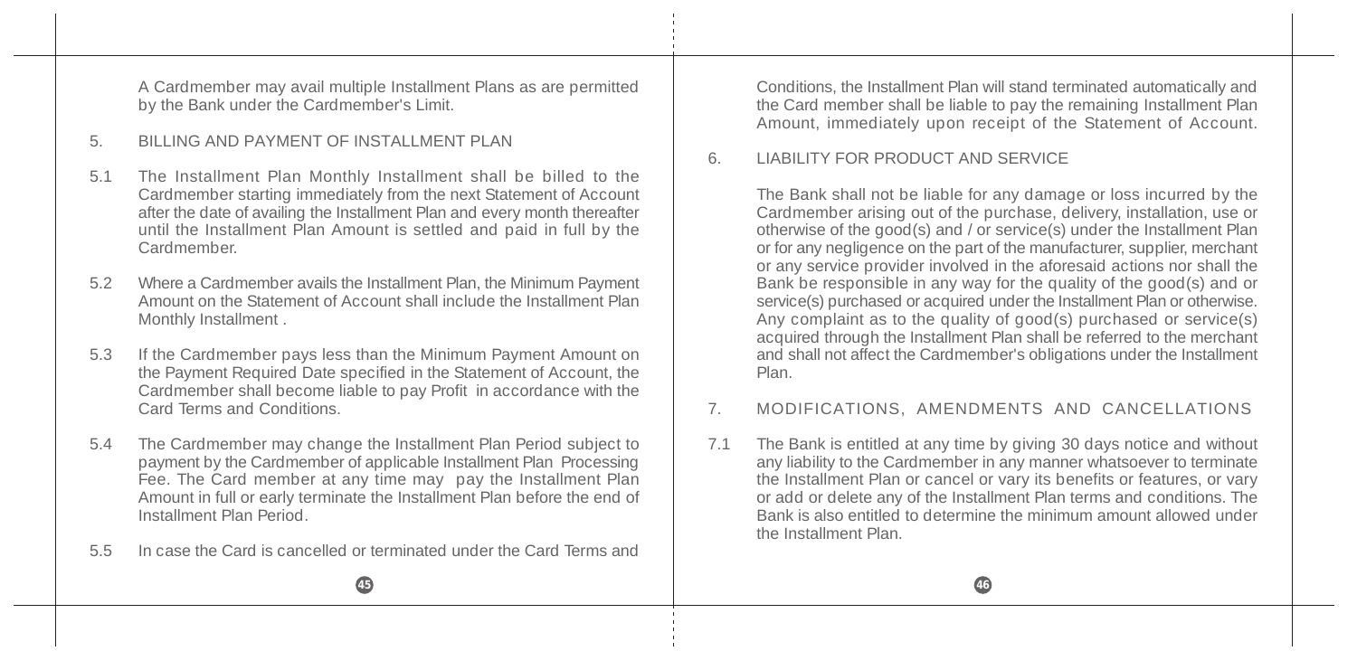A Cardmember may avail multiple Installment Plans as are permitted by the Bank under the Cardmember's Limit.

5. BILLING AND PAYMENT OF INSTALLMENT PLAN

5.1 The Installment Plan Monthly Installment shall be billed to the Cardmember starting immediately from the next Statement of Account after the date of availing the Installment Plan and every month thereafter until the Installment Plan Amount is settled and paid in full by the Cardmember.

5.2 Where a Cardmember avails the Installment Plan, the Minimum Payment Amount on the Statement of Account shall include the Installment Plan Monthly Installment .

5.3 If the Cardmember pays less than the Minimum Payment Amount on the Payment Required Date specified in the Statement of Account, the Cardmember shall become liable to pay Profit in accordance with the Card Terms and Conditions.

5.4 The Cardmember may change the Installment Plan Period subject to payment by the Cardmember of applicable Installment Plan Processing Fee. The Card member at any time may pay the Installment Plan Amount in full or early terminate the Installment Plan before the end of Installment Plan Period.

5.5 In case the Card is cancelled or terminated under the Card Terms and Conditions, the Installment Plan will stand terminated automatically and the Card member shall be liable to pay the remaining Installment Plan Amount, immediately upon receipt of the Statement of Account.

6. LIABILITY FOR PRODUCT AND SERVICE

The Bank shall not be liable for any damage or loss incurred by the Cardmember arising out of the purchase, delivery, installation, use or otherwise of the good(s) and / or service(s) under the Installment Plan or for any negligence on the part of the manufacturer, supplier, merchant or any service provider involved in the aforesaid actions nor shall the Bank be responsible in any way for the quality of the good(s) and or service(s) purchased or acquired under the Installment Plan or otherwise. Any complaint as to the quality of good(s) purchased or service(s) acquired through the Installment Plan shall be referred to the merchant and shall not affect the Cardmember's obligations under the Installment Plan.

7. MODIFICATIONS, AMENDMENTS AND CANCELLATIONS

7.1 The Bank is entitled at any time by giving 30 days notice and without any liability to the Cardmember in any manner whatsoever to terminate the Installment Plan or cancel or vary its benefits or features, or vary or add or delete any of the Installment Plan terms and conditions. The Bank is also entitled to determine the minimum amount allowed under the Installment Plan.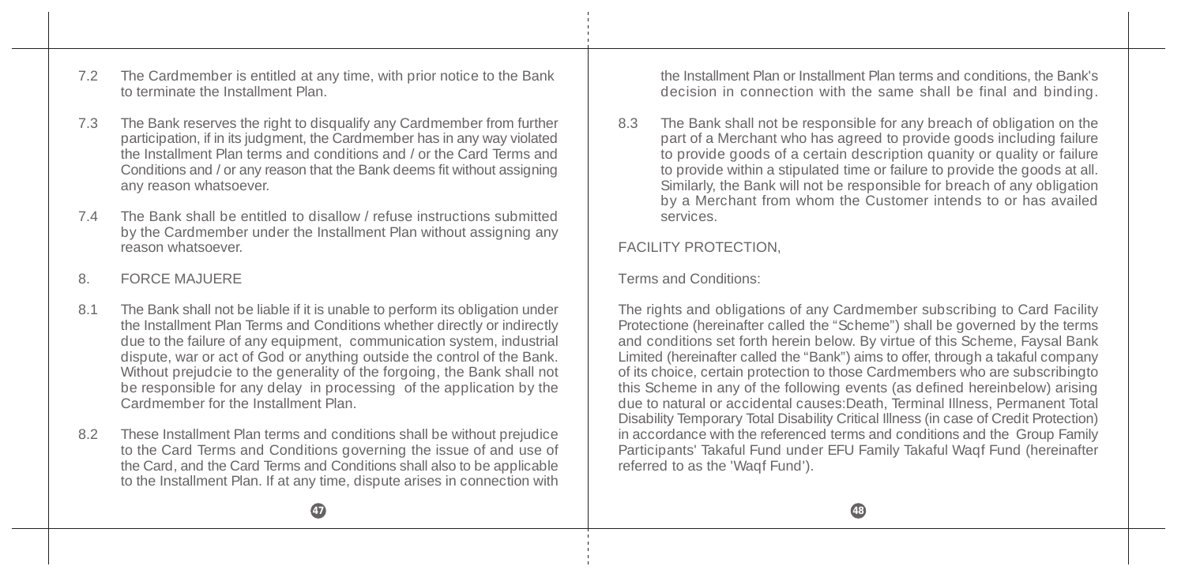7.2 The Cardmember is entitled at any time, with prior notice to the Bank to terminate the Installment Plan.

7.3 The Bank reserves the right to disqualify any Cardmember from further participation, if in its judgment, the Cardmember has in any way violated the Installment Plan terms and conditions and / or the Card Terms and Conditions and / or any reason that the Bank deems fit without assigning any reason whatsoever.

7.4 The Bank shall be entitled to disallow / refuse instructions submitted by the Cardmember under the Installment Plan without assigning any reason whatsoever.

8. FORCE MAJUERE

8.1 The Bank shall not be liable if it is unable to perform its obligation under the Installment Plan Terms and Conditions whether directly or indirectly due to the failure of any equipment, communication system, industrial dispute, war or act of God or anything outside the control of the Bank. Without prejudcie to the generality of the forgoing, the Bank shall not be responsible for any delay in processing of the application by the Cardmember for the Installment Plan.

8.2 These Installment Plan terms and conditions shall be without prejudice to the Card Terms and Conditions governing the issue of and use of the Card, and the Card Terms and Conditions shall also to be applicable to the Installment Plan. If at any time, dispute arises in connection with the Installment Plan or Installment Plan terms and conditions, the Bank's decision in connection with the same shall be final and binding.

8.3 The Bank shall not be responsible for any breach of obligation on the part of a Merchant who has agreed to provide goods including failure to provide goods of a certain description quanity or quality or failure to provide within a stipulated time or failure to provide the goods at all. Similarly, the Bank will not be responsible for breach of any obligation by a Merchant from whom the Customer intends to or has availed services.

FACILITY PROTECTION,

Terms and Conditions:

The rights and obligations of any Cardmember subscribing to Card Facility Protectione (hereinafter called the "Scheme") shall be governed by the terms and conditions set forth herein below. By virtue of this Scheme, Faysal Bank Limited (hereinafter called the "Bank") aims to offer, through a takaful company of its choice, certain protection to those Cardmembers who are subscribingto this Scheme in any of the following events (as defined hereinbelow) arising due to natural or accidental causes:Death, Terminal Illness, Permanent Total Disability Temporary Total Disability Critical Illness (in case of Credit Protection) in accordance with the referenced terms and conditions and the Group Family Participants' Takaful Fund under EFU Family Takaful Waqf Fund (hereinafter referred to as the 'Waqf Fund').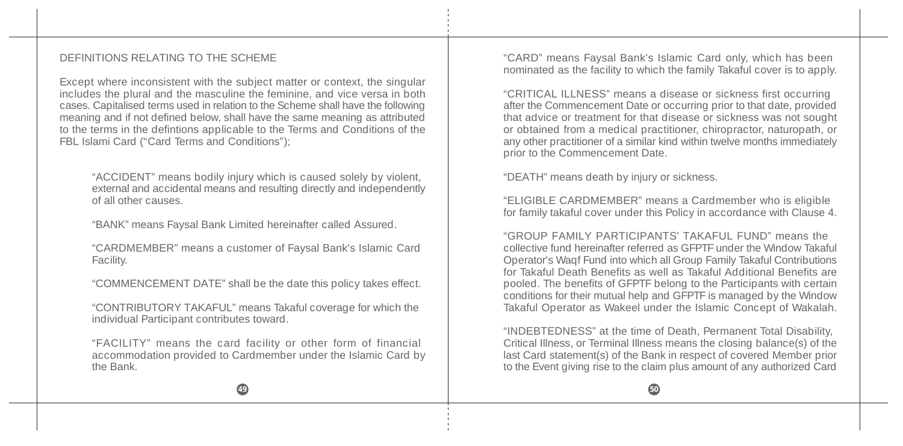## DEFINITIONS RELATING TO THE SCHEME

Except where inconsistent with the subject matter or context, the singular includes the plural and the masculine the feminine, and vice versa in both cases. Capitalised terms used in relation to the Scheme shall have the following meaning and if not defined below, shall have the same meaning as attributed to the terms in the defintions applicable to the Terms and Conditions of the FBL Islami Card ("Card Terms and Conditions");

"ACCIDENT" means bodily injury which is caused solely by violent, external and accidental means and resulting directly and independently of all other causes.

"BANK" means Faysal Bank Limited hereinafter called Assured.

"CARDMEMBER" means a customer of Faysal Bank's Islamic Card Facility.

"COMMENCEMENT DATE" shall be the date this policy takes effect.

"CONTRIBUTORY TAKAFUL" means Takaful coverage for which the individual Participant contributes toward.

"FACILITY" means the card facility or other form of financial accommodation provided to Cardmember under the Islamic Card by the Bank.

"CARD" means Faysal Bank's Islamic Card only, which has been nominated as the facility to which the family Takaful cover is to apply.

"CRITICAL ILLNESS" means a disease or sickness first occurring after the Commencement Date or occurring prior to that date, provided that advice or treatment for that disease or sickness was not sought or obtained from a medical practitioner, chiropractor, naturopath, or any other practitioner of a similar kind within twelve months immediately prior to the Commencement Date.

"DEATH" means death by injury or sickness.

"ELIGIBLE CARDMEMBER" means a Cardmember who is eligible for family takaful cover under this Policy in accordance with Clause 4.

"GROUP FAMILY PARTICIPANTS' TAKAFUL FUND" means the collective fund hereinafter referred as GFPTF under the Window Takaful Operator's Waqf Fund into which all Group Family Takaful Contributions for Takaful Death Benefits as well as Takaful Additional Benefits are pooled. The benefits of GFPTF belong to the Participants with certain conditions for their mutual help and GFPTF is managed by the Window Takaful Operator as Wakeel under the Islamic Concept of Wakalah.

"INDEBTEDNESS" at the time of Death, Permanent Total Disability, Critical Illness, or Terminal Illness means the closing balance(s) of the last Card statement(s) of the Bank in respect of covered Member prior to the Event giving rise to the claim plus amount of any authorized Card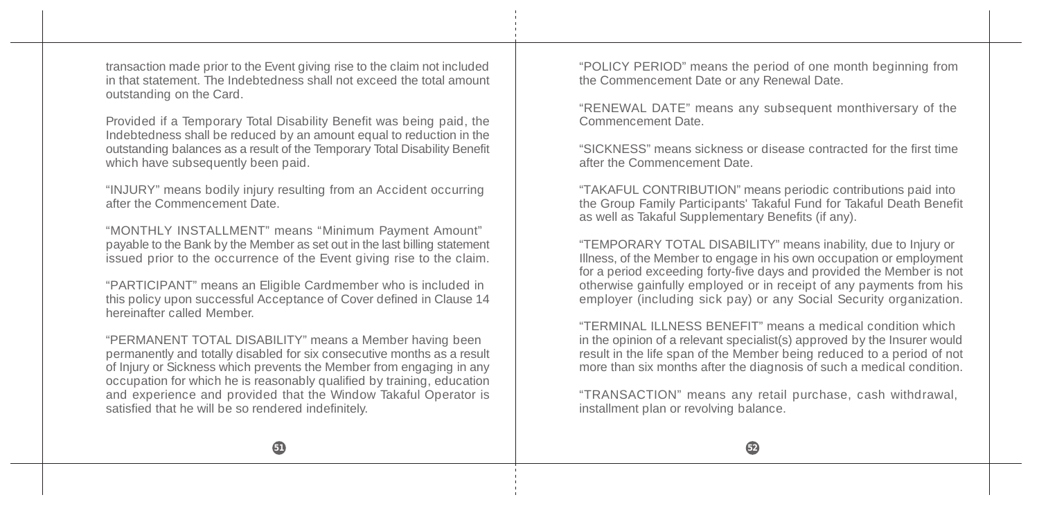transaction made prior to the Event giving rise to the claim not included in that statement. The Indebtedness shall not exceed the total amount outstanding on the Card.

Provided if a Temporary Total Disability Benefit was being paid, the Indebtedness shall be reduced by an amount equal to reduction in the outstanding balances as a result of the Temporary Total Disability Benefit which have subsequently been paid.

"INJURY" means bodily injury resulting from an Accident occurring after the Commencement Date.

"MONTHLY INSTALLMENT" means "Minimum Payment Amount" payable to the Bank by the Member as set out in the last billing statement issued prior to the occurrence of the Event giving rise to the claim.

"PARTICIPANT" means an Eligible Cardmember who is included in this policy upon successful Acceptance of Cover defined in Clause 14 hereinafter called Member.

"PERMANENT TOTAL DISABILITY" means a Member having been permanently and totally disabled for six consecutive months as a result of Injury or Sickness which prevents the Member from engaging in any occupation for which he is reasonably qualified by training, education and experience and provided that the Window Takaful Operator is satisfied that he will be so rendered indefinitely.

"POLICY PERIOD" means the period of one month beginning from the Commencement Date or any Renewal Date.

"RENEWAL DATE" means any subsequent monthiversary of the Commencement Date.

"SICKNESS" means sickness or disease contracted for the first time after the Commencement Date.

"TAKAFUL CONTRIBUTION" means periodic contributions paid into the Group Family Participants' Takaful Fund for Takaful Death Benefit as well as Takaful Supplementary Benefits (if any).

"TEMPORARY TOTAL DISABILITY" means inability, due to Injury or Illness, of the Member to engage in his own occupation or employment for a period exceeding forty-five days and provided the Member is not otherwise gainfully employed or in receipt of any payments from his employer (including sick pay) or any Social Security organization.

"TERMINAL ILLNESS BENEFIT" means a medical condition which in the opinion of a relevant specialist(s) approved by the Insurer would result in the life span of the Member being reduced to a period of not more than six months after the diagnosis of such a medical condition.

"TRANSACTION" means any retail purchase, cash withdrawal, installment plan or revolving balance.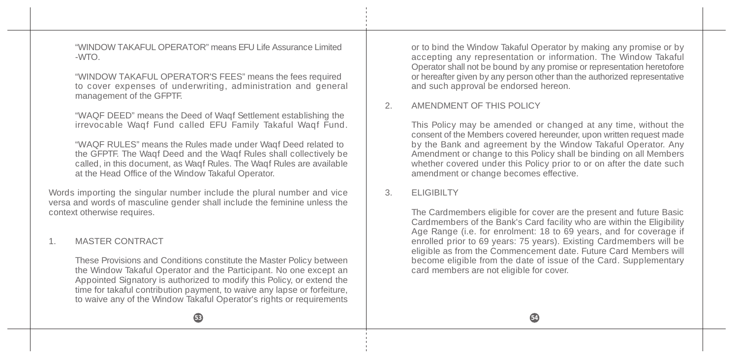"WINDOW TAKAFUL OPERATOR" means EFU Life Assurance Limited -WTO.

"WINDOW TAKAFUL OPERATOR'S FEES" means the fees required to cover expenses of underwriting, administration and general management of the GFPTF.

"WAQF DEED" means the Deed of Waqf Settlement establishing the irrevocable Waqf Fund called EFU Family Takaful Waqf Fund.

"WAQF RULES" means the Rules made under Waqf Deed related to the GFPTF. The Waqf Deed and the Waqf Rules shall collectively be called, in this document, as Waqf Rules. The Waqf Rules are available at the Head Office of the Window Takaful Operator.

Words importing the singular number include the plural number and vice versa and words of masculine gender shall include the feminine unless the context otherwise requires.

1. MASTER CONTRACT

These Provisions and Conditions constitute the Master Policy between the Window Takaful Operator and the Participant. No one except an Appointed Signatory is authorized to modify this Policy, or extend the time for takaful contribution payment, to waive any lapse or forfeiture, to waive any of the Window Takaful Operator's rights or requirements or to bind the Window Takaful Operator by making any promise or by accepting any representation or information. The Window Takaful Operator shall not be bound by any promise or representation heretofore or hereafter given by any person other than the authorized representative and such approval be endorsed hereon.

2. AMENDMENT OF THIS POLICY

This Policy may be amended or changed at any time, without the consent of the Members covered hereunder, upon written request made by the Bank and agreement by the Window Takaful Operator. Any Amendment or change to this Policy shall be binding on all Members whether covered under this Policy prior to or on after the date such amendment or change becomes effective.

3. ELIGIBILTY

The Cardmembers eligible for cover are the present and future Basic Cardmembers of the Bank's Card facility who are within the Eligibility Age Range (i.e. for enrolment: 18 to 69 years, and for coverage if enrolled prior to 69 years: 75 years). Existing Cardmembers will be eligible as from the Commencement date. Future Card Members will become eligible from the date of issue of the Card. Supplementary card members are not eligible for cover.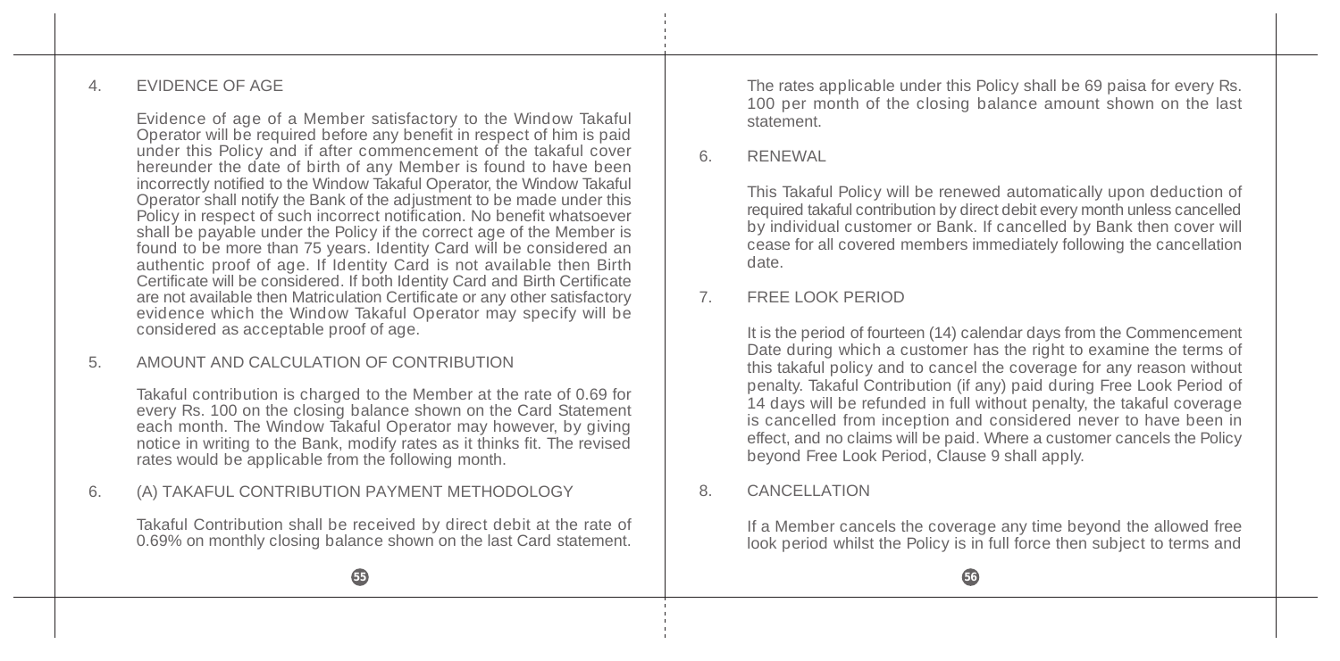## 4. EVIDENCE OF AGE

Evidence of age of a Member satisfactory to the Window Takaful Operator will be required before any benefit in respect of him is paid under this Policy and if after commencement of the takaful cover hereunder the date of birth of any Member is found to have been incorrectly notified to the Window Takaful Operator, the Window Takaful Operator shall notify the Bank of the adjustment to be made under this Policy in respect of such incorrect notification. No benefit whatsoever shall be payable under the Policy if the correct age of the Member is found to be more than 75 years. Identity Card will be considered an authentic proof of age. If Identity Card is not available then Birth Certificate will be considered. If both Identity Card and Birth Certificate are not available then Matriculation Certificate or any other satisfactory evidence which the Window Takaful Operator may specify will be considered as acceptable proof of age.

## 5. AMOUNT AND CALCULATION OF CONTRIBUTION

Takaful contribution is charged to the Member at the rate of 0.69 for every Rs. 100 on the closing balance shown on the Card Statement each month. The Window Takaful Operator may however, by giving notice in writing to the Bank, modify rates as it thinks fit. The revised rates would be applicable from the following month.

## 6. (A) TAKAFUL CONTRIBUTION PAYMENT METHODOLOGY

Takaful Contribution shall be received by direct debit at the rate of 0.69% on monthly closing balance shown on the last Card statement.

The rates applicable under this Policy shall be 69 paisa for every Rs. 100 per month of the closing balance amount shown on the last statement.

## 6. RENEWAL

This Takaful Policy will be renewed automatically upon deduction of required takaful contribution by direct debit every month unless cancelled by individual customer or Bank. If cancelled by Bank then cover will cease for all covered members immediately following the cancellation date.

## 7. FREE LOOK PERIOD

It is the period of fourteen (14) calendar days from the Commencement Date during which a customer has the right to examine the terms of this takaful policy and to cancel the coverage for any reason without penalty. Takaful Contribution (if any) paid during Free Look Period of 14 days will be refunded in full without penalty, the takaful coverage is cancelled from inception and considered never to have been in effect, and no claims will be paid. Where a customer cancels the Policy beyond Free Look Period, Clause 9 shall apply.

## 8. CANCELLATION

If a Member cancels the coverage any time beyond the allowed free look period whilst the Policy is in full force then subject to terms and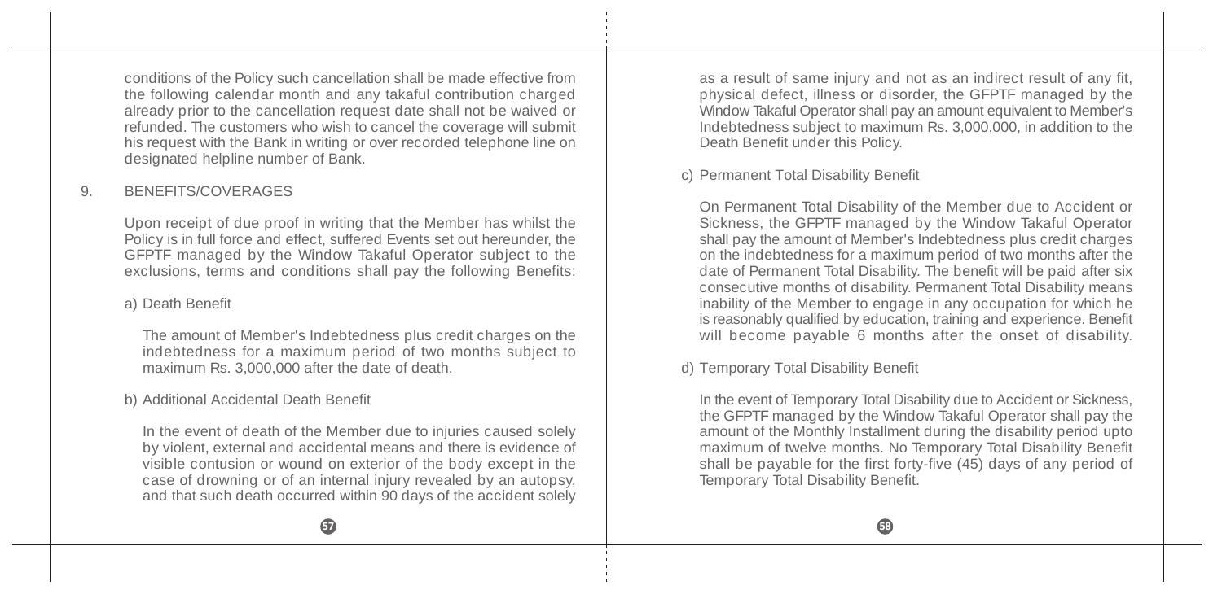conditions of the Policy such cancellation shall be made effective from the following calendar month and any takaful contribution charged already prior to the cancellation request date shall not be waived or refunded. The customers who wish to cancel the coverage will submit his request with the Bank in writing or over recorded telephone line on designated helpline number of Bank.

9. BENEFITS/COVERAGES

Upon receipt of due proof in writing that the Member has whilst the Policy is in full force and effect, suffered Events set out hereunder, the GFPTF managed by the Window Takaful Operator subject to the exclusions, terms and conditions shall pay the following Benefits:

a) Death Benefit

The amount of Member's Indebtedness plus credit charges on the indebtedness for a maximum period of two months subject to maximum Rs. 3,000,000 after the date of death.

b) Additional Accidental Death Benefit

In the event of death of the Member due to injuries caused solely by violent, external and accidental means and there is evidence of visible contusion or wound on exterior of the body except in the case of drowning or of an internal injury revealed by an autopsy, and that such death occurred within 90 days of the accident solely as a result of same injury and not as an indirect result of any fit, physical defect, illness or disorder, the GFPTF managed by the Window Takaful Operator shall pay an amount equivalent to Member's Indebtedness subject to maximum Rs. 3,000,000, in addition to the Death Benefit under this Policy.

c) Permanent Total Disability Benefit

On Permanent Total Disability of the Member due to Accident or Sickness, the GFPTF managed by the Window Takaful Operator shall pay the amount of Member's Indebtedness plus credit charges on the indebtedness for a maximum period of two months after the date of Permanent Total Disability. The benefit will be paid after six consecutive months of disability. Permanent Total Disability means inability of the Member to engage in any occupation for which he is reasonably qualified by education, training and experience. Benefit will become payable 6 months after the onset of disability.

d) Temporary Total Disability Benefit

In the event of Temporary Total Disability due to Accident or Sickness, the GFPTF managed by the Window Takaful Operator shall pay the amount of the Monthly Installment during the disability period upto maximum of twelve months. No Temporary Total Disability Benefit shall be payable for the first forty-five (45) days of any period of Temporary Total Disability Benefit.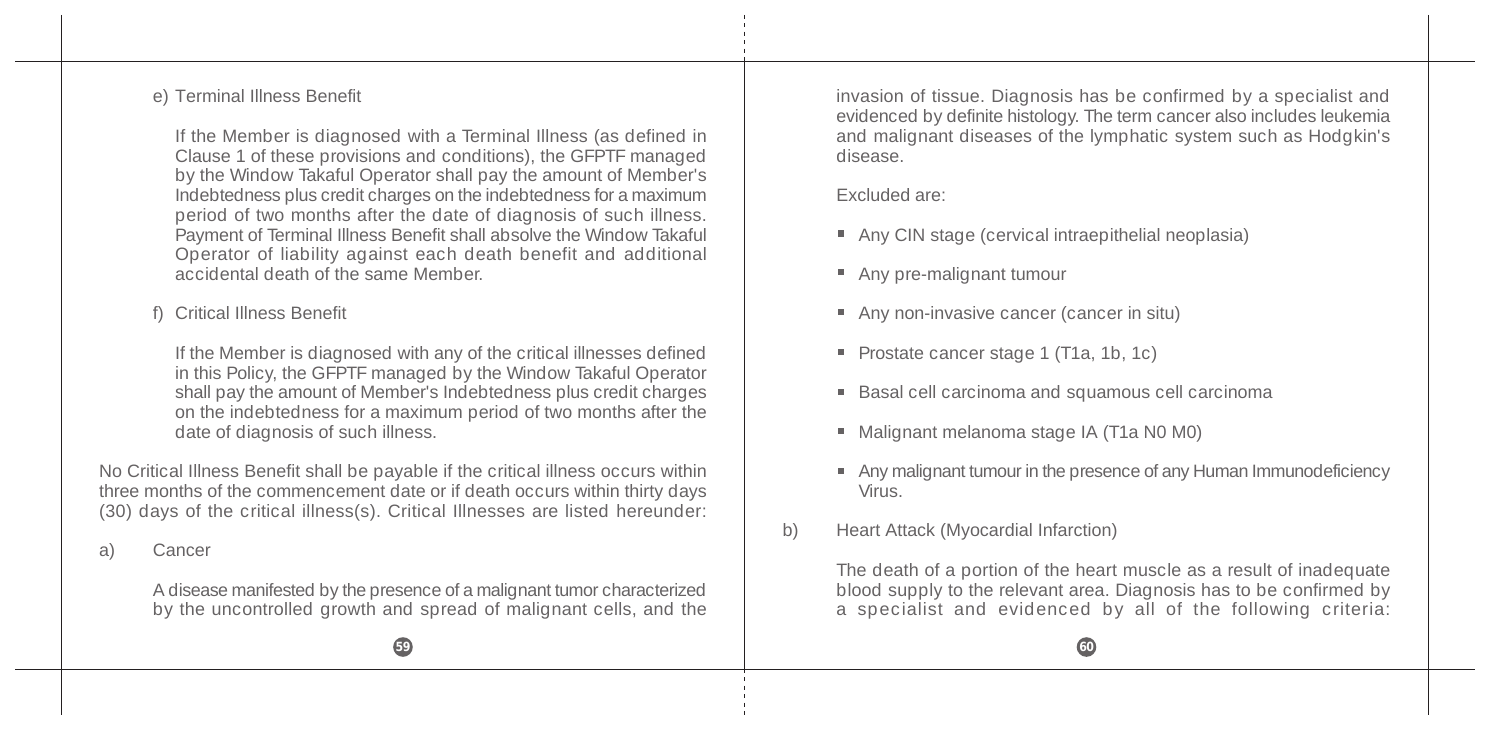e) Terminal Illness Benefit

If the Member is diagnosed with a Terminal Illness (as defined in Clause 1 of these provisions and conditions), the GFPTF managed by the Window Takaful Operator shall pay the amount of Member's Indebtedness plus credit charges on the indebtedness for a maximum period of two months after the date of diagnosis of such illness. Payment of Terminal Illness Benefit shall absolve the Window Takaful Operator of liability against each death benefit and additional accidental death of the same Member.

f) Critical Illness Benefit

If the Member is diagnosed with any of the critical illnesses defined in this Policy, the GFPTF managed by the Window Takaful Operator shall pay the amount of Member's Indebtedness plus credit charges on the indebtedness for a maximum period of two months after the date of diagnosis of such illness.

No Critical Illness Benefit shall be payable if the critical illness occurs within three months of the commencement date or if death occurs within thirty days (30) days of the critical illness(s). Critical Illnesses are listed hereunder:

a) Cancer

A disease manifested by the presence of a malignant tumor characterized by the uncontrolled growth and spread of malignant cells, and the invasion of tissue. Diagnosis has be confirmed by a specialist and evidenced by definite histology. The term cancer also includes leukemia and malignant diseases of the lymphatic system such as Hodgkin's disease.

Excluded are:

- Any CIN stage (cervical intraepithelial neoplasia)
- Any pre-malignant tumour
- Any non-invasive cancer (cancer in situ)
- Prostate cancer stage 1 (T1a, 1b, 1c)
- Basal cell carcinoma and squamous cell carcinoma
- Malignant melanoma stage IA (T1a N0 M0)
- Any malignant tumour in the presence of any Human Immunodeficiency Virus.

b) Heart Attack (Myocardial Infarction)

The death of a portion of the heart muscle as a result of inadequate blood supply to the relevant area. Diagnosis has to be confirmed by a specialist and evidenced by all of the following criteria: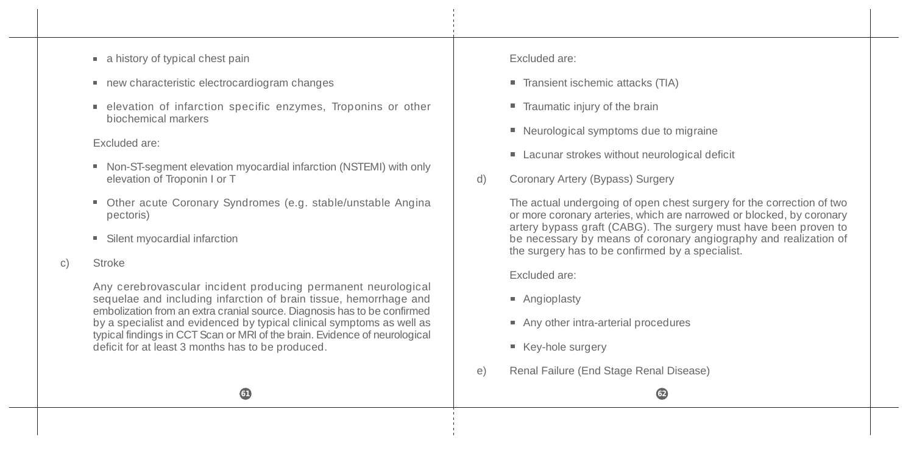- a history of typical chest pain
- new characteristic electrocardiogram changes
- elevation of infarction specific enzymes, Troponins or other biochemical markers

Excluded are:

- Non-ST-segment elevation myocardial infarction (NSTEMI) with only elevation of Troponin I or T
- Other acute Coronary Syndromes (e.g. stable/unstable Angina pectoris)
- Silent myocardial infarction

c) Stroke

Any cerebrovascular incident producing permanent neurological sequelae and including infarction of brain tissue, hemorrhage and embolization from an extra cranial source. Diagnosis has to be confirmed by a specialist and evidenced by typical clinical symptoms as well as typical findings in CCT Scan or MRI of the brain. Evidence of neurological deficit for at least 3 months has to be produced.

Excluded are:

- Transient ischemic attacks (TIA)
- Traumatic injury of the brain
- Neurological symptoms due to migraine
- Lacunar strokes without neurological deficit

d) Coronary Artery (Bypass) Surgery

The actual undergoing of open chest surgery for the correction of two or more coronary arteries, which are narrowed or blocked, by coronary artery bypass graft (CABG). The surgery must have been proven to be necessary by means of coronary angiography and realization of the surgery has to be confirmed by a specialist.

Excluded are:

- Angioplasty
- Any other intra-arterial procedures
- Key-hole surgery

e) Renal Failure (End Stage Renal Disease)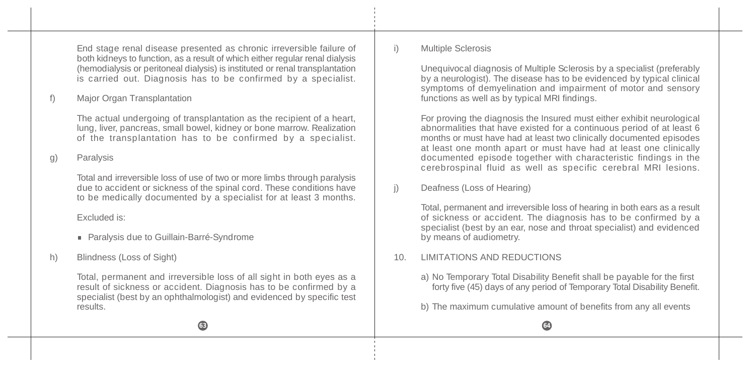End stage renal disease presented as chronic irreversible failure of both kidneys to function, as a result of which either regular renal dialysis (hemodialysis or peritoneal dialysis) is instituted or renal transplantation is carried out. Diagnosis has to be confirmed by a specialist.

f) Major Organ Transplantation

The actual undergoing of transplantation as the recipient of a heart, lung, liver, pancreas, small bowel, kidney or bone marrow. Realization of the transplantation has to be confirmed by a specialist.

g) Paralysis

Total and irreversible loss of use of two or more limbs through paralysis due to accident or sickness of the spinal cord. These conditions have to be medically documented by a specialist for at least 3 months.

Excluded is:

- Paralysis due to Guillain-Barré-Syndrome

h) Blindness (Loss of Sight)

Total, permanent and irreversible loss of all sight in both eyes as a result of sickness or accident. Diagnosis has to be confirmed by a specialist (best by an ophthalmologist) and evidenced by specific test results.

i) Multiple Sclerosis

Unequivocal diagnosis of Multiple Sclerosis by a specialist (preferably by a neurologist). The disease has to be evidenced by typical clinical symptoms of demyelination and impairment of motor and sensory functions as well as by typical MRI findings.

For proving the diagnosis the Insured must either exhibit neurological abnormalities that have existed for a continuous period of at least 6 months or must have had at least two clinically documented episodes at least one month apart or must have had at least one clinically documented episode together with characteristic findings in the cerebrospinal fluid as well as specific cerebral MRI lesions.

j) Deafness (Loss of Hearing)

Total, permanent and irreversible loss of hearing in both ears as a result of sickness or accident. The diagnosis has to be confirmed by a specialist (best by an ear, nose and throat specialist) and evidenced by means of audiometry.

10. LIMITATIONS AND REDUCTIONS

a) No Temporary Total Disability Benefit shall be payable for the first forty five (45) days of any period of Temporary Total Disability Benefit.

b) The maximum cumulative amount of benefits from any all events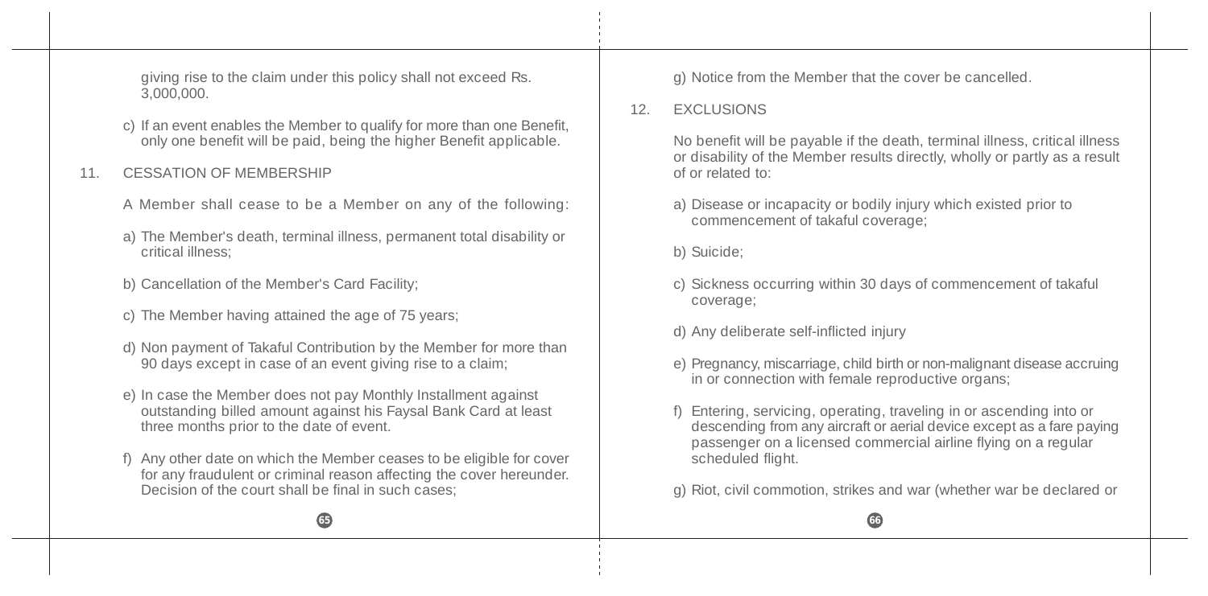giving rise to the claim under this policy shall not exceed Rs. 3,000,000.

c) If an event enables the Member to qualify for more than one Benefit, only one benefit will be paid, being the higher Benefit applicable.

11. CESSATION OF MEMBERSHIP

A Member shall cease to be a Member on any of the following:

a) The Member's death, terminal illness, permanent total disability or critical illness;

b) Cancellation of the Member's Card Facility;

c) The Member having attained the age of 75 years;

d) Non payment of Takaful Contribution by the Member for more than 90 days except in case of an event giving rise to a claim;

e) In case the Member does not pay Monthly Installment against outstanding billed amount against his Faysal Bank Card at least three months prior to the date of event.

f) Any other date on which the Member ceases to be eligible for cover for any fraudulent or criminal reason affecting the cover hereunder. Decision of the court shall be final in such cases;

g) Notice from the Member that the cover be cancelled.

12. EXCLUSIONS

No benefit will be payable if the death, terminal illness, critical illness or disability of the Member results directly, wholly or partly as a result of or related to:

a) Disease or incapacity or bodily injury which existed prior to commencement of takaful coverage;

b) Suicide;

c) Sickness occurring within 30 days of commencement of takaful coverage;

d) Any deliberate self-inflicted injury

e) Pregnancy, miscarriage, child birth or non-malignant disease accruing in or connection with female reproductive organs;

f) Entering, servicing, operating, traveling in or ascending into or descending from any aircraft or aerial device except as a fare paying passenger on a licensed commercial airline flying on a regular scheduled flight.

g) Riot, civil commotion, strikes and war (whether war be declared or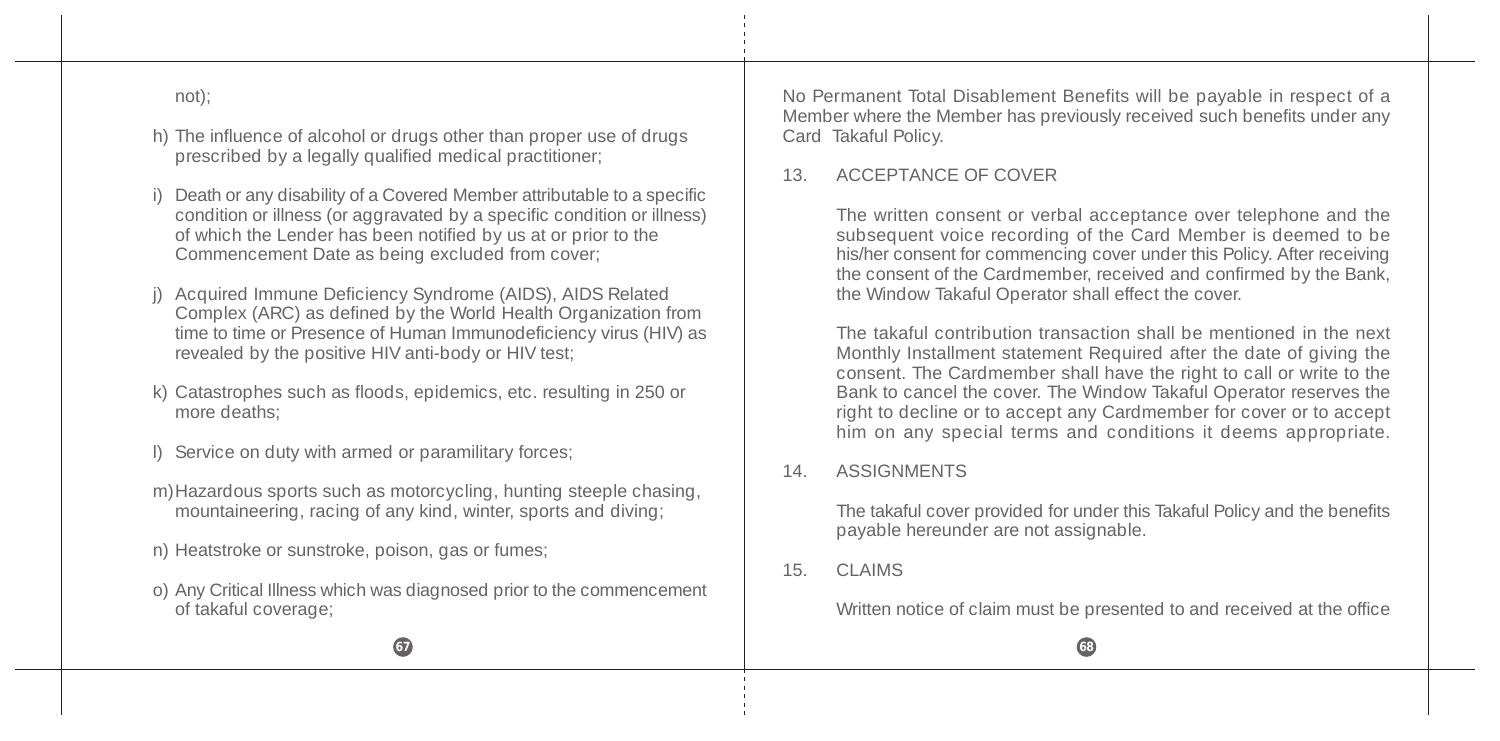not);

h) The influence of alcohol or drugs other than proper use of drugs prescribed by a legally qualified medical practitioner;

i) Death or any disability of a Covered Member attributable to a specific condition or illness (or aggravated by a specific condition or illness) of which the Lender has been notified by us at or prior to the Commencement Date as being excluded from cover;

j) Acquired Immune Deficiency Syndrome (AIDS), AIDS Related Complex (ARC) as defined by the World Health Organization from time to time or Presence of Human Immunodeficiency virus (HIV) as revealed by the positive HIV anti-body or HIV test;

k) Catastrophes such as floods, epidemics, etc. resulting in 250 or more deaths;

l) Service on duty with armed or paramilitary forces;

m) Hazardous sports such as motorcycling, hunting steeple chasing, mountaineering, racing of any kind, winter, sports and diving;

n) Heatstroke or sunstroke, poison, gas or fumes;

o) Any Critical Illness which was diagnosed prior to the commencement of takaful coverage;

No Permanent Total Disablement Benefits will be payable in respect of a Member where the Member has previously received such benefits under any Card Takaful Policy.

13. ACCEPTANCE OF COVER

The written consent or verbal acceptance over telephone and the subsequent voice recording of the Card Member is deemed to be his/her consent for commencing cover under this Policy. After receiving the consent of the Cardmember, received and confirmed by the Bank, the Window Takaful Operator shall effect the cover.

The takaful contribution transaction shall be mentioned in the next Monthly Installment statement Required after the date of giving the consent. The Cardmember shall have the right to call or write to the Bank to cancel the cover. The Window Takaful Operator reserves the right to decline or to accept any Cardmember for cover or to accept him on any special terms and conditions it deems appropriate.

14. ASSIGNMENTS

The takaful cover provided for under this Takaful Policy and the benefits payable hereunder are not assignable.

15. CLAIMS

Written notice of claim must be presented to and received at the office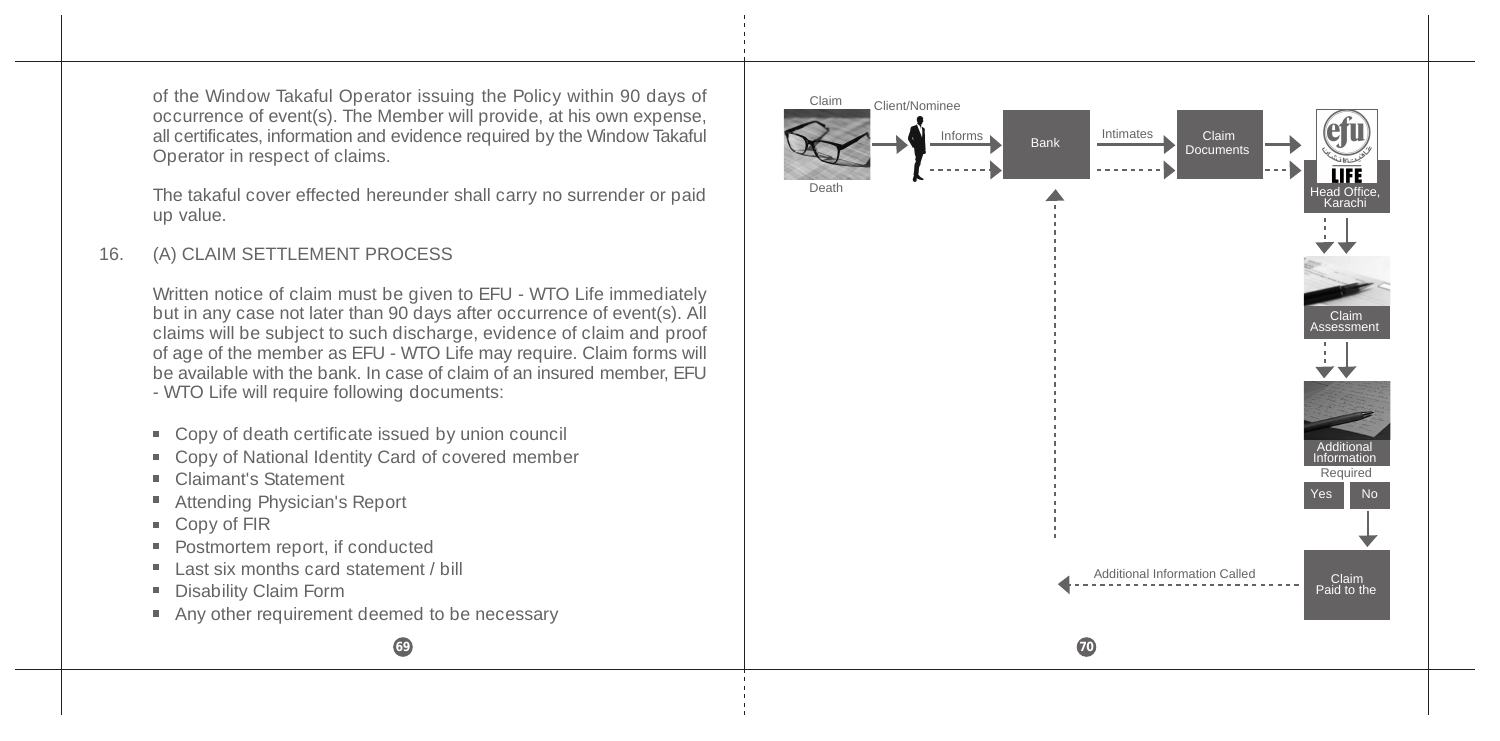of the Window Takaful Operator issuing the Policy within 90 days of occurrence of event(s). The Member will provide, at his own expense, all certificates, information and evidence required by the Window Takaful Operator in respect of claims.

The takaful cover effected hereunder shall carry no surrender or paid up value.

16. (A) CLAIM SETTLEMENT PROCESS

Written notice of claim must be given to EFU - WTO Life immediately but in any case not later than 90 days after occurrence of event(s). All claims will be subject to such discharge, evidence of claim and proof of age of the member as EFU - WTO Life may require. Claim forms will be available with the bank. In case of claim of an insured member, EFU - WTO Life will require following documents:

- Copy of death certificate issued by union council
- Copy of National Identity Card of covered member
- Claimant's Statement
- Attending Physician's Report
- Copy of FIR
- Postmortem report, if conducted
- Last six months card statement / bill
- Disability Claim Form
- Any other requirement deemed to be necessary

Claim
Death
Client/Nominee
Informs
Bank
Intimates
Claim Documents
Head Office, Karachi
Claim Assessment
Additional Information Required
Yes
No
Additional Information Called
Claim Paid to the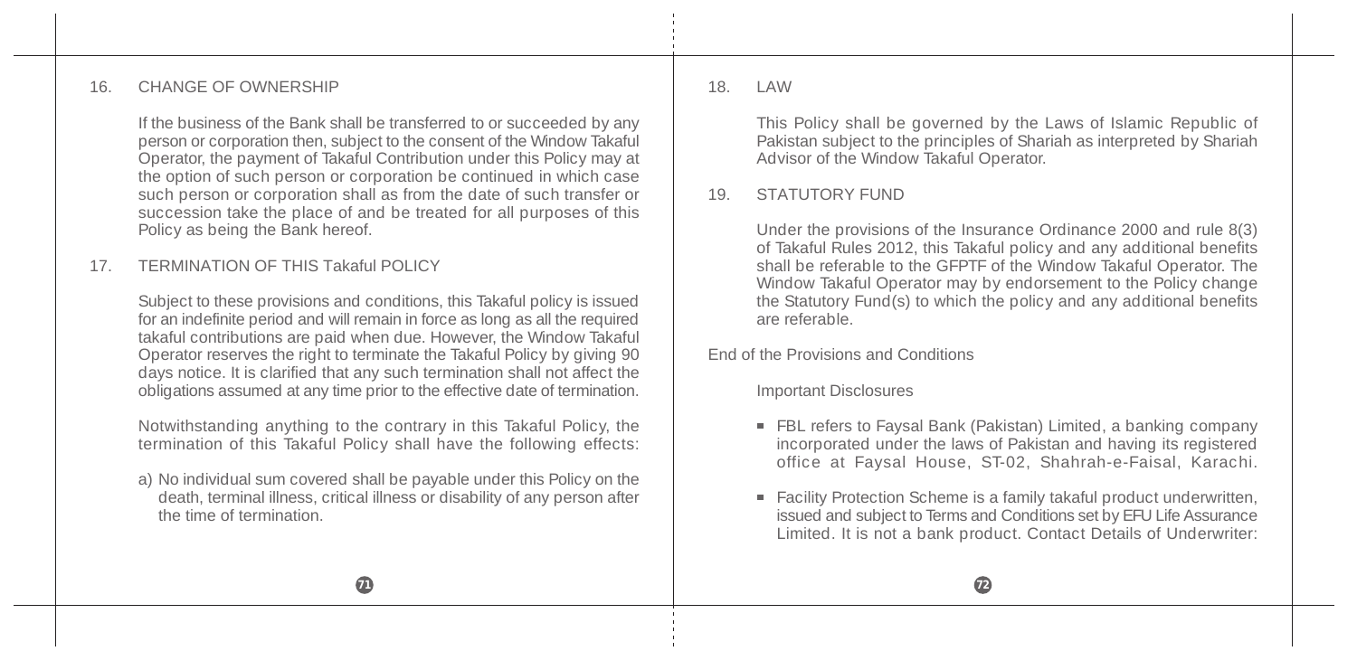## 16. CHANGE OF OWNERSHIP

If the business of the Bank shall be transferred to or succeeded by any person or corporation then, subject to the consent of the Window Takaful Operator, the payment of Takaful Contribution under this Policy may at the option of such person or corporation be continued in which case such person or corporation shall as from the date of such transfer or succession take the place of and be treated for all purposes of this Policy as being the Bank hereof.

## 17. TERMINATION OF THIS Takaful POLICY

Subject to these provisions and conditions, this Takaful policy is issued for an indefinite period and will remain in force as long as all the required takaful contributions are paid when due. However, the Window Takaful Operator reserves the right to terminate the Takaful Policy by giving 90 days notice. It is clarified that any such termination shall not affect the obligations assumed at any time prior to the effective date of termination.

Notwithstanding anything to the contrary in this Takaful Policy, the termination of this Takaful Policy shall have the following effects:

a) No individual sum covered shall be payable under this Policy on the death, terminal illness, critical illness or disability of any person after the time of termination.

## 18. LAW

This Policy shall be governed by the Laws of Islamic Republic of Pakistan subject to the principles of Shariah as interpreted by Shariah Advisor of the Window Takaful Operator.

## 19. STATUTORY FUND

Under the provisions of the Insurance Ordinance 2000 and rule 8(3) of Takaful Rules 2012, this Takaful policy and any additional benefits shall be referable to the GFPTF of the Window Takaful Operator. The Window Takaful Operator may by endorsement to the Policy change the Statutory Fund(s) to which the policy and any additional benefits are referable.

End of the Provisions and Conditions

### Important Disclosures

- FBL refers to Faysal Bank (Pakistan) Limited, a banking company incorporated under the laws of Pakistan and having its registered office at Faysal House, ST-02, Shahrah-e-Faisal, Karachi.
- Facility Protection Scheme is a family takaful product underwritten, issued and subject to Terms and Conditions set by EFU Life Assurance Limited. It is not a bank product. Contact Details of Underwriter: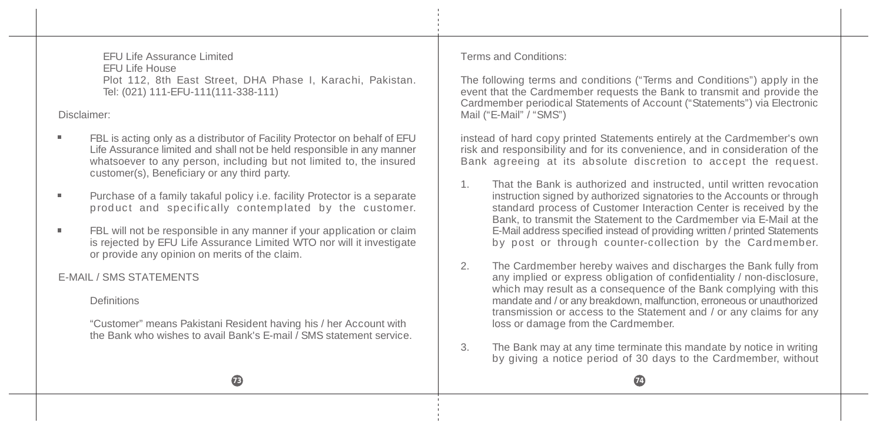EFU Life Assurance Limited
EFU Life House
Plot 112, 8th East Street, DHA Phase I, Karachi, Pakistan.
Tel: (021) 111-EFU-111(111-338-111)

Disclaimer:

- FBL is acting only as a distributor of Facility Protector on behalf of EFU Life Assurance limited and shall not be held responsible in any manner whatsoever to any person, including but not limited to, the insured customer(s), Beneficiary or any third party.
- Purchase of a family takaful policy i.e. facility Protector is a separate product and specifically contemplated by the customer.
- FBL will not be responsible in any manner if your application or claim is rejected by EFU Life Assurance Limited WTO nor will it investigate or provide any opinion on merits of the claim.

## E-MAIL / SMS STATEMENTS

Definitions

"Customer" means Pakistani Resident having his / her Account with the Bank who wishes to avail Bank's E-mail / SMS statement service.

Terms and Conditions:

The following terms and conditions ("Terms and Conditions") apply in the event that the Cardmember requests the Bank to transmit and provide the Cardmember periodical Statements of Account ("Statements") via Electronic Mail ("E-Mail" / "SMS")

instead of hard copy printed Statements entirely at the Cardmember's own risk and responsibility and for its convenience, and in consideration of the Bank agreeing at its absolute discretion to accept the request.

1. That the Bank is authorized and instructed, until written revocation instruction signed by authorized signatories to the Accounts or through standard process of Customer Interaction Center is received by the Bank, to transmit the Statement to the Cardmember via E-Mail at the E-Mail address specified instead of providing written / printed Statements by post or through counter-collection by the Cardmember.
2. The Cardmember hereby waives and discharges the Bank fully from any implied or express obligation of confidentiality / non-disclosure, which may result as a consequence of the Bank complying with this mandate and / or any breakdown, malfunction, erroneous or unauthorized transmission or access to the Statement and / or any claims for any loss or damage from the Cardmember.
3. The Bank may at any time terminate this mandate by notice in writing by giving a notice period of 30 days to the Cardmember, without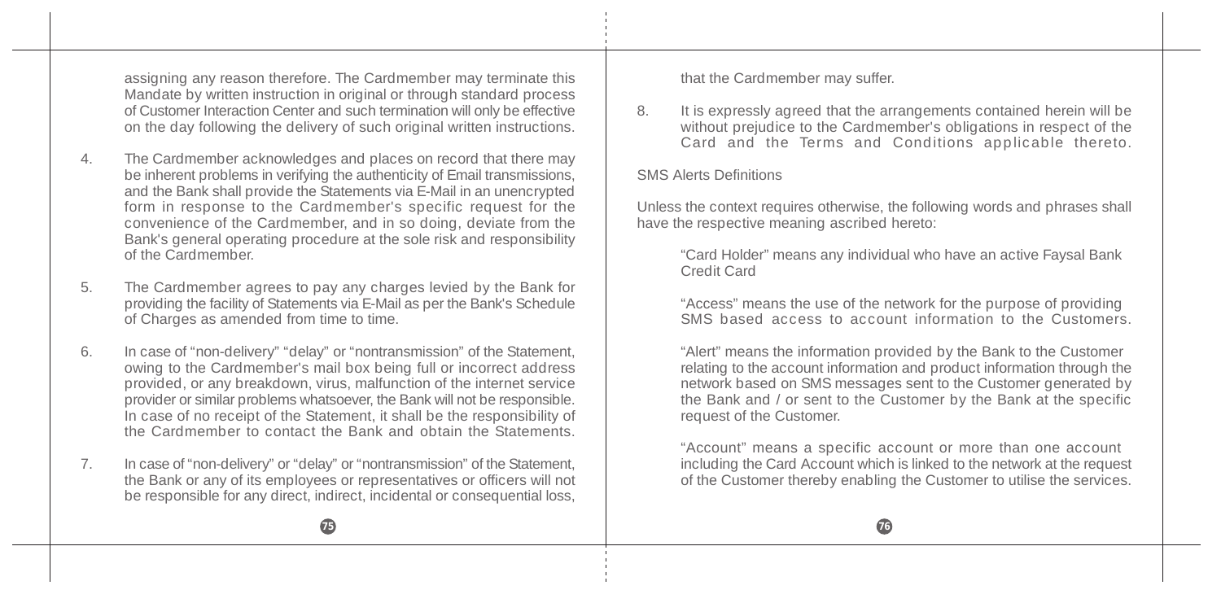assigning any reason therefore. The Cardmember may terminate this Mandate by written instruction in original or through standard process of Customer Interaction Center and such termination will only be effective on the day following the delivery of such original written instructions.

4. The Cardmember acknowledges and places on record that there may be inherent problems in verifying the authenticity of Email transmissions, and the Bank shall provide the Statements via E-Mail in an unencrypted form in response to the Cardmember's specific request for the convenience of the Cardmember, and in so doing, deviate from the Bank's general operating procedure at the sole risk and responsibility of the Cardmember.

5. The Cardmember agrees to pay any charges levied by the Bank for providing the facility of Statements via E-Mail as per the Bank's Schedule of Charges as amended from time to time.

6. In case of "non-delivery" "delay" or "nontransmission" of the Statement, owing to the Cardmember's mail box being full or incorrect address provided, or any breakdown, virus, malfunction of the internet service provider or similar problems whatsoever, the Bank will not be responsible. In case of no receipt of the Statement, it shall be the responsibility of the Cardmember to contact the Bank and obtain the Statements.

7. In case of "non-delivery" or "delay" or "nontransmission" of the Statement, the Bank or any of its employees or representatives or officers will not be responsible for any direct, indirect, incidental or consequential loss, that the Cardmember may suffer.

8. It is expressly agreed that the arrangements contained herein will be without prejudice to the Cardmember's obligations in respect of the Card and the Terms and Conditions applicable thereto.

SMS Alerts Definitions

Unless the context requires otherwise, the following words and phrases shall have the respective meaning ascribed hereto:

"Card Holder" means any individual who have an active Faysal Bank Credit Card

"Access" means the use of the network for the purpose of providing SMS based access to account information to the Customers.

"Alert" means the information provided by the Bank to the Customer relating to the account information and product information through the network based on SMS messages sent to the Customer generated by the Bank and / or sent to the Customer by the Bank at the specific request of the Customer.

"Account" means a specific account or more than one account including the Card Account which is linked to the network at the request of the Customer thereby enabling the Customer to utilise the services.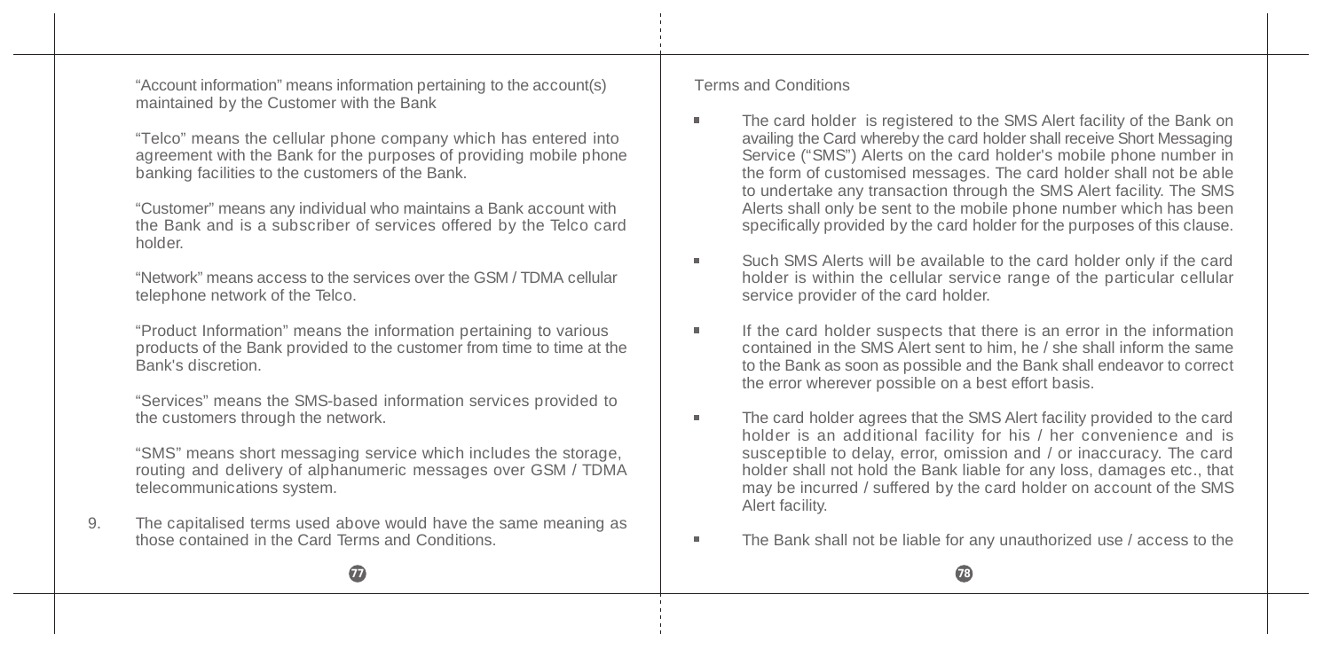"Account information" means information pertaining to the account(s) maintained by the Customer with the Bank

"Telco" means the cellular phone company which has entered into agreement with the Bank for the purposes of providing mobile phone banking facilities to the customers of the Bank.

"Customer" means any individual who maintains a Bank account with the Bank and is a subscriber of services offered by the Telco card holder.

"Network" means access to the services over the GSM / TDMA cellular telephone network of the Telco.

"Product Information" means the information pertaining to various products of the Bank provided to the customer from time to time at the Bank's discretion.

"Services" means the SMS-based information services provided to the customers through the network.

"SMS" means short messaging service which includes the storage, routing and delivery of alphanumeric messages over GSM / TDMA telecommunications system.

9. The capitalised terms used above would have the same meaning as those contained in the Card Terms and Conditions.

Terms and Conditions

- The card holder is registered to the SMS Alert facility of the Bank on availing the Card whereby the card holder shall receive Short Messaging Service ("SMS") Alerts on the card holder's mobile phone number in the form of customised messages. The card holder shall not be able to undertake any transaction through the SMS Alert facility. The SMS Alerts shall only be sent to the mobile phone number which has been specifically provided by the card holder for the purposes of this clause.

- Such SMS Alerts will be available to the card holder only if the card holder is within the cellular service range of the particular cellular service provider of the card holder.

- If the card holder suspects that there is an error in the information contained in the SMS Alert sent to him, he / she shall inform the same to the Bank as soon as possible and the Bank shall endeavor to correct the error wherever possible on a best effort basis.

- The card holder agrees that the SMS Alert facility provided to the card holder is an additional facility for his / her convenience and is susceptible to delay, error, omission and / or inaccuracy. The card holder shall not hold the Bank liable for any loss, damages etc., that may be incurred / suffered by the card holder on account of the SMS Alert facility.

- The Bank shall not be liable for any unauthorized use / access to the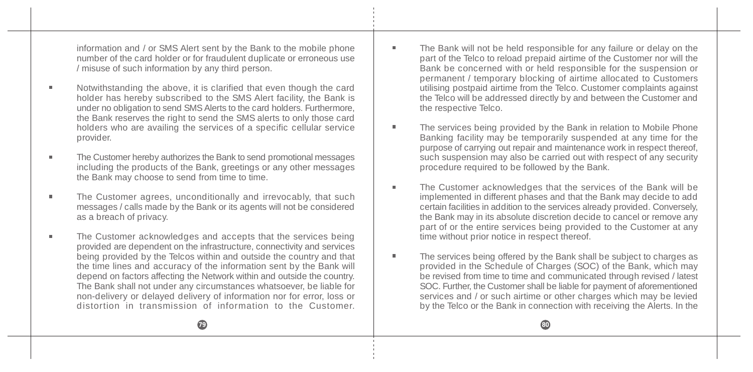information and / or SMS Alert sent by the Bank to the mobile phone number of the card holder or for fraudulent duplicate or erroneous use / misuse of such information by any third person.

- Notwithstanding the above, it is clarified that even though the card holder has hereby subscribed to the SMS Alert facility, the Bank is under no obligation to send SMS Alerts to the card holders. Furthermore, the Bank reserves the right to send the SMS alerts to only those card holders who are availing the services of a specific cellular service provider.

- The Customer hereby authorizes the Bank to send promotional messages including the products of the Bank, greetings or any other messages the Bank may choose to send from time to time.

- The Customer agrees, unconditionally and irrevocably, that such messages / calls made by the Bank or its agents will not be considered as a breach of privacy.

- The Customer acknowledges and accepts that the services being provided are dependent on the infrastructure, connectivity and services being provided by the Telcos within and outside the country and that the time lines and accuracy of the information sent by the Bank will depend on factors affecting the Network within and outside the country. The Bank shall not under any circumstances whatsoever, be liable for non-delivery or delayed delivery of information nor for error, loss or distortion in transmission of information to the Customer.

- The Bank will not be held responsible for any failure or delay on the part of the Telco to reload prepaid airtime of the Customer nor will the Bank be concerned with or held responsible for the suspension or permanent / temporary blocking of airtime allocated to Customers utilising postpaid airtime from the Telco. Customer complaints against the Telco will be addressed directly by and between the Customer and the respective Telco.

- The services being provided by the Bank in relation to Mobile Phone Banking facility may be temporarily suspended at any time for the purpose of carrying out repair and maintenance work in respect thereof, such suspension may also be carried out with respect of any security procedure required to be followed by the Bank.

- The Customer acknowledges that the services of the Bank will be implemented in different phases and that the Bank may decide to add certain facilities in addition to the services already provided. Conversely, the Bank may in its absolute discretion decide to cancel or remove any part of or the entire services being provided to the Customer at any time without prior notice in respect thereof.

- The services being offered by the Bank shall be subject to charges as provided in the Schedule of Charges (SOC) of the Bank, which may be revised from time to time and communicated through revised / latest SOC. Further, the Customer shall be liable for payment of aforementioned services and / or such airtime or other charges which may be levied by the Telco or the Bank in connection with receiving the Alerts. In the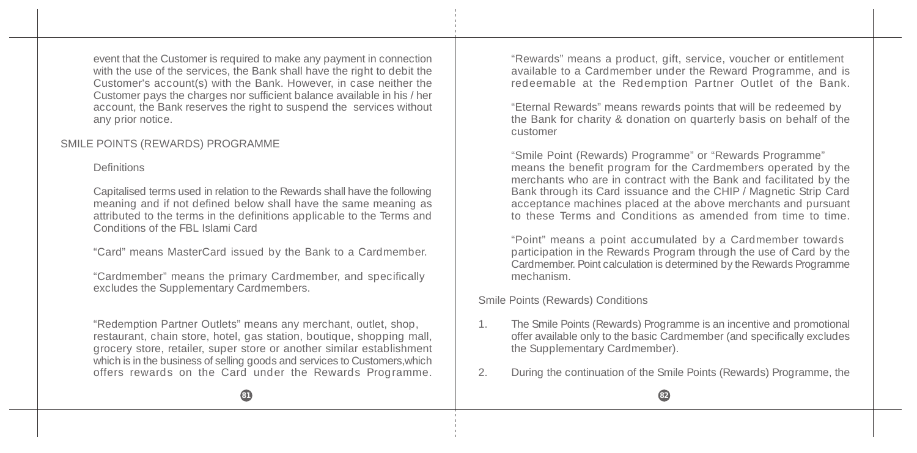event that the Customer is required to make any payment in connection with the use of the services, the Bank shall have the right to debit the Customer's account(s) with the Bank. However, in case neither the Customer pays the charges nor sufficient balance available in his / her account, the Bank reserves the right to suspend the services without any prior notice.

## SMILE POINTS (REWARDS) PROGRAMME

### Definitions

Capitalised terms used in relation to the Rewards shall have the following meaning and if not defined below shall have the same meaning as attributed to the terms in the definitions applicable to the Terms and Conditions of the FBL Islami Card

"Card" means MasterCard issued by the Bank to a Cardmember.

"Cardmember" means the primary Cardmember, and specifically excludes the Supplementary Cardmembers.

"Redemption Partner Outlets" means any merchant, outlet, shop, restaurant, chain store, hotel, gas station, boutique, shopping mall, grocery store, retailer, super store or another similar establishment which is in the business of selling goods and services to Customers,which offers rewards on the Card under the Rewards Programme.

"Rewards" means a product, gift, service, voucher or entitlement available to a Cardmember under the Reward Programme, and is redeemable at the Redemption Partner Outlet of the Bank.

"Eternal Rewards" means rewards points that will be redeemed by the Bank for charity & donation on quarterly basis on behalf of the customer

"Smile Point (Rewards) Programme" or "Rewards Programme" means the benefit program for the Cardmembers operated by the merchants who are in contract with the Bank and facilitated by the Bank through its Card issuance and the CHIP / Magnetic Strip Card acceptance machines placed at the above merchants and pursuant to these Terms and Conditions as amended from time to time.

"Point" means a point accumulated by a Cardmember towards participation in the Rewards Program through the use of Card by the Cardmember. Point calculation is determined by the Rewards Programme mechanism.

### Smile Points (Rewards) Conditions

1. The Smile Points (Rewards) Programme is an incentive and promotional offer available only to the basic Cardmember (and specifically excludes the Supplementary Cardmember).

2. During the continuation of the Smile Points (Rewards) Programme, the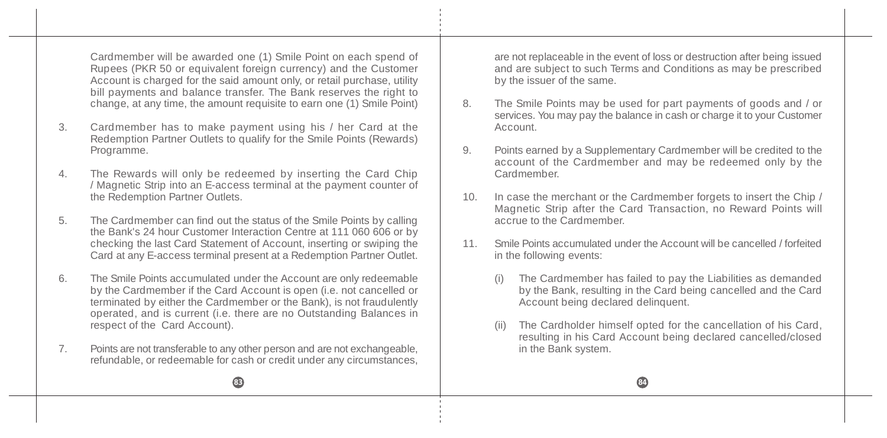Cardmember will be awarded one (1) Smile Point on each spend of Rupees (PKR 50 or equivalent foreign currency) and the Customer Account is charged for the said amount only, or retail purchase, utility bill payments and balance transfer. The Bank reserves the right to change, at any time, the amount requisite to earn one (1) Smile Point)

3. Cardmember has to make payment using his / her Card at the Redemption Partner Outlets to qualify for the Smile Points (Rewards) Programme.

4. The Rewards will only be redeemed by inserting the Card Chip / Magnetic Strip into an E-access terminal at the payment counter of the Redemption Partner Outlets.

5. The Cardmember can find out the status of the Smile Points by calling the Bank's 24 hour Customer Interaction Centre at 111 060 606 or by checking the last Card Statement of Account, inserting or swiping the Card at any E-access terminal present at a Redemption Partner Outlet.

6. The Smile Points accumulated under the Account are only redeemable by the Cardmember if the Card Account is open (i.e. not cancelled or terminated by either the Cardmember or the Bank), is not fraudulently operated, and is current (i.e. there are no Outstanding Balances in respect of the Card Account).

7. Points are not transferable to any other person and are not exchangeable, refundable, or redeemable for cash or credit under any circumstances, are not replaceable in the event of loss or destruction after being issued and are subject to such Terms and Conditions as may be prescribed by the issuer of the same.

8. The Smile Points may be used for part payments of goods and / or services. You may pay the balance in cash or charge it to your Customer Account.

9. Points earned by a Supplementary Cardmember will be credited to the account of the Cardmember and may be redeemed only by the Cardmember.

10. In case the merchant or the Cardmember forgets to insert the Chip / Magnetic Strip after the Card Transaction, no Reward Points will accrue to the Cardmember.

11. Smile Points accumulated under the Account will be cancelled / forfeited in the following events:

    (i) The Cardmember has failed to pay the Liabilities as demanded by the Bank, resulting in the Card being cancelled and the Card Account being declared delinquent.

    (ii) The Cardholder himself opted for the cancellation of his Card, resulting in his Card Account being declared cancelled/closed in the Bank system.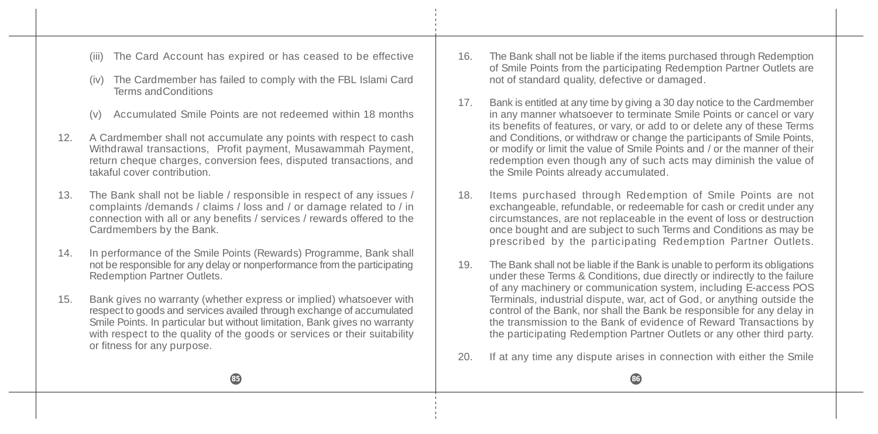(iii) The Card Account has expired or has ceased to be effective

(iv) The Cardmember has failed to comply with the FBL Islami Card Terms andConditions

(v) Accumulated Smile Points are not redeemed within 18 months

12. A Cardmember shall not accumulate any points with respect to cash Withdrawal transactions, Profit payment, Musawammah Payment, return cheque charges, conversion fees, disputed transactions, and takaful cover contribution.

13. The Bank shall not be liable / responsible in respect of any issues / complaints /demands / claims / loss and / or damage related to / in connection with all or any benefits / services / rewards offered to the Cardmembers by the Bank.

14. In performance of the Smile Points (Rewards) Programme, Bank shall not be responsible for any delay or nonperformance from the participating Redemption Partner Outlets.

15. Bank gives no warranty (whether express or implied) whatsoever with respect to goods and services availed through exchange of accumulated Smile Points. In particular but without limitation, Bank gives no warranty with respect to the quality of the goods or services or their suitability or fitness for any purpose.

16. The Bank shall not be liable if the items purchased through Redemption of Smile Points from the participating Redemption Partner Outlets are not of standard quality, defective or damaged.

17. Bank is entitled at any time by giving a 30 day notice to the Cardmember in any manner whatsoever to terminate Smile Points or cancel or vary its benefits of features, or vary, or add to or delete any of these Terms and Conditions, or withdraw or change the participants of Smile Points, or modify or limit the value of Smile Points and / or the manner of their redemption even though any of such acts may diminish the value of the Smile Points already accumulated.

18. Items purchased through Redemption of Smile Points are not exchangeable, refundable, or redeemable for cash or credit under any circumstances, are not replaceable in the event of loss or destruction once bought and are subject to such Terms and Conditions as may be prescribed by the participating Redemption Partner Outlets.

19. The Bank shall not be liable if the Bank is unable to perform its obligations under these Terms & Conditions, due directly or indirectly to the failure of any machinery or communication system, including E-access POS Terminals, industrial dispute, war, act of God, or anything outside the control of the Bank, nor shall the Bank be responsible for any delay in the transmission to the Bank of evidence of Reward Transactions by the participating Redemption Partner Outlets or any other third party.

20. If at any time any dispute arises in connection with either the Smile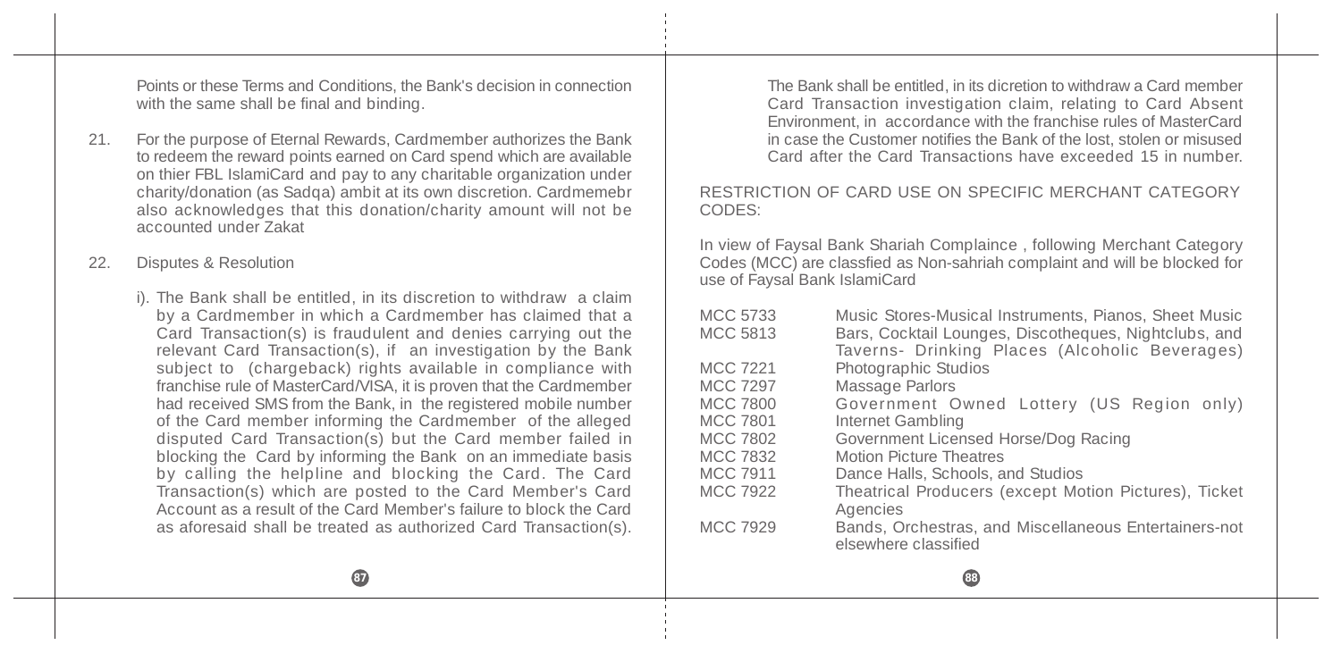Points or these Terms and Conditions, the Bank's decision in connection with the same shall be final and binding.

21. For the purpose of Eternal Rewards, Cardmember authorizes the Bank to redeem the reward points earned on Card spend which are available on thier FBL IslamiCard and pay to any charitable organization under charity/donation (as Sadqa) ambit at its own discretion. Cardmemebr also acknowledges that this donation/charity amount will not be accounted under Zakat

22. Disputes & Resolution

    i). The Bank shall be entitled, in its discretion to withdraw a claim by a Cardmember in which a Cardmember has claimed that a Card Transaction(s) is fraudulent and denies carrying out the relevant Card Transaction(s), if an investigation by the Bank subject to (chargeback) rights available in compliance with franchise rule of MasterCard/VISA, it is proven that the Cardmember had received SMS from the Bank, in the registered mobile number of the Card member informing the Cardmember of the alleged disputed Card Transaction(s) but the Card member failed in blocking the Card by informing the Bank on an immediate basis by calling the helpline and blocking the Card. The Card Transaction(s) which are posted to the Card Member's Card Account as a result of the Card Member's failure to block the Card as aforesaid shall be treated as authorized Card Transaction(s).

    The Bank shall be entitled, in its dicretion to withdraw a Card member Card Transaction investigation claim, relating to Card Absent Environment, in accordance with the franchise rules of MasterCard in case the Customer notifies the Bank of the lost, stolen or misused Card after the Card Transactions have exceeded 15 in number.

RESTRICTION OF CARD USE ON SPECIFIC MERCHANT CATEGORY CODES:

In view of Faysal Bank Shariah Complaince , following Merchant Category Codes (MCC) are classfied as Non-sahriah complaint and will be blocked for use of Faysal Bank IslamiCard

| | |
|---|---|
| MCC 5733 | Music Stores-Musical Instruments, Pianos, Sheet Music |
| MCC 5813 | Bars, Cocktail Lounges, Discotheques, Nightclubs, and Taverns- Drinking Places (Alcoholic Beverages) |
| MCC 7221 | Photographic Studios |
| MCC 7297 | Massage Parlors |
| MCC 7800 | Government Owned Lottery (US Region only) |
| MCC 7801 | Internet Gambling |
| MCC 7802 | Government Licensed Horse/Dog Racing |
| MCC 7832 | Motion Picture Theatres |
| MCC 7911 | Dance Halls, Schools, and Studios |
| MCC 7922 | Theatrical Producers (except Motion Pictures), Ticket Agencies |
| MCC 7929 | Bands, Orchestras, and Miscellaneous Entertainers-not elsewhere classified |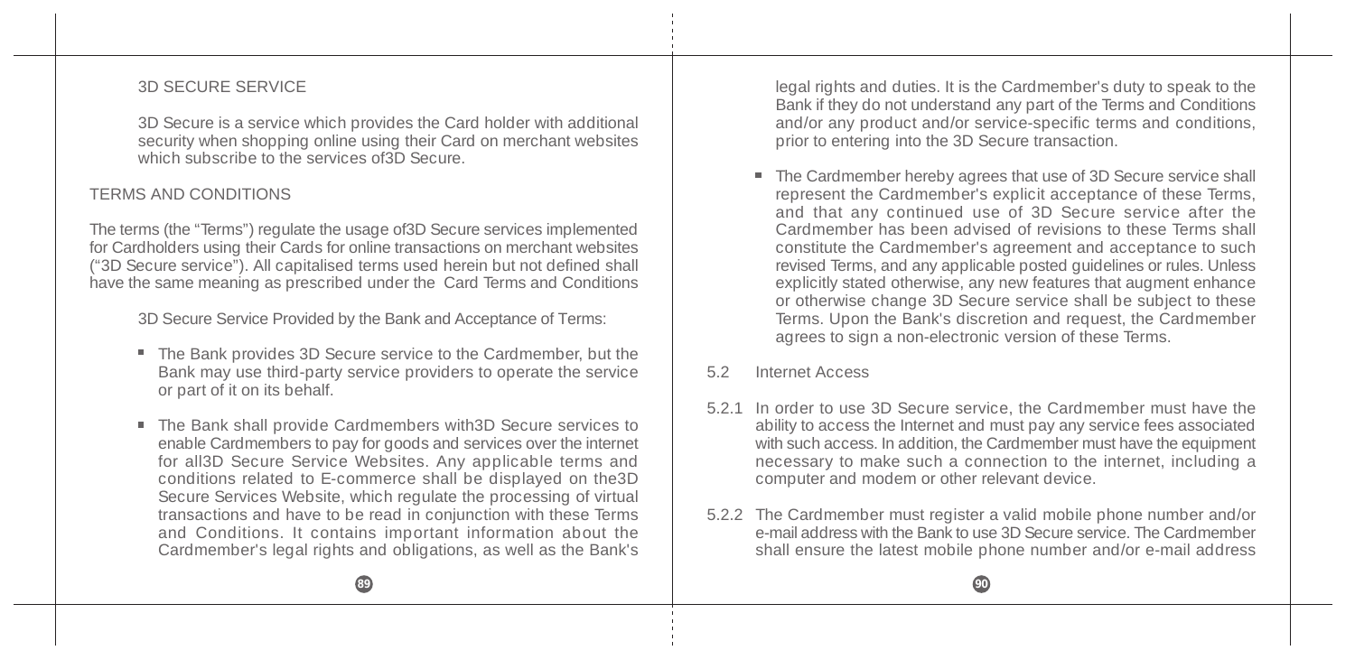### 3D SECURE SERVICE

3D Secure is a service which provides the Card holder with additional security when shopping online using their Card on merchant websites which subscribe to the services of3D Secure.

### TERMS AND CONDITIONS

The terms (the "Terms") regulate the usage of3D Secure services implemented for Cardholders using their Cards for online transactions on merchant websites ("3D Secure service"). All capitalised terms used herein but not defined shall have the same meaning as prescribed under the Card Terms and Conditions

3D Secure Service Provided by the Bank and Acceptance of Terms:

- The Bank provides 3D Secure service to the Cardmember, but the Bank may use third-party service providers to operate the service or part of it on its behalf.
- The Bank shall provide Cardmembers with3D Secure services to enable Cardmembers to pay for goods and services over the internet for all3D Secure Service Websites. Any applicable terms and conditions related to E-commerce shall be displayed on the3D Secure Services Website, which regulate the processing of virtual transactions and have to be read in conjunction with these Terms and Conditions. It contains important information about the Cardmember's legal rights and obligations, as well as the Bank's legal rights and duties. It is the Cardmember's duty to speak to the Bank if they do not understand any part of the Terms and Conditions and/or any product and/or service-specific terms and conditions, prior to entering into the 3D Secure transaction.
- The Cardmember hereby agrees that use of 3D Secure service shall represent the Cardmember's explicit acceptance of these Terms, and that any continued use of 3D Secure service after the Cardmember has been advised of revisions to these Terms shall constitute the Cardmember's agreement and acceptance to such revised Terms, and any applicable posted guidelines or rules. Unless explicitly stated otherwise, any new features that augment enhance or otherwise change 3D Secure service shall be subject to these Terms. Upon the Bank's discretion and request, the Cardmember agrees to sign a non-electronic version of these Terms.

5.2 Internet Access

5.2.1 In order to use 3D Secure service, the Cardmember must have the ability to access the Internet and must pay any service fees associated with such access. In addition, the Cardmember must have the equipment necessary to make such a connection to the internet, including a computer and modem or other relevant device.

5.2.2 The Cardmember must register a valid mobile phone number and/or e-mail address with the Bank to use 3D Secure service. The Cardmember shall ensure the latest mobile phone number and/or e-mail address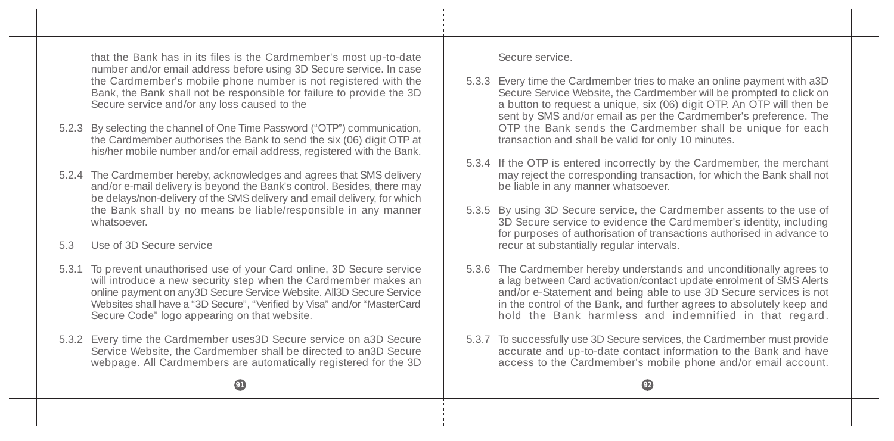that the Bank has in its files is the Cardmember's most up-to-date number and/or email address before using 3D Secure service. In case the Cardmember's mobile phone number is not registered with the Bank, the Bank shall not be responsible for failure to provide the 3D Secure service and/or any loss caused to the

5.2.3 By selecting the channel of One Time Password ("OTP") communication, the Cardmember authorises the Bank to send the six (06) digit OTP at his/her mobile number and/or email address, registered with the Bank.

5.2.4 The Cardmember hereby, acknowledges and agrees that SMS delivery and/or e-mail delivery is beyond the Bank's control. Besides, there may be delays/non-delivery of the SMS delivery and email delivery, for which the Bank shall by no means be liable/responsible in any manner whatsoever.

5.3 Use of 3D Secure service

5.3.1 To prevent unauthorised use of your Card online, 3D Secure service will introduce a new security step when the Cardmember makes an online payment on any3D Secure Service Website. All3D Secure Service Websites shall have a "3D Secure", "Verified by Visa" and/or "MasterCard Secure Code" logo appearing on that website.

5.3.2 Every time the Cardmember uses3D Secure service on a3D Secure Service Website, the Cardmember shall be directed to an3D Secure webpage. All Cardmembers are automatically registered for the 3D Secure service.

5.3.3 Every time the Cardmember tries to make an online payment with a3D Secure Service Website, the Cardmember will be prompted to click on a button to request a unique, six (06) digit OTP. An OTP will then be sent by SMS and/or email as per the Cardmember's preference. The OTP the Bank sends the Cardmember shall be unique for each transaction and shall be valid for only 10 minutes.

5.3.4 If the OTP is entered incorrectly by the Cardmember, the merchant may reject the corresponding transaction, for which the Bank shall not be liable in any manner whatsoever.

5.3.5 By using 3D Secure service, the Cardmember assents to the use of 3D Secure service to evidence the Cardmember's identity, including for purposes of authorisation of transactions authorised in advance to recur at substantially regular intervals.

5.3.6 The Cardmember hereby understands and unconditionally agrees to a lag between Card activation/contact update enrolment of SMS Alerts and/or e-Statement and being able to use 3D Secure services is not in the control of the Bank, and further agrees to absolutely keep and hold the Bank harmless and indemnified in that regard.

5.3.7 To successfully use 3D Secure services, the Cardmember must provide accurate and up-to-date contact information to the Bank and have access to the Cardmember's mobile phone and/or email account.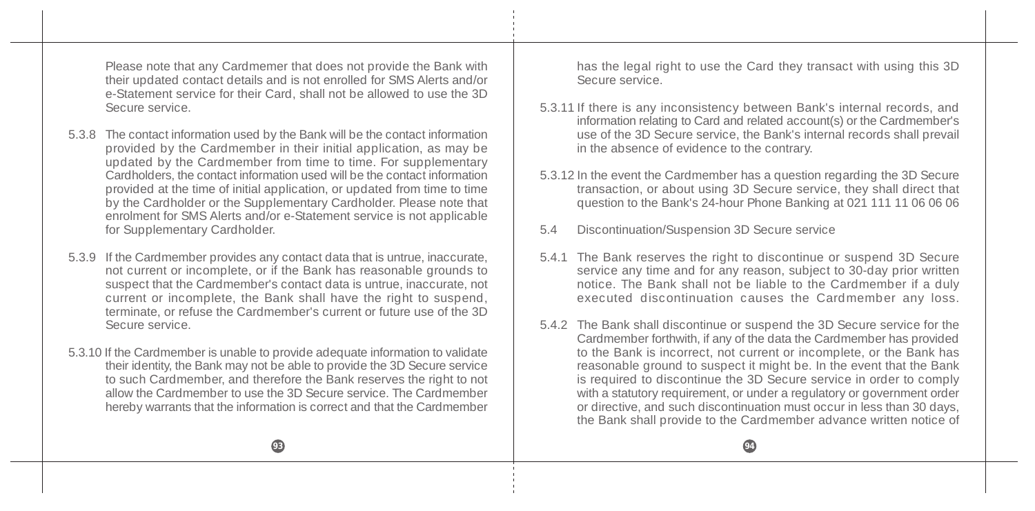Please note that any Cardmemer that does not provide the Bank with their updated contact details and is not enrolled for SMS Alerts and/or e-Statement service for their Card, shall not be allowed to use the 3D Secure service.

5.3.8 The contact information used by the Bank will be the contact information provided by the Cardmember in their initial application, as may be updated by the Cardmember from time to time. For supplementary Cardholders, the contact information used will be the contact information provided at the time of initial application, or updated from time to time by the Cardholder or the Supplementary Cardholder. Please note that enrolment for SMS Alerts and/or e-Statement service is not applicable for Supplementary Cardholder.

5.3.9 If the Cardmember provides any contact data that is untrue, inaccurate, not current or incomplete, or if the Bank has reasonable grounds to suspect that the Cardmember's contact data is untrue, inaccurate, not current or incomplete, the Bank shall have the right to suspend, terminate, or refuse the Cardmember's current or future use of the 3D Secure service.

5.3.10 If the Cardmember is unable to provide adequate information to validate their identity, the Bank may not be able to provide the 3D Secure service to such Cardmember, and therefore the Bank reserves the right to not allow the Cardmember to use the 3D Secure service. The Cardmember hereby warrants that the information is correct and that the Cardmember has the legal right to use the Card they transact with using this 3D Secure service.

5.3.11 If there is any inconsistency between Bank's internal records, and information relating to Card and related account(s) or the Cardmember's use of the 3D Secure service, the Bank's internal records shall prevail in the absence of evidence to the contrary.

5.3.12 In the event the Cardmember has a question regarding the 3D Secure transaction, or about using 3D Secure service, they shall direct that question to the Bank's 24-hour Phone Banking at 021 111 11 06 06 06

5.4 Discontinuation/Suspension 3D Secure service

5.4.1 The Bank reserves the right to discontinue or suspend 3D Secure service any time and for any reason, subject to 30-day prior written notice. The Bank shall not be liable to the Cardmember if a duly executed discontinuation causes the Cardmember any loss.

5.4.2 The Bank shall discontinue or suspend the 3D Secure service for the Cardmember forthwith, if any of the data the Cardmember has provided to the Bank is incorrect, not current or incomplete, or the Bank has reasonable ground to suspect it might be. In the event that the Bank is required to discontinue the 3D Secure service in order to comply with a statutory requirement, or under a regulatory or government order or directive, and such discontinuation must occur in less than 30 days, the Bank shall provide to the Cardmember advance written notice of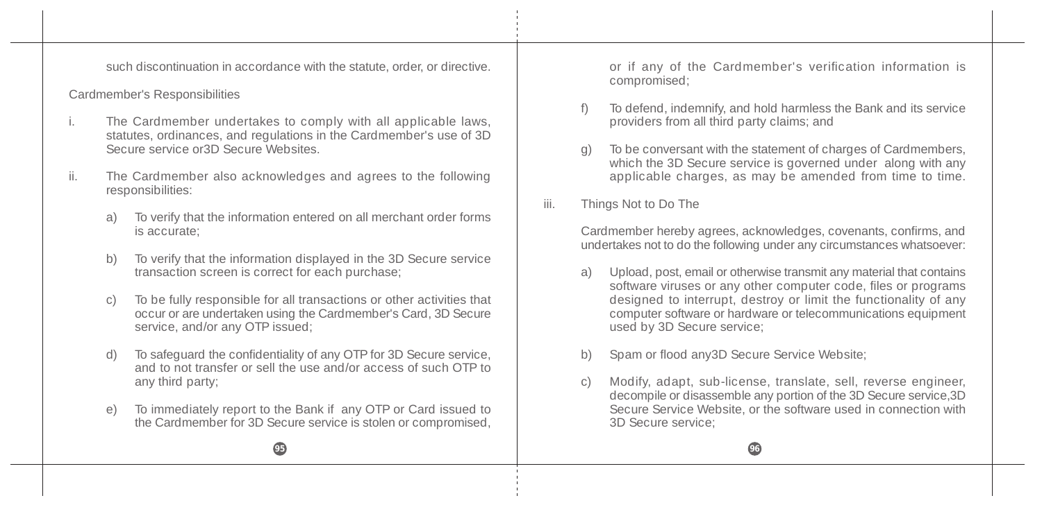such discontinuation in accordance with the statute, order, or directive.

Cardmember's Responsibilities

i. The Cardmember undertakes to comply with all applicable laws, statutes, ordinances, and regulations in the Cardmember's use of 3D Secure service or3D Secure Websites.

ii. The Cardmember also acknowledges and agrees to the following responsibilities:

   a) To verify that the information entered on all merchant order forms is accurate;

   b) To verify that the information displayed in the 3D Secure service transaction screen is correct for each purchase;

   c) To be fully responsible for all transactions or other activities that occur or are undertaken using the Cardmember's Card, 3D Secure service, and/or any OTP issued;

   d) To safeguard the confidentiality of any OTP for 3D Secure service, and to not transfer or sell the use and/or access of such OTP to any third party;

   e) To immediately report to the Bank if any OTP or Card issued to the Cardmember for 3D Secure service is stolen or compromised, or if any of the Cardmember's verification information is compromised;

   f) To defend, indemnify, and hold harmless the Bank and its service providers from all third party claims; and

   g) To be conversant with the statement of charges of Cardmembers, which the 3D Secure service is governed under along with any applicable charges, as may be amended from time to time.

iii. Things Not to Do The

Cardmember hereby agrees, acknowledges, covenants, confirms, and undertakes not to do the following under any circumstances whatsoever:

   a) Upload, post, email or otherwise transmit any material that contains software viruses or any other computer code, files or programs designed to interrupt, destroy or limit the functionality of any computer software or hardware or telecommunications equipment used by 3D Secure service;

   b) Spam or flood any3D Secure Service Website;

   c) Modify, adapt, sub-license, translate, sell, reverse engineer, decompile or disassemble any portion of the 3D Secure service,3D Secure Service Website, or the software used in connection with 3D Secure service;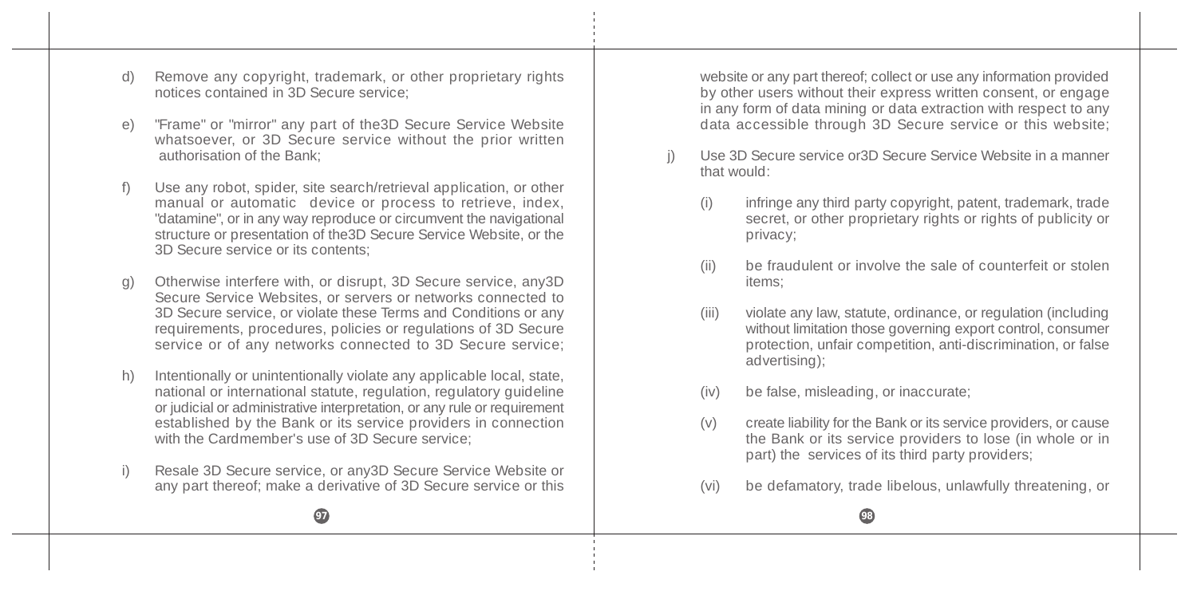d) Remove any copyright, trademark, or other proprietary rights notices contained in 3D Secure service;

e) "Frame" or "mirror" any part of the3D Secure Service Website whatsoever, or 3D Secure service without the prior written authorisation of the Bank;

f) Use any robot, spider, site search/retrieval application, or other manual or automatic device or process to retrieve, index, "datamine", or in any way reproduce or circumvent the navigational structure or presentation of the3D Secure Service Website, or the 3D Secure service or its contents;

g) Otherwise interfere with, or disrupt, 3D Secure service, any3D Secure Service Websites, or servers or networks connected to 3D Secure service, or violate these Terms and Conditions or any requirements, procedures, policies or regulations of 3D Secure service or of any networks connected to 3D Secure service;

h) Intentionally or unintentionally violate any applicable local, state, national or international statute, regulation, regulatory guideline or judicial or administrative interpretation, or any rule or requirement established by the Bank or its service providers in connection with the Cardmember's use of 3D Secure service;

i) Resale 3D Secure service, or any3D Secure Service Website or any part thereof; make a derivative of 3D Secure service or this website or any part thereof; collect or use any information provided by other users without their express written consent, or engage in any form of data mining or data extraction with respect to any data accessible through 3D Secure service or this website;

j) Use 3D Secure service or3D Secure Service Website in a manner that would:

(i) infringe any third party copyright, patent, trademark, trade secret, or other proprietary rights or rights of publicity or privacy;

(ii) be fraudulent or involve the sale of counterfeit or stolen items;

(iii) violate any law, statute, ordinance, or regulation (including without limitation those governing export control, consumer protection, unfair competition, anti-discrimination, or false advertising);

(iv) be false, misleading, or inaccurate;

(v) create liability for the Bank or its service providers, or cause the Bank or its service providers to lose (in whole or in part) the services of its third party providers;

(vi) be defamatory, trade libelous, unlawfully threatening, or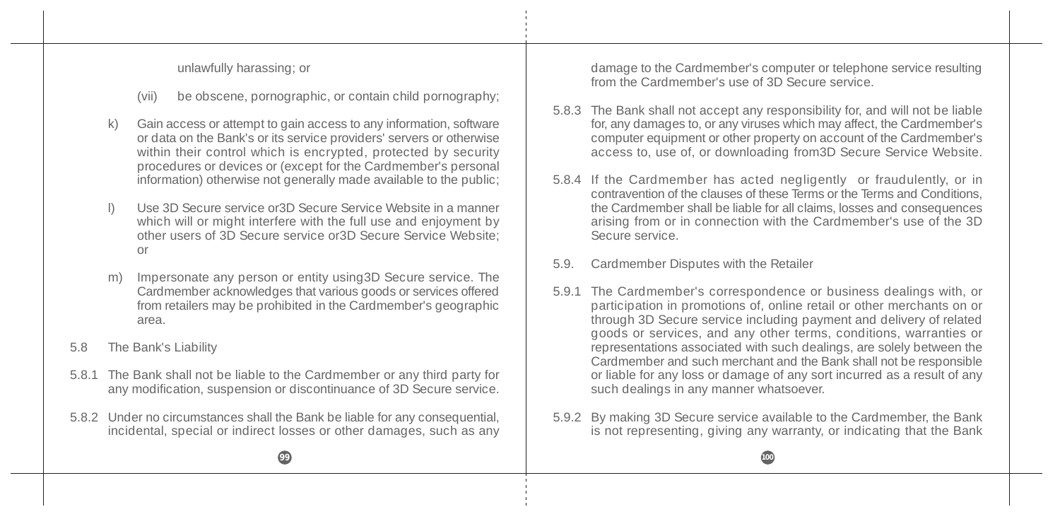unlawfully harassing; or

(vii) be obscene, pornographic, or contain child pornography;

k) Gain access or attempt to gain access to any information, software or data on the Bank's or its service providers' servers or otherwise within their control which is encrypted, protected by security procedures or devices or (except for the Cardmember's personal information) otherwise not generally made available to the public;

l) Use 3D Secure service or3D Secure Service Website in a manner which will or might interfere with the full use and enjoyment by other users of 3D Secure service or3D Secure Service Website; or

m) Impersonate any person or entity using3D Secure service. The Cardmember acknowledges that various goods or services offered from retailers may be prohibited in the Cardmember's geographic area.

5.8 The Bank's Liability

5.8.1 The Bank shall not be liable to the Cardmember or any third party for any modification, suspension or discontinuance of 3D Secure service.

5.8.2 Under no circumstances shall the Bank be liable for any consequential, incidental, special or indirect losses or other damages, such as any damage to the Cardmember's computer or telephone service resulting from the Cardmember's use of 3D Secure service.

5.8.3 The Bank shall not accept any responsibility for, and will not be liable for, any damages to, or any viruses which may affect, the Cardmember's computer equipment or other property on account of the Cardmember's access to, use of, or downloading from3D Secure Service Website.

5.8.4 If the Cardmember has acted negligently or fraudulently, or in contravention of the clauses of these Terms or the Terms and Conditions, the Cardmember shall be liable for all claims, losses and consequences arising from or in connection with the Cardmember's use of the 3D Secure service.

5.9. Cardmember Disputes with the Retailer

5.9.1 The Cardmember's correspondence or business dealings with, or participation in promotions of, online retail or other merchants on or through 3D Secure service including payment and delivery of related goods or services, and any other terms, conditions, warranties or representations associated with such dealings, are solely between the Cardmember and such merchant and the Bank shall not be responsible or liable for any loss or damage of any sort incurred as a result of any such dealings in any manner whatsoever.

5.9.2 By making 3D Secure service available to the Cardmember, the Bank is not representing, giving any warranty, or indicating that the Bank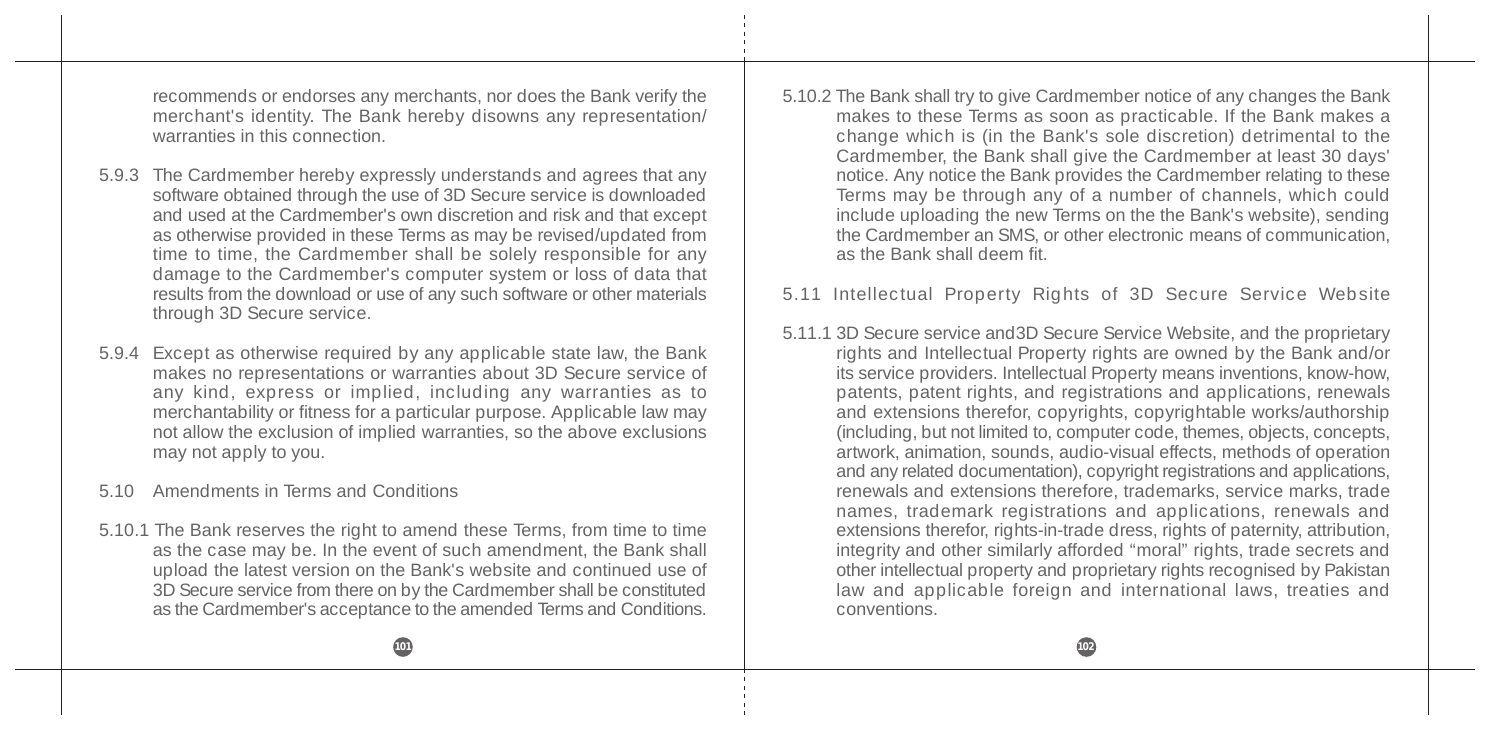recommends or endorses any merchants, nor does the Bank verify the merchant's identity. The Bank hereby disowns any representation/ warranties in this connection.

5.9.3 The Cardmember hereby expressly understands and agrees that any software obtained through the use of 3D Secure service is downloaded and used at the Cardmember's own discretion and risk and that except as otherwise provided in these Terms as may be revised/updated from time to time, the Cardmember shall be solely responsible for any damage to the Cardmember's computer system or loss of data that results from the download or use of any such software or other materials through 3D Secure service.

5.9.4 Except as otherwise required by any applicable state law, the Bank makes no representations or warranties about 3D Secure service of any kind, express or implied, including any warranties as to merchantability or fitness for a particular purpose. Applicable law may not allow the exclusion of implied warranties, so the above exclusions may not apply to you.

5.10 Amendments in Terms and Conditions

5.10.1 The Bank reserves the right to amend these Terms, from time to time as the case may be. In the event of such amendment, the Bank shall upload the latest version on the Bank's website and continued use of 3D Secure service from there on by the Cardmember shall be constituted as the Cardmember's acceptance to the amended Terms and Conditions.

5.10.2 The Bank shall try to give Cardmember notice of any changes the Bank makes to these Terms as soon as practicable. If the Bank makes a change which is (in the Bank's sole discretion) detrimental to the Cardmember, the Bank shall give the Cardmember at least 30 days' notice. Any notice the Bank provides the Cardmember relating to these Terms may be through any of a number of channels, which could include uploading the new Terms on the the Bank's website), sending the Cardmember an SMS, or other electronic means of communication, as the Bank shall deem fit.

5.11 Intellectual Property Rights of 3D Secure Service Website

5.11.1 3D Secure service and3D Secure Service Website, and the proprietary rights and Intellectual Property rights are owned by the Bank and/or its service providers. Intellectual Property means inventions, know-how, patents, patent rights, and registrations and applications, renewals and extensions therefor, copyrights, copyrightable works/authorship (including, but not limited to, computer code, themes, objects, concepts, artwork, animation, sounds, audio-visual effects, methods of operation and any related documentation), copyright registrations and applications, renewals and extensions therefore, trademarks, service marks, trade names, trademark registrations and applications, renewals and extensions therefor, rights-in-trade dress, rights of paternity, attribution, integrity and other similarly afforded "moral" rights, trade secrets and other intellectual property and proprietary rights recognised by Pakistan law and applicable foreign and international laws, treaties and conventions.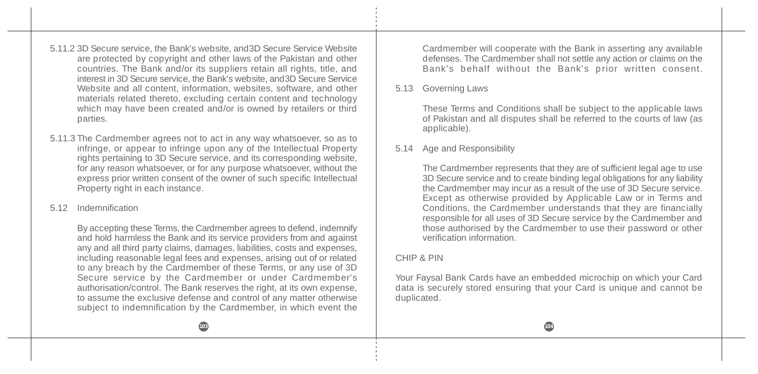5.11.2 3D Secure service, the Bank's website, and3D Secure Service Website are protected by copyright and other laws of the Pakistan and other countries. The Bank and/or its suppliers retain all rights, title, and interest in 3D Secure service, the Bank's website, and3D Secure Service Website and all content, information, websites, software, and other materials related thereto, excluding certain content and technology which may have been created and/or is owned by retailers or third parties.

5.11.3 The Cardmember agrees not to act in any way whatsoever, so as to infringe, or appear to infringe upon any of the Intellectual Property rights pertaining to 3D Secure service, and its corresponding website, for any reason whatsoever, or for any purpose whatsoever, without the express prior written consent of the owner of such specific Intellectual Property right in each instance.

5.12 Indemnification

By accepting these Terms, the Cardmember agrees to defend, indemnify and hold harmless the Bank and its service providers from and against any and all third party claims, damages, liabilities, costs and expenses, including reasonable legal fees and expenses, arising out of or related to any breach by the Cardmember of these Terms, or any use of 3D Secure service by the Cardmember or under Cardmember's authorisation/control. The Bank reserves the right, at its own expense, to assume the exclusive defense and control of any matter otherwise subject to indemnification by the Cardmember, in which event the Cardmember will cooperate with the Bank in asserting any available defenses. The Cardmember shall not settle any action or claims on the Bank's behalf without the Bank's prior written consent.

5.13 Governing Laws

These Terms and Conditions shall be subject to the applicable laws of Pakistan and all disputes shall be referred to the courts of law (as applicable).

5.14 Age and Responsibility

The Cardmember represents that they are of sufficient legal age to use 3D Secure service and to create binding legal obligations for any liability the Cardmember may incur as a result of the use of 3D Secure service. Except as otherwise provided by Applicable Law or in Terms and Conditions, the Cardmember understands that they are financially responsible for all uses of 3D Secure service by the Cardmember and those authorised by the Cardmember to use their password or other verification information.

CHIP & PIN

Your Faysal Bank Cards have an embedded microchip on which your Card data is securely stored ensuring that your Card is unique and cannot be duplicated.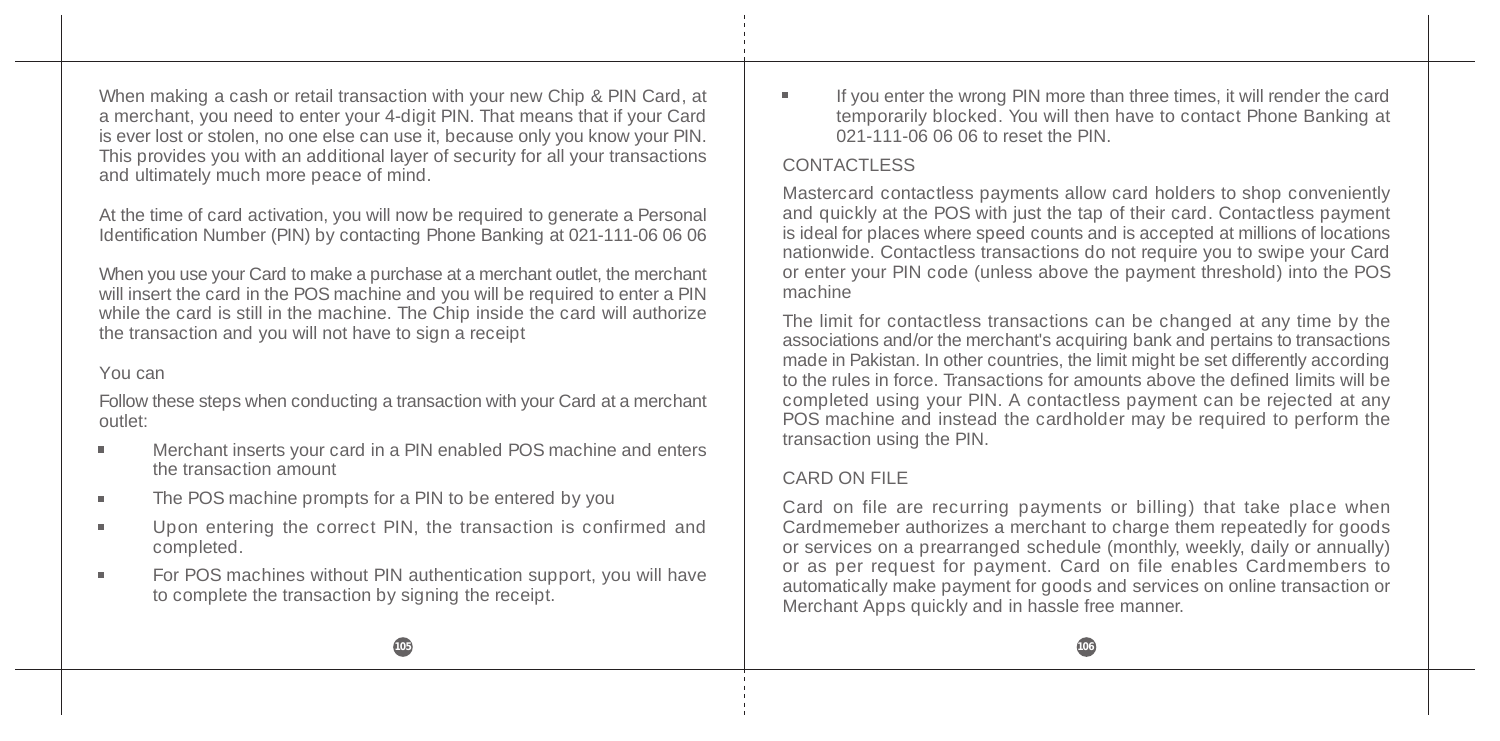When making a cash or retail transaction with your new Chip & PIN Card, at a merchant, you need to enter your 4-digit PIN. That means that if your Card is ever lost or stolen, no one else can use it, because only you know your PIN. This provides you with an additional layer of security for all your transactions and ultimately much more peace of mind.

At the time of card activation, you will now be required to generate a Personal Identification Number (PIN) by contacting Phone Banking at 021-111-06 06 06

When you use your Card to make a purchase at a merchant outlet, the merchant will insert the card in the POS machine and you will be required to enter a PIN while the card is still in the machine. The Chip inside the card will authorize the transaction and you will not have to sign a receipt

You can

Follow these steps when conducting a transaction with your Card at a merchant outlet:

- Merchant inserts your card in a PIN enabled POS machine and enters the transaction amount
- The POS machine prompts for a PIN to be entered by you
- Upon entering the correct PIN, the transaction is confirmed and completed.
- For POS machines without PIN authentication support, you will have to complete the transaction by signing the receipt.
- If you enter the wrong PIN more than three times, it will render the card temporarily blocked. You will then have to contact Phone Banking at 021-111-06 06 06 to reset the PIN.

## CONTACTLESS

Mastercard contactless payments allow card holders to shop conveniently and quickly at the POS with just the tap of their card. Contactless payment is ideal for places where speed counts and is accepted at millions of locations nationwide. Contactless transactions do not require you to swipe your Card or enter your PIN code (unless above the payment threshold) into the POS machine

The limit for contactless transactions can be changed at any time by the associations and/or the merchant's acquiring bank and pertains to transactions made in Pakistan. In other countries, the limit might be set differently according to the rules in force. Transactions for amounts above the defined limits will be completed using your PIN. A contactless payment can be rejected at any POS machine and instead the cardholder may be required to perform the transaction using the PIN.

## CARD ON FILE

Card on file are recurring payments or billing) that take place when Cardmemeber authorizes a merchant to charge them repeatedly for goods or services on a prearranged schedule (monthly, weekly, daily or annually) or as per request for payment. Card on file enables Cardmembers to automatically make payment for goods and services on online transaction or Merchant Apps quickly and in hassle free manner.